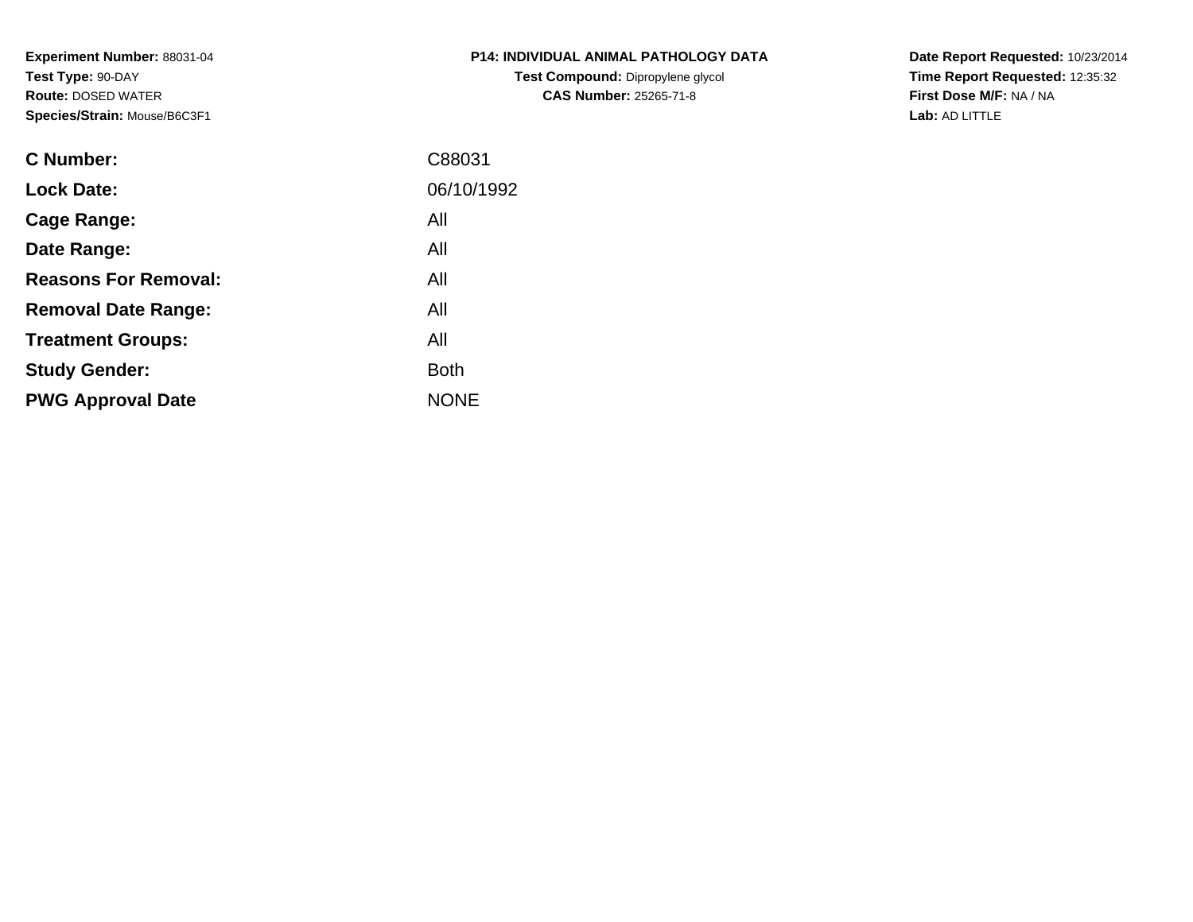**Experiment Number:** 88031-04
**Test Type:** 90-DAY
**Route:** DOSED WATER
**Species/Strain:** Mouse/B6C3F1

**P14: INDIVIDUAL ANIMAL PATHOLOGY DATA**
**Test Compound:** Dipropylene glycol
**CAS Number:** 25265-71-8

**Date Report Requested:** 10/23/2014
**Time Report Requested:** 12:35:32
**First Dose M/F:** NA / NA
**Lab:** AD LITTLE

| | |
|---|---|
| **C Number:** | C88031 |
| **Lock Date:** | 06/10/1992 |
| **Cage Range:** | All |
| **Date Range:** | All |
| **Reasons For Removal:** | All |
| **Removal Date Range:** | All |
| **Treatment Groups:** | All |
| **Study Gender:** | Both |
| **PWG Approval Date** | NONE |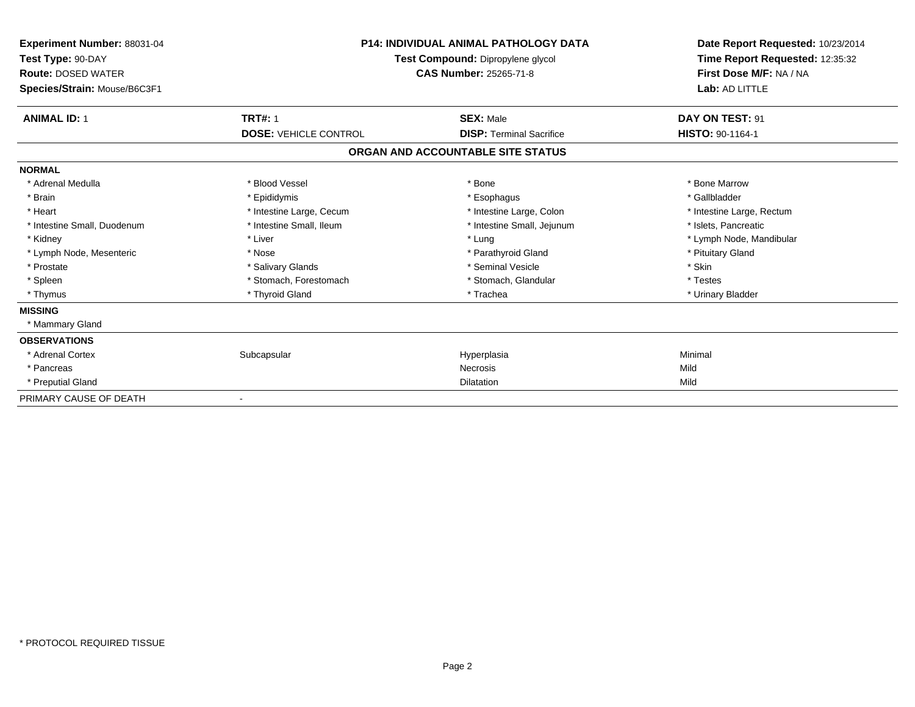**Experiment Number:** 88031-04
**Test Type:** 90-DAY
**Route:** DOSED WATER
**Species/Strain:** Mouse/B6C3F1

**P14: INDIVIDUAL ANIMAL PATHOLOGY DATA**
**Test Compound:** Dipropylene glycol
**CAS Number:** 25265-71-8

**Date Report Requested:** 10/23/2014
**Time Report Requested:** 12:35:32
**First Dose M/F:** NA / NA
**Lab:** AD LITTLE

| **ANIMAL ID:** 1 | **TRT#:** 1 | **SEX:** Male | **DAY ON TEST:** 91 |
|---|---|---|---|
| | **DOSE:** VEHICLE CONTROL | **DISP:** Terminal Sacrifice | **HISTO:** 90-1164-1 |

## ORGAN AND ACCOUNTABLE SITE STATUS

| | | | |
|---|---|---|---|
| **NORMAL** | | | |
| * Adrenal Medulla | * Blood Vessel | * Bone | * Bone Marrow |
| * Brain | * Epididymis | * Esophagus | * Gallbladder |
| * Heart | * Intestine Large, Cecum | * Intestine Large, Colon | * Intestine Large, Rectum |
| * Intestine Small, Duodenum | * Intestine Small, Ileum | * Intestine Small, Jejunum | * Islets, Pancreatic |
| * Kidney | * Liver | * Lung | * Lymph Node, Mandibular |
| * Lymph Node, Mesenteric | * Nose | * Parathyroid Gland | * Pituitary Gland |
| * Prostate | * Salivary Glands | * Seminal Vesicle | * Skin |
| * Spleen | * Stomach, Forestomach | * Stomach, Glandular | * Testes |
| * Thymus | * Thyroid Gland | * Trachea | * Urinary Bladder |
| **MISSING** | | | |
| * Mammary Gland | | | |
| **OBSERVATIONS** | | | |
| * Adrenal Cortex | Subcapsular | Hyperplasia | Minimal |
| * Pancreas | | Necrosis | Mild |
| * Preputial Gland | | Dilatation | Mild |
| PRIMARY CAUSE OF DEATH | - | | |

* PROTOCOL REQUIRED TISSUE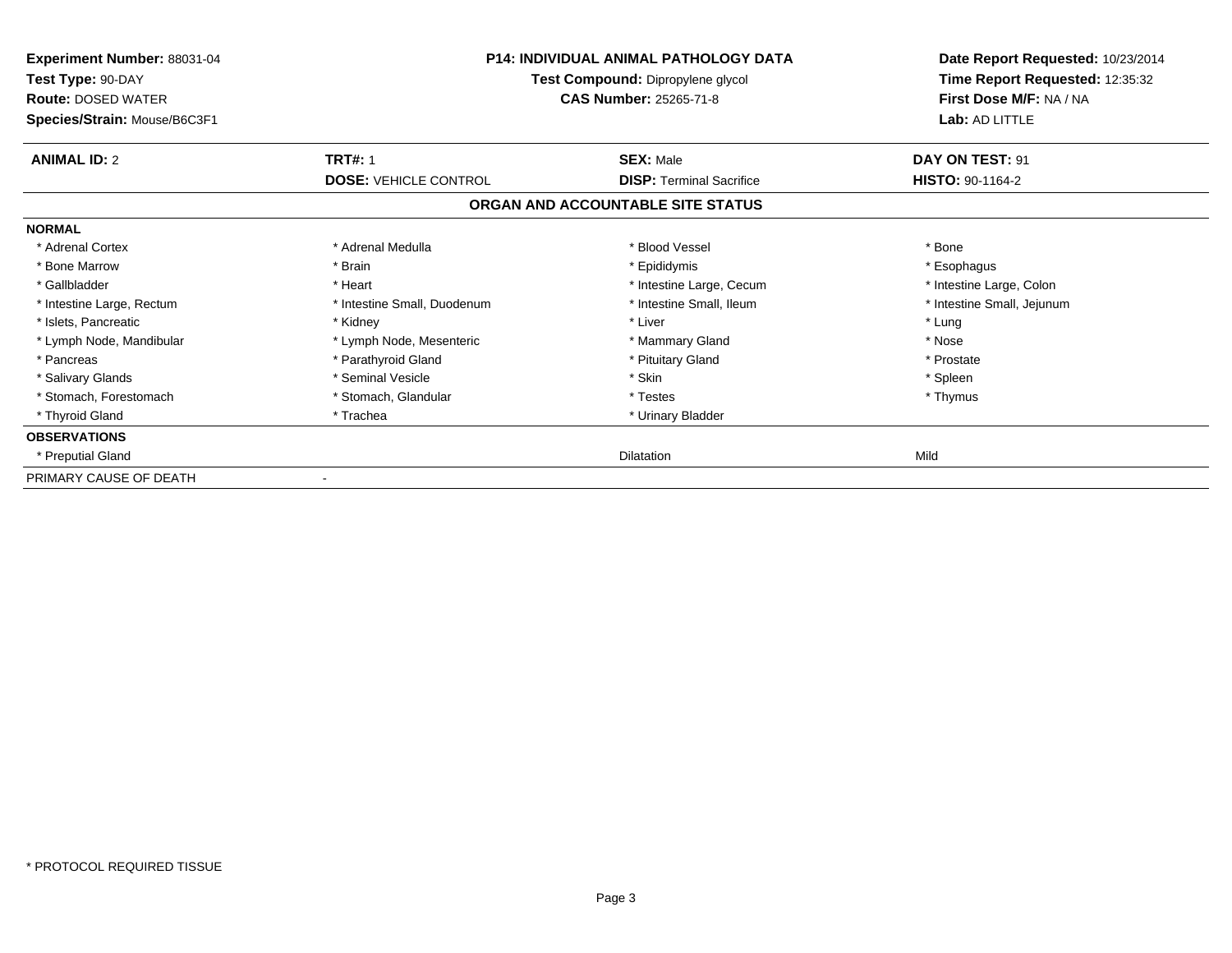**Experiment Number:** 88031-04
**Test Type:** 90-DAY
**Route:** DOSED WATER
**Species/Strain:** Mouse/B6C3F1

**P14: INDIVIDUAL ANIMAL PATHOLOGY DATA**
**Test Compound:** Dipropylene glycol
**CAS Number:** 25265-71-8

**Date Report Requested:** 10/23/2014
**Time Report Requested:** 12:35:32
**First Dose M/F:** NA / NA
**Lab:** AD LITTLE

| **ANIMAL ID:** 2 | **TRT#:** 1 | **SEX:** Male | **DAY ON TEST:** 91 |
|---|---|---|---|
| | **DOSE:** VEHICLE CONTROL | **DISP:** Terminal Sacrifice | **HISTO:** 90-1164-2 |

## ORGAN AND ACCOUNTABLE SITE STATUS

| **NORMAL** | | | |
|---|---|---|---|
| * Adrenal Cortex | * Adrenal Medulla | * Blood Vessel | * Bone |
| * Bone Marrow | * Brain | * Epididymis | * Esophagus |
| * Gallbladder | * Heart | * Intestine Large, Cecum | * Intestine Large, Colon |
| * Intestine Large, Rectum | * Intestine Small, Duodenum | * Intestine Small, Ileum | * Intestine Small, Jejunum |
| * Islets, Pancreatic | * Kidney | * Liver | * Lung |
| * Lymph Node, Mandibular | * Lymph Node, Mesenteric | * Mammary Gland | * Nose |
| * Pancreas | * Parathyroid Gland | * Pituitary Gland | * Prostate |
| * Salivary Glands | * Seminal Vesicle | * Skin | * Spleen |
| * Stomach, Forestomach | * Stomach, Glandular | * Testes | * Thymus |
| * Thyroid Gland | * Trachea | * Urinary Bladder | |
| **OBSERVATIONS** | | | |
| * Preputial Gland | | Dilatation | Mild |
| PRIMARY CAUSE OF DEATH | - | | |

* PROTOCOL REQUIRED TISSUE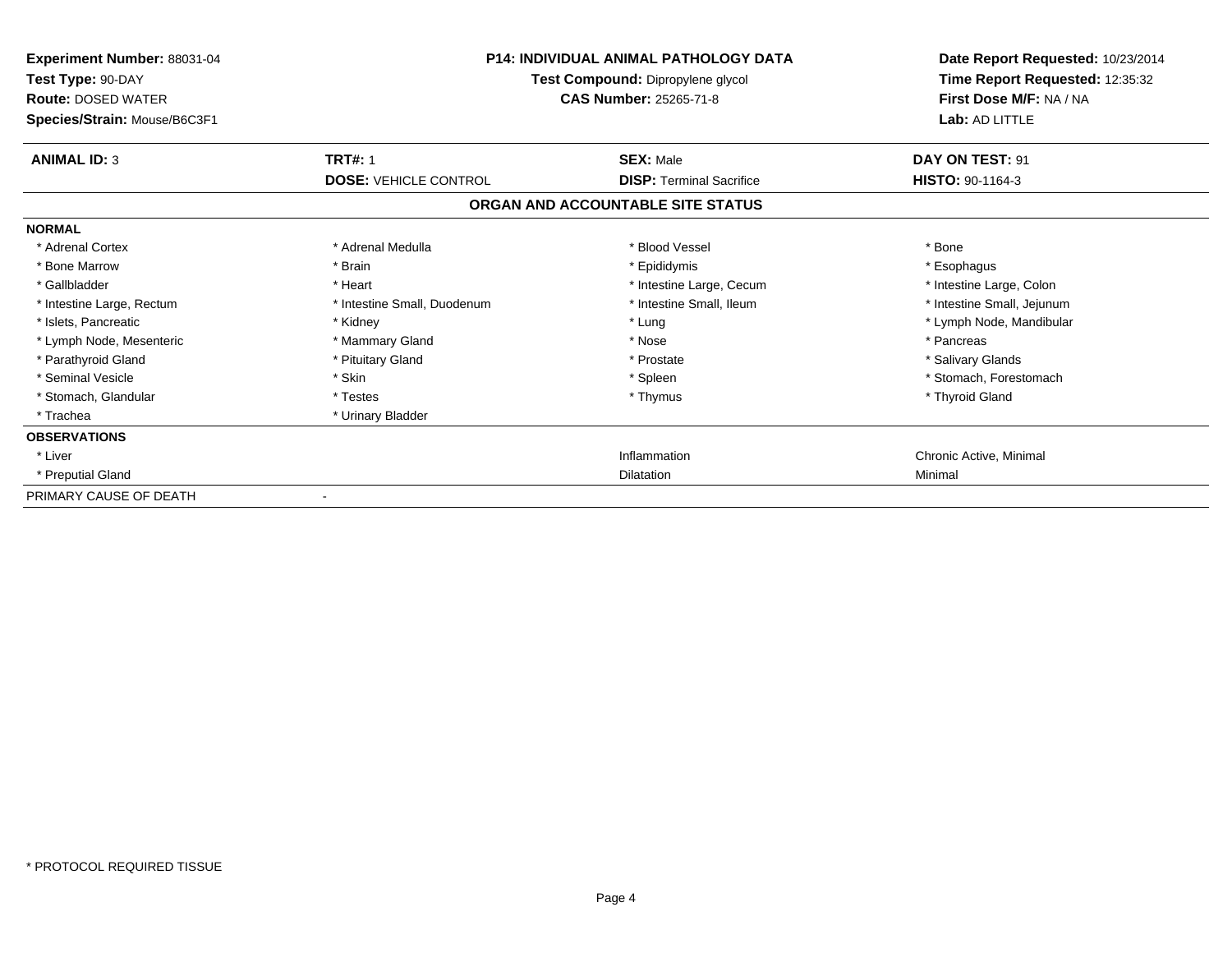**Experiment Number:** 88031-04
**Test Type:** 90-DAY
**Route:** DOSED WATER
**Species/Strain:** Mouse/B6C3F1

**P14: INDIVIDUAL ANIMAL PATHOLOGY DATA**
**Test Compound:** Dipropylene glycol
**CAS Number:** 25265-71-8

**Date Report Requested:** 10/23/2014
**Time Report Requested:** 12:35:32
**First Dose M/F:** NA / NA
**Lab:** AD LITTLE

| **ANIMAL ID:** 3 | **TRT#:** 1 | **SEX:** Male | **DAY ON TEST:** 91 |
|---|---|---|---|
| | **DOSE:** VEHICLE CONTROL | **DISP:** Terminal Sacrifice | **HISTO:** 90-1164-3 |

## ORGAN AND ACCOUNTABLE SITE STATUS

| | | | |
|---|---|---|---|
| **NORMAL** | | | |
| * Adrenal Cortex | * Adrenal Medulla | * Blood Vessel | * Bone |
| * Bone Marrow | * Brain | * Epididymis | * Esophagus |
| * Gallbladder | * Heart | * Intestine Large, Cecum | * Intestine Large, Colon |
| * Intestine Large, Rectum | * Intestine Small, Duodenum | * Intestine Small, Ileum | * Intestine Small, Jejunum |
| * Islets, Pancreatic | * Kidney | * Lung | * Lymph Node, Mandibular |
| * Lymph Node, Mesenteric | * Mammary Gland | * Nose | * Pancreas |
| * Parathyroid Gland | * Pituitary Gland | * Prostate | * Salivary Glands |
| * Seminal Vesicle | * Skin | * Spleen | * Stomach, Forestomach |
| * Stomach, Glandular | * Testes | * Thymus | * Thyroid Gland |
| * Trachea | * Urinary Bladder | | |
| **OBSERVATIONS** | | | |
| * Liver | | Inflammation | Chronic Active, Minimal |
| * Preputial Gland | | Dilatation | Minimal |
| PRIMARY CAUSE OF DEATH | - | | |

* PROTOCOL REQUIRED TISSUE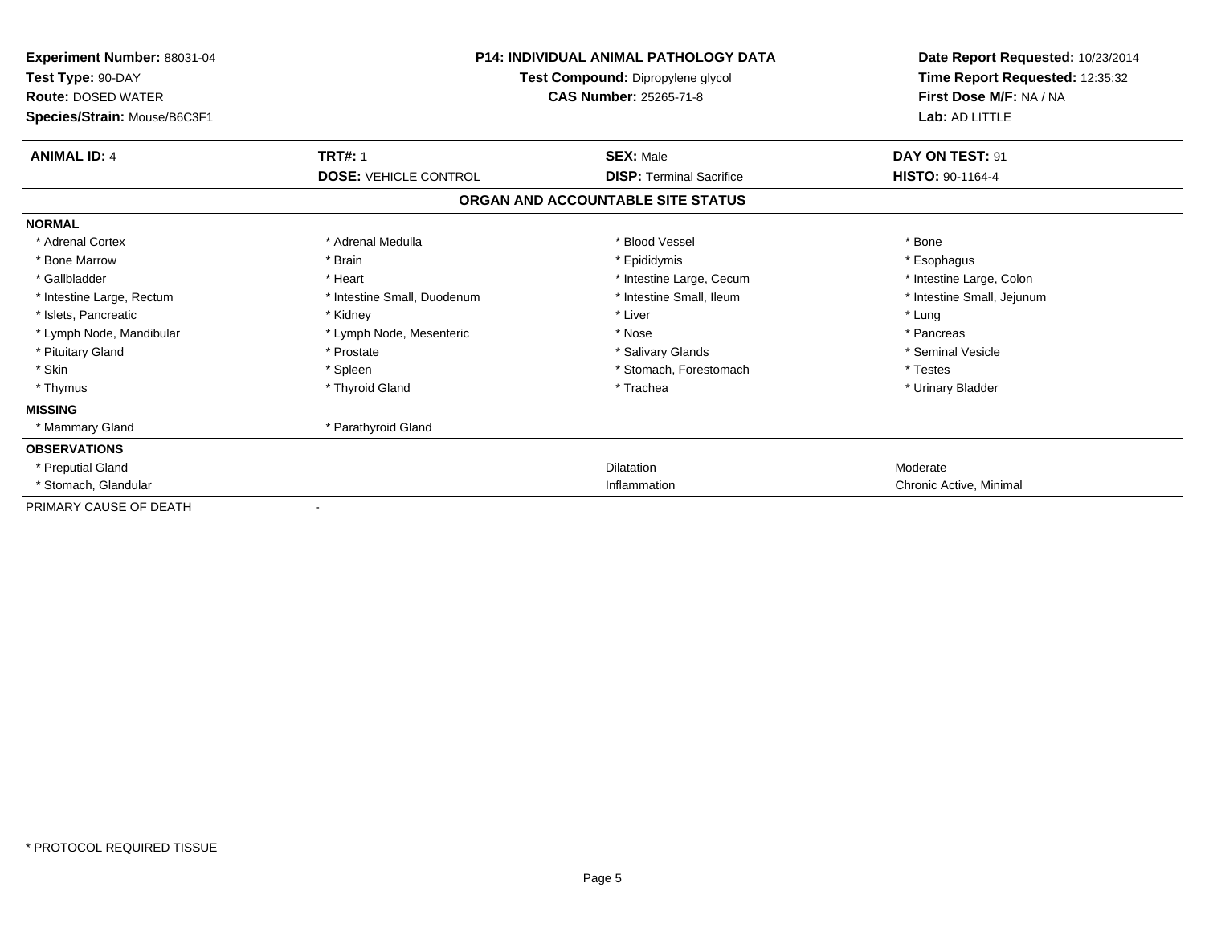**Experiment Number:** 88031-04
**Test Type:** 90-DAY
**Route:** DOSED WATER
**Species/Strain:** Mouse/B6C3F1

**P14: INDIVIDUAL ANIMAL PATHOLOGY DATA**
**Test Compound:** Dipropylene glycol
**CAS Number:** 25265-71-8

**Date Report Requested:** 10/23/2014
**Time Report Requested:** 12:35:32
**First Dose M/F:** NA / NA
**Lab:** AD LITTLE

| **ANIMAL ID:** 4 | **TRT#:** 1 | **SEX:** Male | **DAY ON TEST:** 91 |
|---|---|---|---|
| | **DOSE:** VEHICLE CONTROL | **DISP:** Terminal Sacrifice | **HISTO:** 90-1164-4 |

## ORGAN AND ACCOUNTABLE SITE STATUS

| | | | |
|---|---|---|---|
| **NORMAL** | | | |
| * Adrenal Cortex | * Adrenal Medulla | * Blood Vessel | * Bone |
| * Bone Marrow | * Brain | * Epididymis | * Esophagus |
| * Gallbladder | * Heart | * Intestine Large, Cecum | * Intestine Large, Colon |
| * Intestine Large, Rectum | * Intestine Small, Duodenum | * Intestine Small, Ileum | * Intestine Small, Jejunum |
| * Islets, Pancreatic | * Kidney | * Liver | * Lung |
| * Lymph Node, Mandibular | * Lymph Node, Mesenteric | * Nose | * Pancreas |
| * Pituitary Gland | * Prostate | * Salivary Glands | * Seminal Vesicle |
| * Skin | * Spleen | * Stomach, Forestomach | * Testes |
| * Thymus | * Thyroid Gland | * Trachea | * Urinary Bladder |
| **MISSING** | | | |
| * Mammary Gland | * Parathyroid Gland | | |
| **OBSERVATIONS** | | | |
| * Preputial Gland | | Dilatation | Moderate |
| * Stomach, Glandular | | Inflammation | Chronic Active, Minimal |
| PRIMARY CAUSE OF DEATH | - | | |

* PROTOCOL REQUIRED TISSUE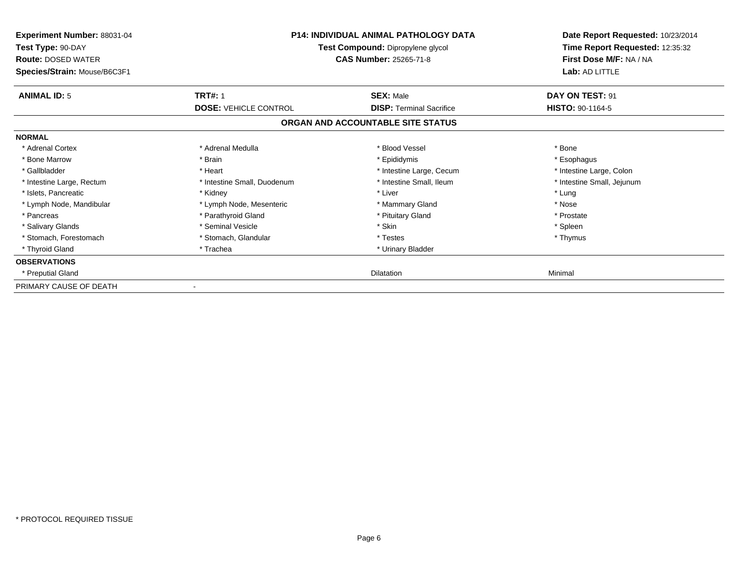**Experiment Number:** 88031-04
**Test Type:** 90-DAY
**Route:** DOSED WATER
**Species/Strain:** Mouse/B6C3F1

**P14: INDIVIDUAL ANIMAL PATHOLOGY DATA**
**Test Compound:** Dipropylene glycol
**CAS Number:** 25265-71-8

**Date Report Requested:** 10/23/2014
**Time Report Requested:** 12:35:32
**First Dose M/F:** NA / NA
**Lab:** AD LITTLE

| **ANIMAL ID:** 5 | **TRT#:** 1 | **SEX:** Male | **DAY ON TEST:** 91 |
|---|---|---|---|
| | **DOSE:** VEHICLE CONTROL | **DISP:** Terminal Sacrifice | **HISTO:** 90-1164-5 |

## ORGAN AND ACCOUNTABLE SITE STATUS

| **NORMAL** | | | |
|---|---|---|---|
| * Adrenal Cortex | * Adrenal Medulla | * Blood Vessel | * Bone |
| * Bone Marrow | * Brain | * Epididymis | * Esophagus |
| * Gallbladder | * Heart | * Intestine Large, Cecum | * Intestine Large, Colon |
| * Intestine Large, Rectum | * Intestine Small, Duodenum | * Intestine Small, Ileum | * Intestine Small, Jejunum |
| * Islets, Pancreatic | * Kidney | * Liver | * Lung |
| * Lymph Node, Mandibular | * Lymph Node, Mesenteric | * Mammary Gland | * Nose |
| * Pancreas | * Parathyroid Gland | * Pituitary Gland | * Prostate |
| * Salivary Glands | * Seminal Vesicle | * Skin | * Spleen |
| * Stomach, Forestomach | * Stomach, Glandular | * Testes | * Thymus |
| * Thyroid Gland | * Trachea | * Urinary Bladder | |
| **OBSERVATIONS** | | | |
| * Preputial Gland | | Dilatation | Minimal |
| PRIMARY CAUSE OF DEATH | - | | |

* PROTOCOL REQUIRED TISSUE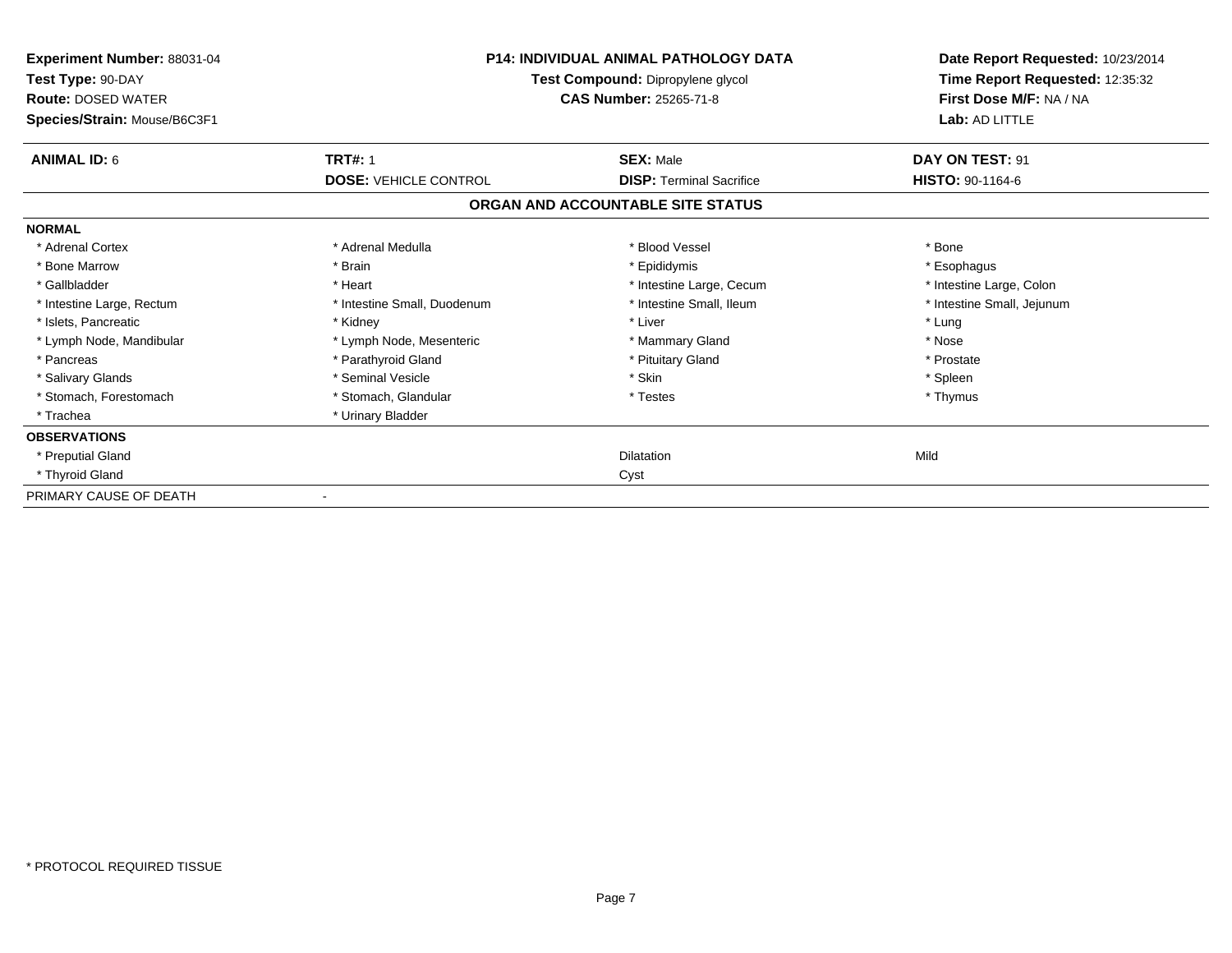**Experiment Number:** 88031-04
**Test Type:** 90-DAY
**Route:** DOSED WATER
**Species/Strain:** Mouse/B6C3F1

**P14: INDIVIDUAL ANIMAL PATHOLOGY DATA**
**Test Compound:** Dipropylene glycol
**CAS Number:** 25265-71-8

**Date Report Requested:** 10/23/2014
**Time Report Requested:** 12:35:32
**First Dose M/F:** NA / NA
**Lab:** AD LITTLE

| **ANIMAL ID:** 6 | **TRT#:** 1 | **SEX:** Male | **DAY ON TEST:** 91 |
|---|---|---|---|
| | **DOSE:** VEHICLE CONTROL | **DISP:** Terminal Sacrifice | **HISTO:** 90-1164-6 |

## ORGAN AND ACCOUNTABLE SITE STATUS

**NORMAL**

| | | | |
|---|---|---|---|
| * Adrenal Cortex | * Adrenal Medulla | * Blood Vessel | * Bone |
| * Bone Marrow | * Brain | * Epididymis | * Esophagus |
| * Gallbladder | * Heart | * Intestine Large, Cecum | * Intestine Large, Colon |
| * Intestine Large, Rectum | * Intestine Small, Duodenum | * Intestine Small, Ileum | * Intestine Small, Jejunum |
| * Islets, Pancreatic | * Kidney | * Liver | * Lung |
| * Lymph Node, Mandibular | * Lymph Node, Mesenteric | * Mammary Gland | * Nose |
| * Pancreas | * Parathyroid Gland | * Pituitary Gland | * Prostate |
| * Salivary Glands | * Seminal Vesicle | * Skin | * Spleen |
| * Stomach, Forestomach | * Stomach, Glandular | * Testes | * Thymus |
| * Trachea | * Urinary Bladder | | |

**OBSERVATIONS**

| | | | |
|---|---|---|---|
| * Preputial Gland | | Dilatation | Mild |
| * Thyroid Gland | | Cyst | |

PRIMARY CAUSE OF DEATH -

* PROTOCOL REQUIRED TISSUE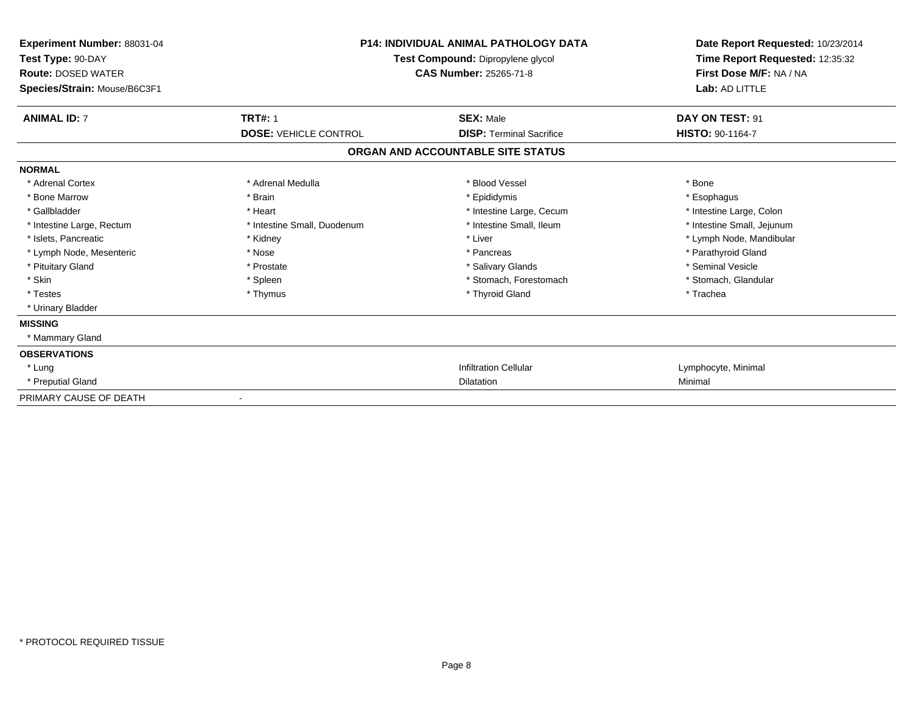**Experiment Number:** 88031-04
**Test Type:** 90-DAY
**Route:** DOSED WATER
**Species/Strain:** Mouse/B6C3F1

**P14: INDIVIDUAL ANIMAL PATHOLOGY DATA**
**Test Compound:** Dipropylene glycol
**CAS Number:** 25265-71-8

**Date Report Requested:** 10/23/2014
**Time Report Requested:** 12:35:32
**First Dose M/F:** NA / NA
**Lab:** AD LITTLE

| **ANIMAL ID:** 7 | **TRT#:** 1 | **SEX:** Male | **DAY ON TEST:** 91 |
|---|---|---|---|
| | **DOSE:** VEHICLE CONTROL | **DISP:** Terminal Sacrifice | **HISTO:** 90-1164-7 |

## ORGAN AND ACCOUNTABLE SITE STATUS

**NORMAL**

| | | | |
|---|---|---|---|
| * Adrenal Cortex | * Adrenal Medulla | * Blood Vessel | * Bone |
| * Bone Marrow | * Brain | * Epididymis | * Esophagus |
| * Gallbladder | * Heart | * Intestine Large, Cecum | * Intestine Large, Colon |
| * Intestine Large, Rectum | * Intestine Small, Duodenum | * Intestine Small, Ileum | * Intestine Small, Jejunum |
| * Islets, Pancreatic | * Kidney | * Liver | * Lymph Node, Mandibular |
| * Lymph Node, Mesenteric | * Nose | * Pancreas | * Parathyroid Gland |
| * Pituitary Gland | * Prostate | * Salivary Glands | * Seminal Vesicle |
| * Skin | * Spleen | * Stomach, Forestomach | * Stomach, Glandular |
| * Testes | * Thymus | * Thyroid Gland | * Trachea |
| * Urinary Bladder | | | |

**MISSING**

* Mammary Gland

**OBSERVATIONS**

| | | | |
|---|---|---|---|
| * Lung | | Infiltration Cellular | Lymphocyte, Minimal |
| * Preputial Gland | | Dilatation | Minimal |

PRIMARY CAUSE OF DEATH -

* PROTOCOL REQUIRED TISSUE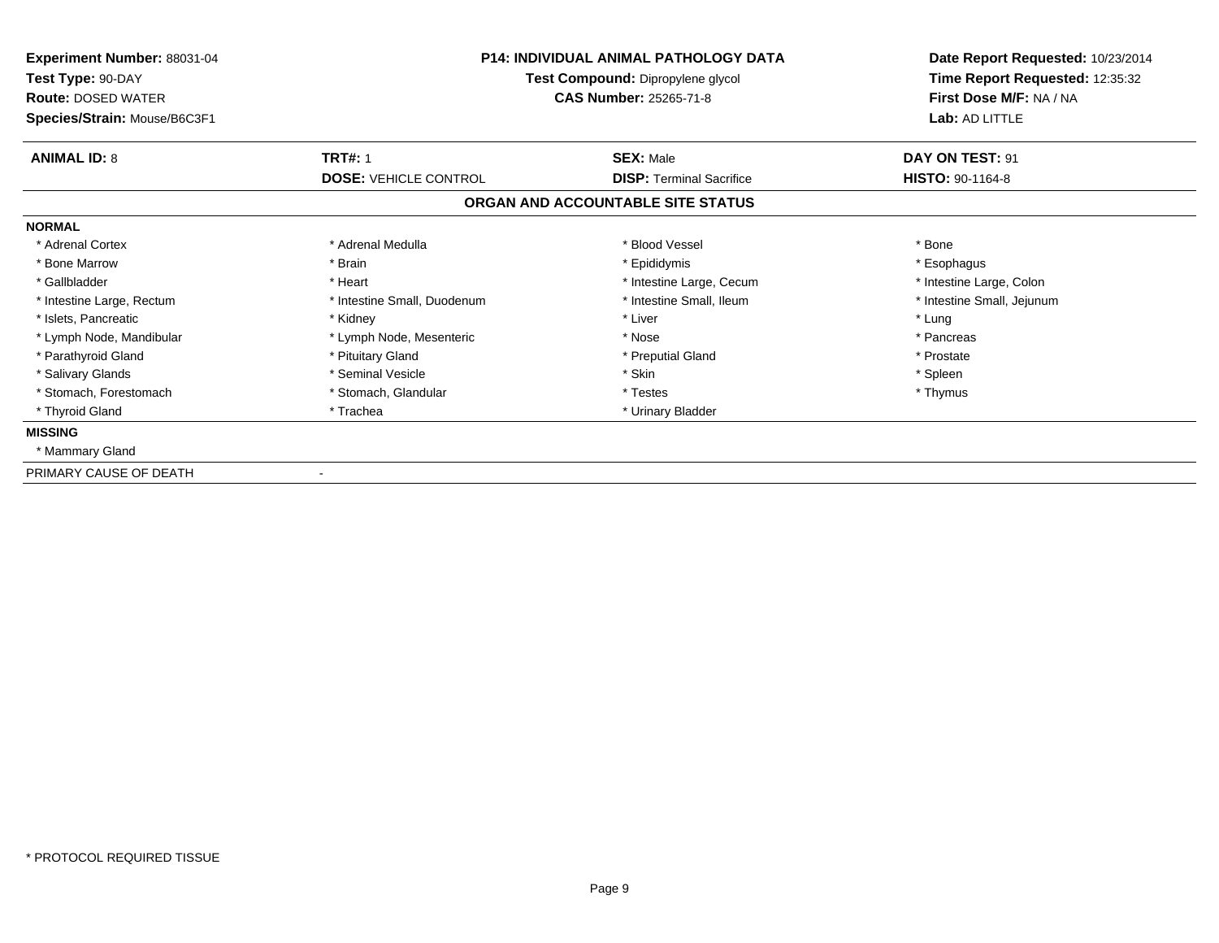**Experiment Number:** 88031-04
**Test Type:** 90-DAY
**Route:** DOSED WATER
**Species/Strain:** Mouse/B6C3F1

**P14: INDIVIDUAL ANIMAL PATHOLOGY DATA**
**Test Compound:** Dipropylene glycol
**CAS Number:** 25265-71-8

**Date Report Requested:** 10/23/2014
**Time Report Requested:** 12:35:32
**First Dose M/F:** NA / NA
**Lab:** AD LITTLE

| **ANIMAL ID:** 8 | **TRT#:** 1 | **SEX:** Male | **DAY ON TEST:** 91 |
|---|---|---|---|
| | **DOSE:** VEHICLE CONTROL | **DISP:** Terminal Sacrifice | **HISTO:** 90-1164-8 |

## ORGAN AND ACCOUNTABLE SITE STATUS

**NORMAL**

| | | | |
|---|---|---|---|
| * Adrenal Cortex | * Adrenal Medulla | * Blood Vessel | * Bone |
| * Bone Marrow | * Brain | * Epididymis | * Esophagus |
| * Gallbladder | * Heart | * Intestine Large, Cecum | * Intestine Large, Colon |
| * Intestine Large, Rectum | * Intestine Small, Duodenum | * Intestine Small, Ileum | * Intestine Small, Jejunum |
| * Islets, Pancreatic | * Kidney | * Liver | * Lung |
| * Lymph Node, Mandibular | * Lymph Node, Mesenteric | * Nose | * Pancreas |
| * Parathyroid Gland | * Pituitary Gland | * Preputial Gland | * Prostate |
| * Salivary Glands | * Seminal Vesicle | * Skin | * Spleen |
| * Stomach, Forestomach | * Stomach, Glandular | * Testes | * Thymus |
| * Thyroid Gland | * Trachea | * Urinary Bladder | |

**MISSING**

* Mammary Gland

PRIMARY CAUSE OF DEATH -

* PROTOCOL REQUIRED TISSUE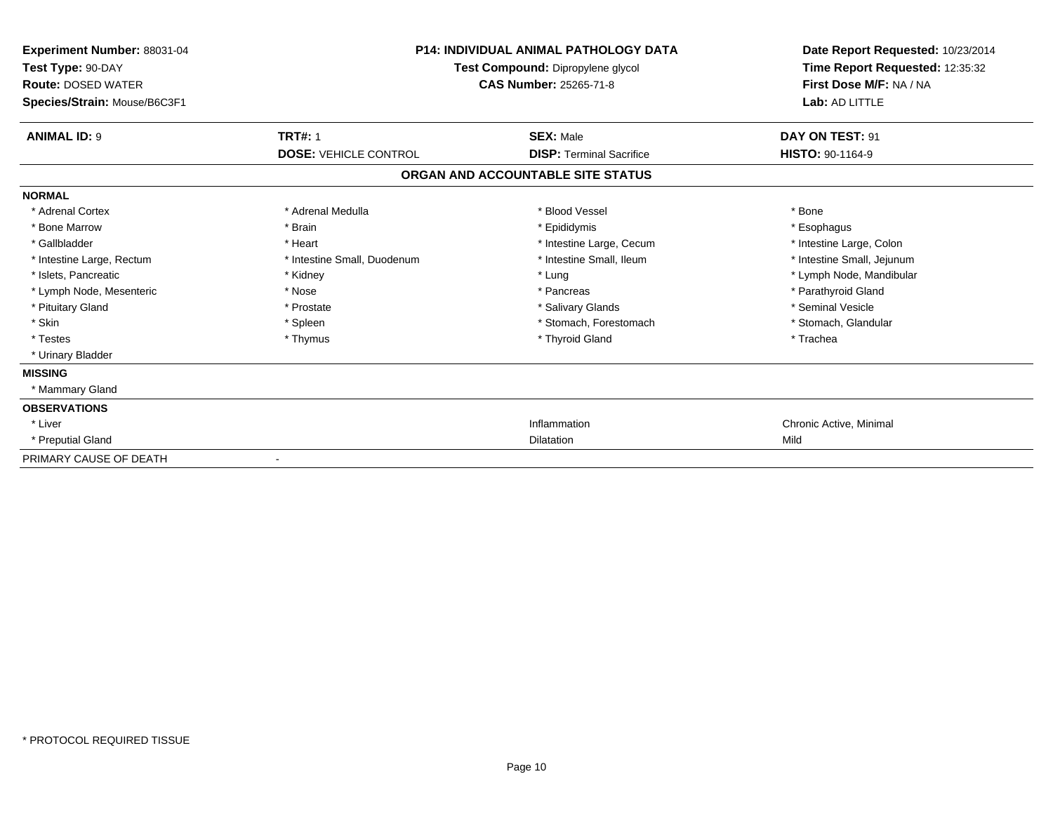**Experiment Number:** 88031-04
**Test Type:** 90-DAY
**Route:** DOSED WATER
**Species/Strain:** Mouse/B6C3F1

**P14: INDIVIDUAL ANIMAL PATHOLOGY DATA**
**Test Compound:** Dipropylene glycol
**CAS Number:** 25265-71-8

**Date Report Requested:** 10/23/2014
**Time Report Requested:** 12:35:32
**First Dose M/F:** NA / NA
**Lab:** AD LITTLE

| **ANIMAL ID:** 9 | **TRT#:** 1 | **SEX:** Male | **DAY ON TEST:** 91 |
|---|---|---|---|
| | **DOSE:** VEHICLE CONTROL | **DISP:** Terminal Sacrifice | **HISTO:** 90-1164-9 |

**ORGAN AND ACCOUNTABLE SITE STATUS**

| | | | |
|---|---|---|---|
| **NORMAL** | | | |
| * Adrenal Cortex | * Adrenal Medulla | * Blood Vessel | * Bone |
| * Bone Marrow | * Brain | * Epididymis | * Esophagus |
| * Gallbladder | * Heart | * Intestine Large, Cecum | * Intestine Large, Colon |
| * Intestine Large, Rectum | * Intestine Small, Duodenum | * Intestine Small, Ileum | * Intestine Small, Jejunum |
| * Islets, Pancreatic | * Kidney | * Lung | * Lymph Node, Mandibular |
| * Lymph Node, Mesenteric | * Nose | * Pancreas | * Parathyroid Gland |
| * Pituitary Gland | * Prostate | * Salivary Glands | * Seminal Vesicle |
| * Skin | * Spleen | * Stomach, Forestomach | * Stomach, Glandular |
| * Testes | * Thymus | * Thyroid Gland | * Trachea |
| * Urinary Bladder | | | |
| **MISSING** | | | |
| * Mammary Gland | | | |
| **OBSERVATIONS** | | | |
| * Liver | | Inflammation | Chronic Active, Minimal |
| * Preputial Gland | | Dilatation | Mild |
| PRIMARY CAUSE OF DEATH | - | | |

* PROTOCOL REQUIRED TISSUE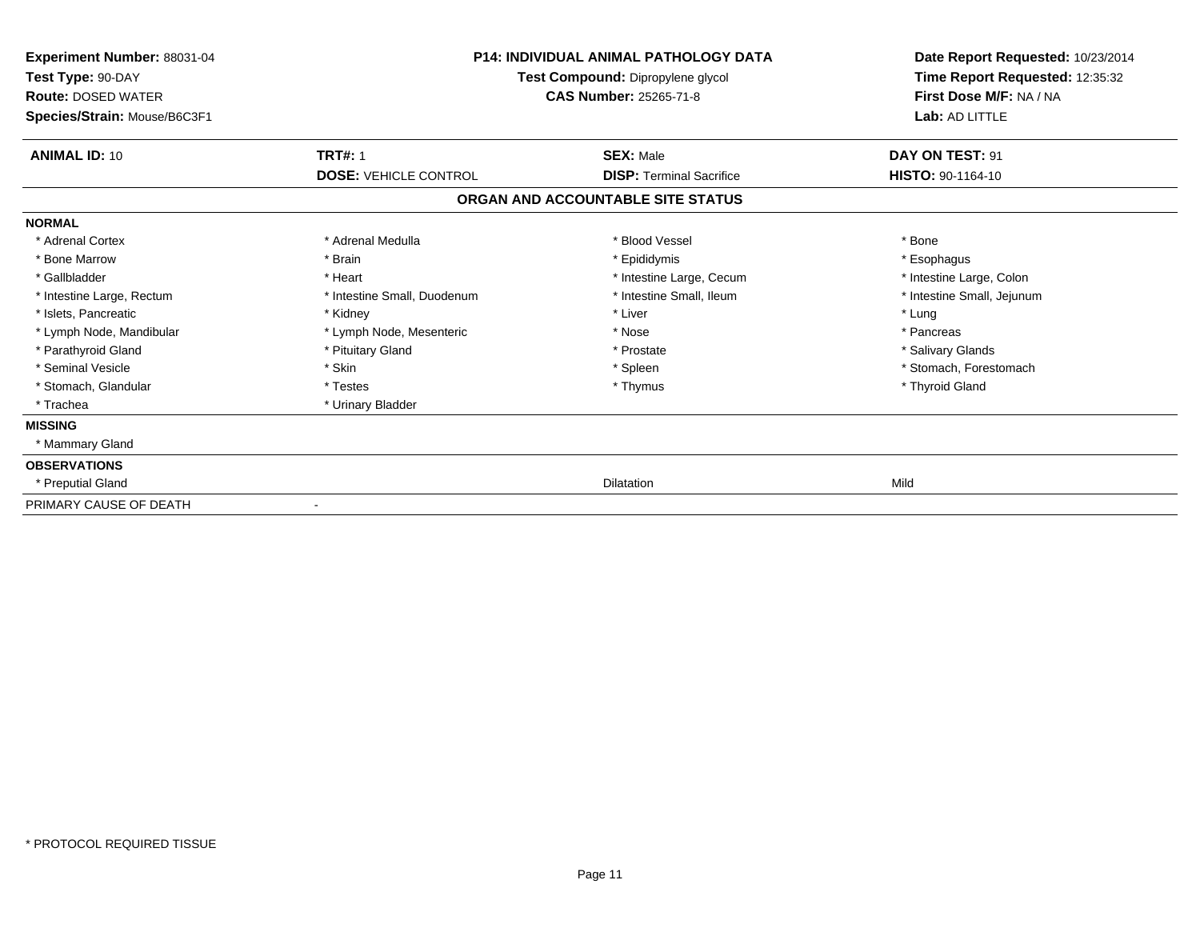**Experiment Number:** 88031-04
**Test Type:** 90-DAY
**Route:** DOSED WATER
**Species/Strain:** Mouse/B6C3F1

**P14: INDIVIDUAL ANIMAL PATHOLOGY DATA**
**Test Compound:** Dipropylene glycol
**CAS Number:** 25265-71-8

**Date Report Requested:** 10/23/2014
**Time Report Requested:** 12:35:32
**First Dose M/F:** NA / NA
**Lab:** AD LITTLE

| **ANIMAL ID:** 10 | **TRT#:** 1 | **SEX:** Male | **DAY ON TEST:** 91 |
|---|---|---|---|
| | **DOSE:** VEHICLE CONTROL | **DISP:** Terminal Sacrifice | **HISTO:** 90-1164-10 |

**ORGAN AND ACCOUNTABLE SITE STATUS**

**NORMAL**

| | | | |
|---|---|---|---|
| * Adrenal Cortex | * Adrenal Medulla | * Blood Vessel | * Bone |
| * Bone Marrow | * Brain | * Epididymis | * Esophagus |
| * Gallbladder | * Heart | * Intestine Large, Cecum | * Intestine Large, Colon |
| * Intestine Large, Rectum | * Intestine Small, Duodenum | * Intestine Small, Ileum | * Intestine Small, Jejunum |
| * Islets, Pancreatic | * Kidney | * Liver | * Lung |
| * Lymph Node, Mandibular | * Lymph Node, Mesenteric | * Nose | * Pancreas |
| * Parathyroid Gland | * Pituitary Gland | * Prostate | * Salivary Glands |
| * Seminal Vesicle | * Skin | * Spleen | * Stomach, Forestomach |
| * Stomach, Glandular | * Testes | * Thymus | * Thyroid Gland |
| * Trachea | * Urinary Bladder | | |

**MISSING**

* Mammary Gland

**OBSERVATIONS**

| | | |
|---|---|---|
| * Preputial Gland | Dilatation | Mild |

PRIMARY CAUSE OF DEATH -

* PROTOCOL REQUIRED TISSUE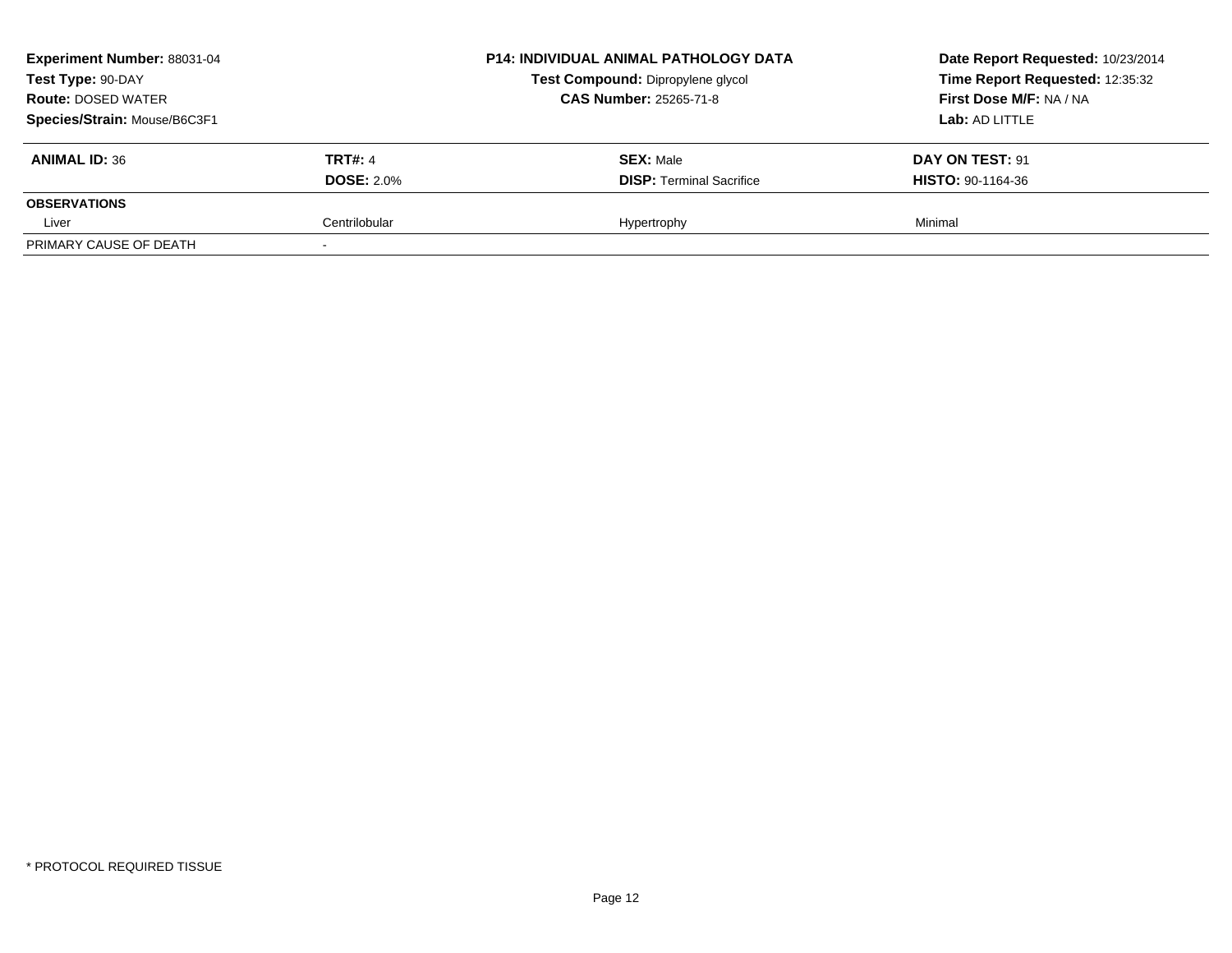**Experiment Number:** 88031-04
**Test Type:** 90-DAY
**Route:** DOSED WATER
**Species/Strain:** Mouse/B6C3F1

**P14: INDIVIDUAL ANIMAL PATHOLOGY DATA**
**Test Compound:** Dipropylene glycol
**CAS Number:** 25265-71-8

**Date Report Requested:** 10/23/2014
**Time Report Requested:** 12:35:32
**First Dose M/F:** NA / NA
**Lab:** AD LITTLE

| **ANIMAL ID:** 36 | **TRT#:** 4 | **SEX:** Male | **DAY ON TEST:** 91 |
|---|---|---|---|
| | **DOSE:** 2.0% | **DISP:** Terminal Sacrifice | **HISTO:** 90-1164-36 |
| **OBSERVATIONS** | | | |
| Liver | Centrilobular | Hypertrophy | Minimal |
| PRIMARY CAUSE OF DEATH | - | | |

* PROTOCOL REQUIRED TISSUE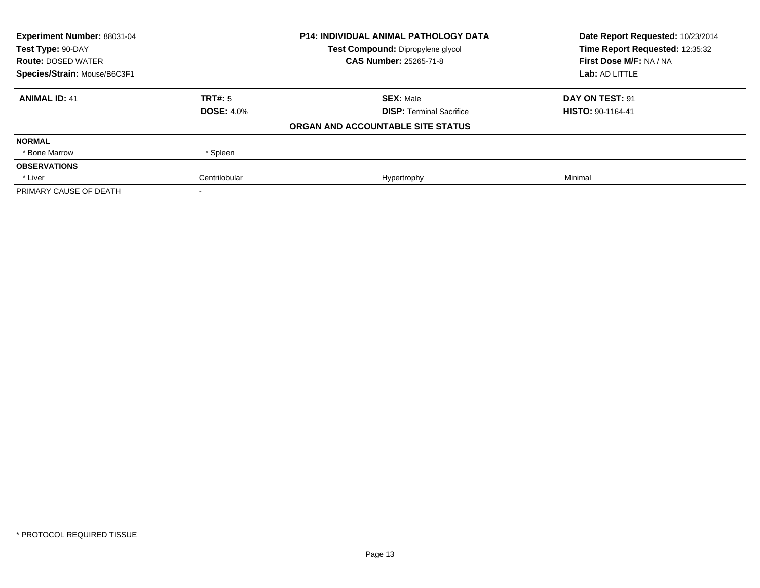| **Experiment Number:** 88031-04 | **P14: INDIVIDUAL ANIMAL PATHOLOGY DATA** | **Date Report Requested:** 10/23/2014 |
|---|---|---|
| **Test Type:** 90-DAY | **Test Compound:** Dipropylene glycol | **Time Report Requested:** 12:35:32 |
| **Route:** DOSED WATER | **CAS Number:** 25265-71-8 | **First Dose M/F:** NA / NA |
| **Species/Strain:** Mouse/B6C3F1 | | **Lab:** AD LITTLE |

| **ANIMAL ID:** 41 | **TRT#:** 5 | **SEX:** Male | **DAY ON TEST:** 91 |
|---|---|---|---|
| | **DOSE:** 4.0% | **DISP:** Terminal Sacrifice | **HISTO:** 90-1164-41 |
| | | **ORGAN AND ACCOUNTABLE SITE STATUS** | |
| **NORMAL** | | | |
| * Bone Marrow | * Spleen | | |
| **OBSERVATIONS** | | | |
| * Liver | Centrilobular | Hypertrophy | Minimal |
| PRIMARY CAUSE OF DEATH | - | | |

* PROTOCOL REQUIRED TISSUE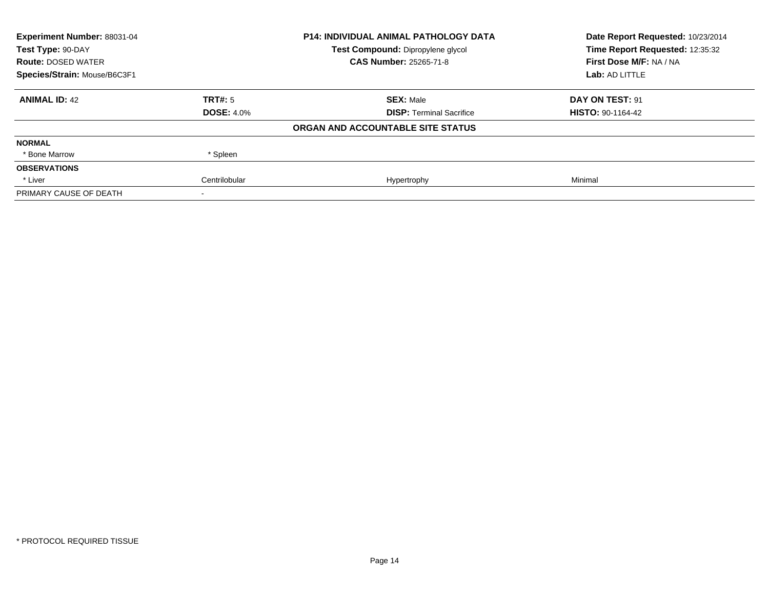**Experiment Number:** 88031-04
**Test Type:** 90-DAY
**Route:** DOSED WATER
**Species/Strain:** Mouse/B6C3F1

**P14: INDIVIDUAL ANIMAL PATHOLOGY DATA**
**Test Compound:** Dipropylene glycol
**CAS Number:** 25265-71-8

**Date Report Requested:** 10/23/2014
**Time Report Requested:** 12:35:32
**First Dose M/F:** NA / NA
**Lab:** AD LITTLE

| **ANIMAL ID:** 42 | **TRT#:** 5 | **SEX:** Male | **DAY ON TEST:** 91 |
|---|---|---|---|
| | **DOSE:** 4.0% | **DISP:** Terminal Sacrifice | **HISTO:** 90-1164-42 |

**ORGAN AND ACCOUNTABLE SITE STATUS**

| | | | |
|---|---|---|---|
| **NORMAL** | | | |
| * Bone Marrow | * Spleen | | |
| **OBSERVATIONS** | | | |
| * Liver | Centrilobular | Hypertrophy | Minimal |
| PRIMARY CAUSE OF DEATH | - | | |

* PROTOCOL REQUIRED TISSUE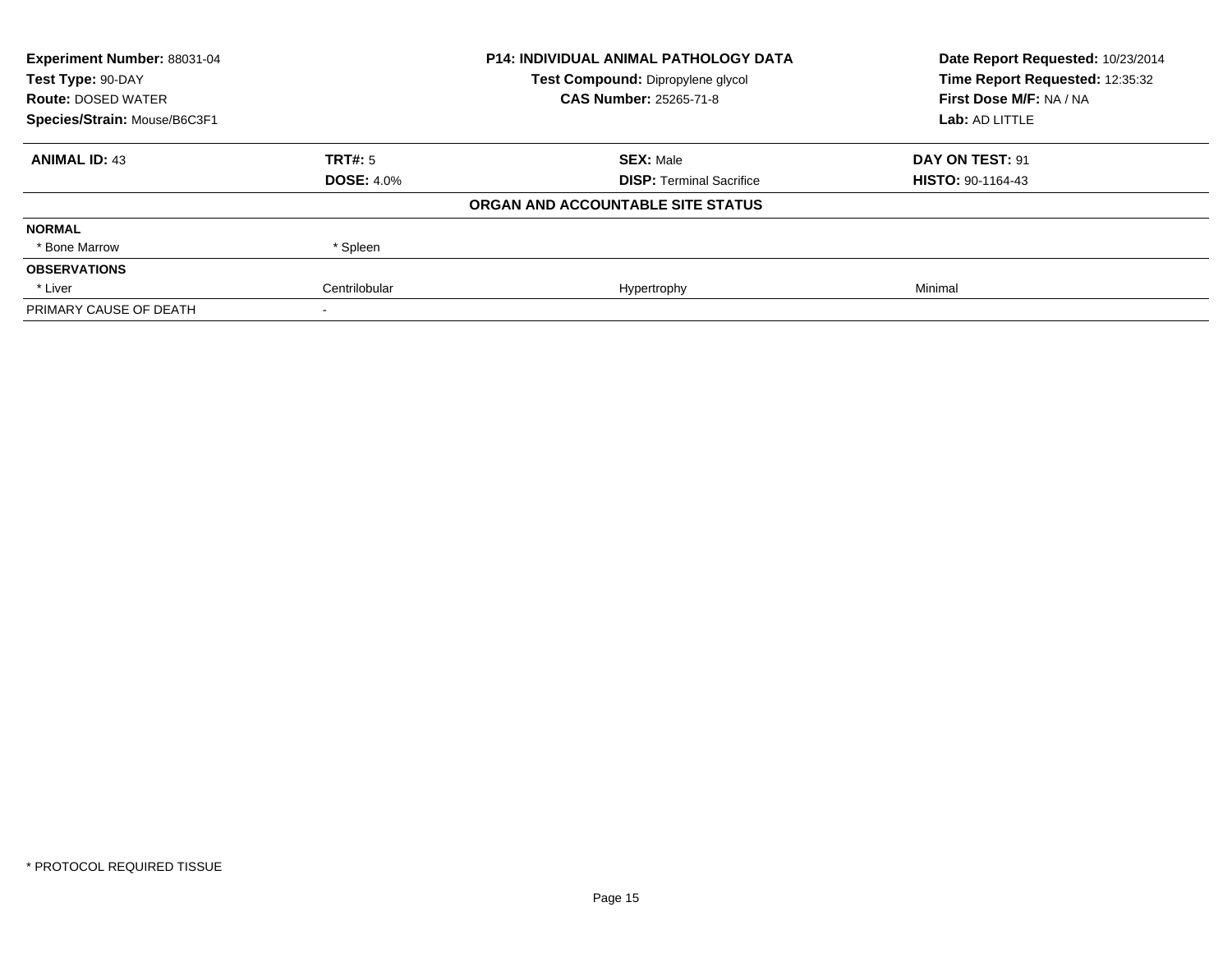| **Experiment Number:** 88031-04 | **P14: INDIVIDUAL ANIMAL PATHOLOGY DATA** | **Date Report Requested:** 10/23/2014 |
|---|---|---|
| **Test Type:** 90-DAY | **Test Compound:** Dipropylene glycol | **Time Report Requested:** 12:35:32 |
| **Route:** DOSED WATER | **CAS Number:** 25265-71-8 | **First Dose M/F:** NA / NA |
| **Species/Strain:** Mouse/B6C3F1 | | **Lab:** AD LITTLE |

| **ANIMAL ID:** 43 | **TRT#:** 5 | **SEX:** Male | **DAY ON TEST:** 91 |
|---|---|---|---|
| | **DOSE:** 4.0% | **DISP:** Terminal Sacrifice | **HISTO:** 90-1164-43 |
| | | **ORGAN AND ACCOUNTABLE SITE STATUS** | |
| **NORMAL** | | | |
| * Bone Marrow | * Spleen | | |
| **OBSERVATIONS** | | | |
| * Liver | Centrilobular | Hypertrophy | Minimal |
| PRIMARY CAUSE OF DEATH | - | | |

* PROTOCOL REQUIRED TISSUE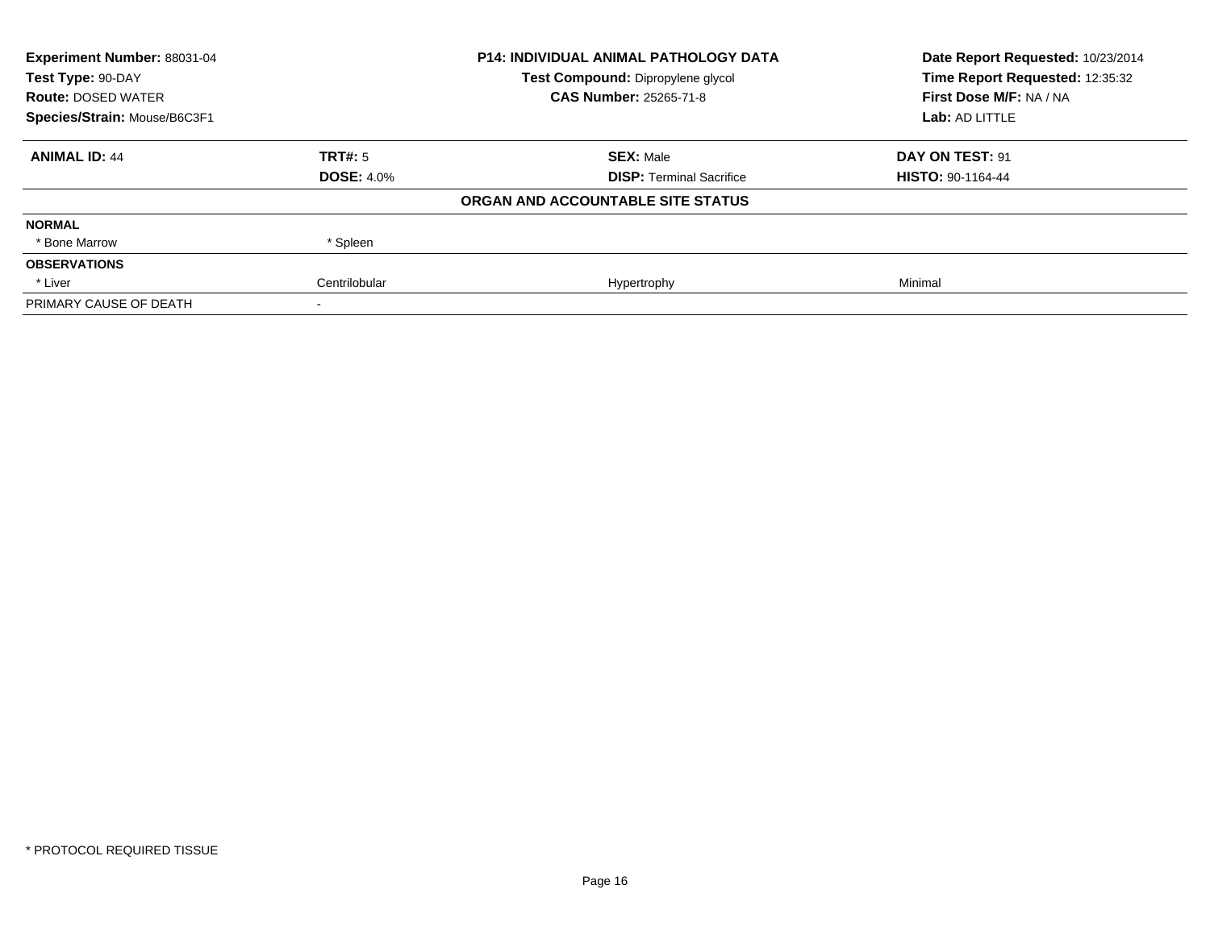**Experiment Number:** 88031-04
**Test Type:** 90-DAY
**Route:** DOSED WATER
**Species/Strain:** Mouse/B6C3F1

**P14: INDIVIDUAL ANIMAL PATHOLOGY DATA**
**Test Compound:** Dipropylene glycol
**CAS Number:** 25265-71-8

**Date Report Requested:** 10/23/2014
**Time Report Requested:** 12:35:32
**First Dose M/F:** NA / NA
**Lab:** AD LITTLE

| **ANIMAL ID:** 44 | **TRT#:** 5 | **SEX:** Male | **DAY ON TEST:** 91 |
|---|---|---|---|
| | **DOSE:** 4.0% | **DISP:** Terminal Sacrifice | **HISTO:** 90-1164-44 |
| | | **ORGAN AND ACCOUNTABLE SITE STATUS** | |
| **NORMAL** | | | |
| * Bone Marrow | * Spleen | | |
| **OBSERVATIONS** | | | |
| * Liver | Centrilobular | Hypertrophy | Minimal |
| PRIMARY CAUSE OF DEATH | - | | |

* PROTOCOL REQUIRED TISSUE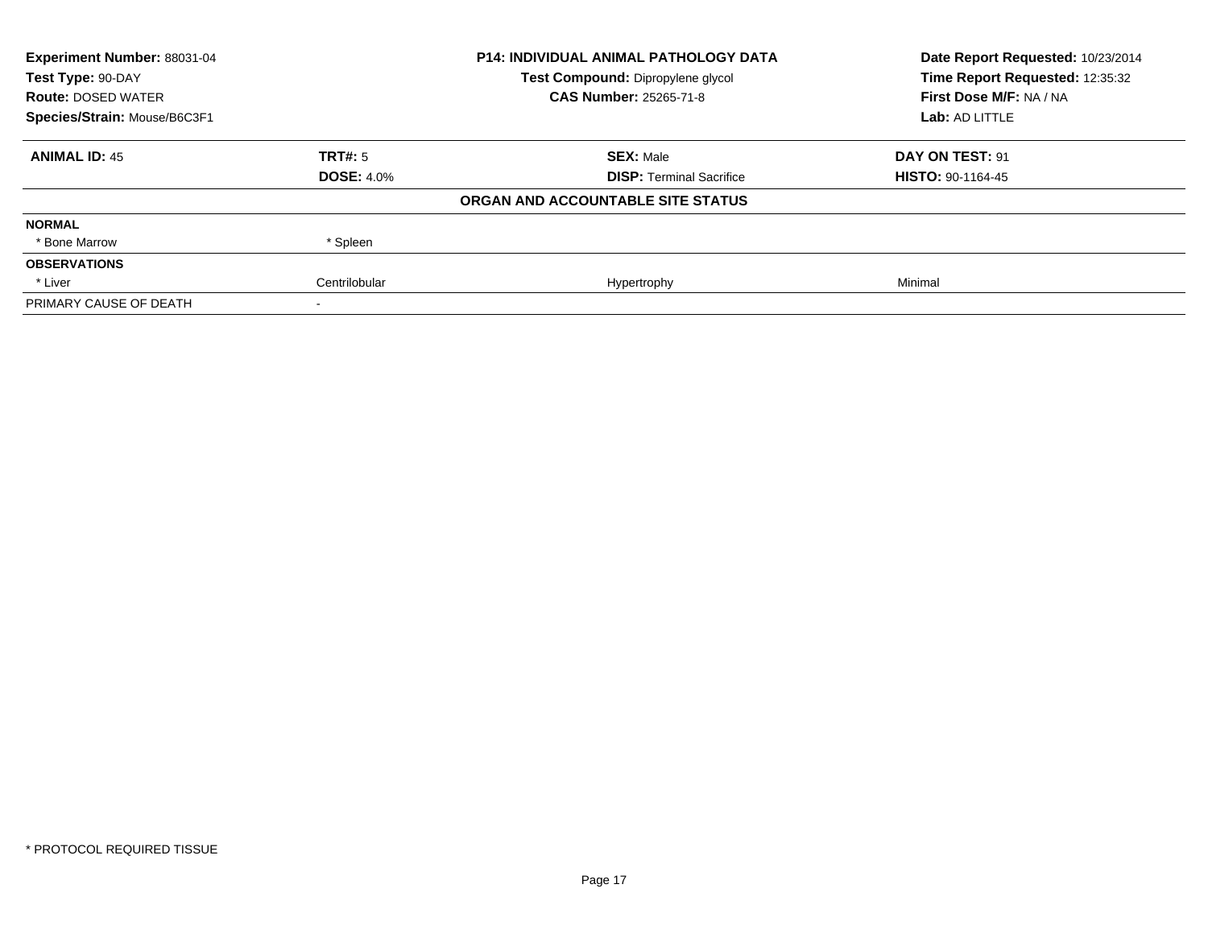| **Experiment Number:** 88031-04 | **P14: INDIVIDUAL ANIMAL PATHOLOGY DATA** | **Date Report Requested:** 10/23/2014 |
|---|---|---|
| **Test Type:** 90-DAY | **Test Compound:** Dipropylene glycol | **Time Report Requested:** 12:35:32 |
| **Route:** DOSED WATER | **CAS Number:** 25265-71-8 | **First Dose M/F:** NA / NA |
| **Species/Strain:** Mouse/B6C3F1 | | **Lab:** AD LITTLE |

| **ANIMAL ID:** 45 | **TRT#:** 5 | **SEX:** Male | **DAY ON TEST:** 91 |
|---|---|---|---|
| | **DOSE:** 4.0% | **DISP:** Terminal Sacrifice | **HISTO:** 90-1164-45 |
| | | **ORGAN AND ACCOUNTABLE SITE STATUS** | |
| **NORMAL** | | | |
| * Bone Marrow | * Spleen | | |
| **OBSERVATIONS** | | | |
| * Liver | Centrilobular | Hypertrophy | Minimal |
| PRIMARY CAUSE OF DEATH | - | | |

* PROTOCOL REQUIRED TISSUE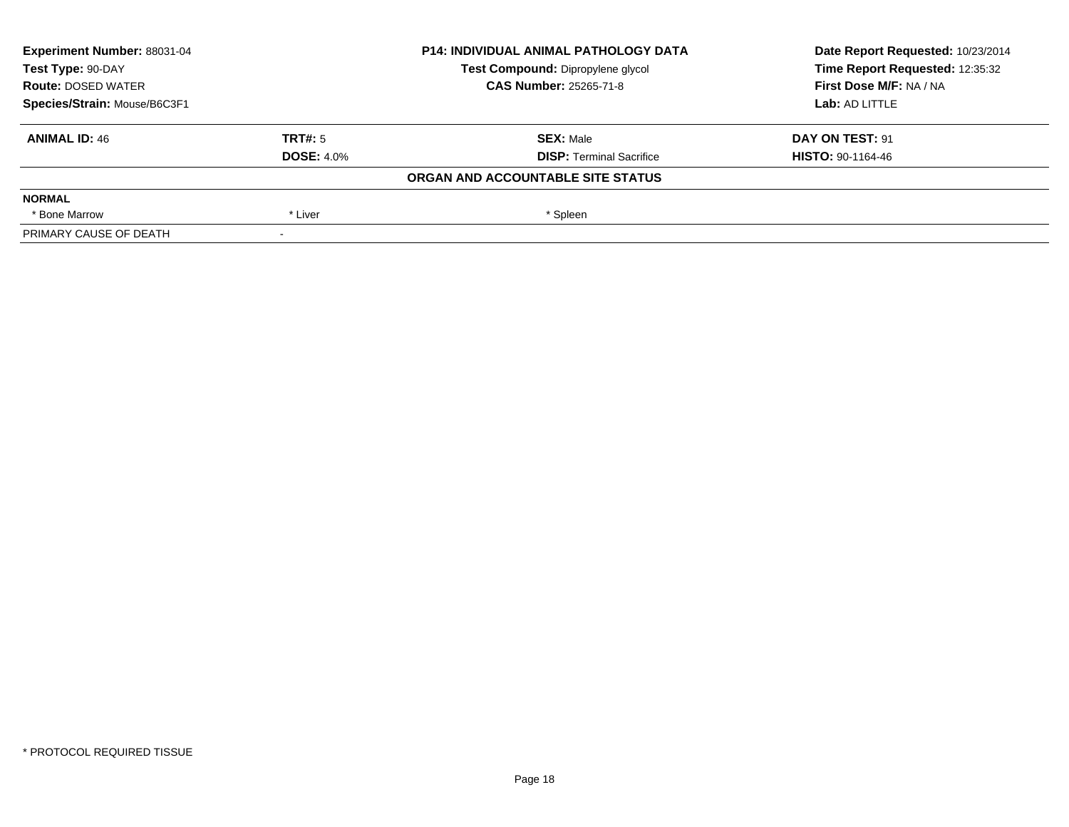**Experiment Number:** 88031-04
**Test Type:** 90-DAY
**Route:** DOSED WATER
**Species/Strain:** Mouse/B6C3F1

**P14: INDIVIDUAL ANIMAL PATHOLOGY DATA**
**Test Compound:** Dipropylene glycol
**CAS Number:** 25265-71-8

**Date Report Requested:** 10/23/2014
**Time Report Requested:** 12:35:32
**First Dose M/F:** NA / NA
**Lab:** AD LITTLE

| **ANIMAL ID:** 46 | **TRT#:** 5 | **SEX:** Male | **DAY ON TEST:** 91 |
|---|---|---|---|
| | **DOSE:** 4.0% | **DISP:** Terminal Sacrifice | **HISTO:** 90-1164-46 |

**ORGAN AND ACCOUNTABLE SITE STATUS**

| **NORMAL** | | | |
|---|---|---|---|
| * Bone Marrow | * Liver | * Spleen | |
| PRIMARY CAUSE OF DEATH | - | | |

* PROTOCOL REQUIRED TISSUE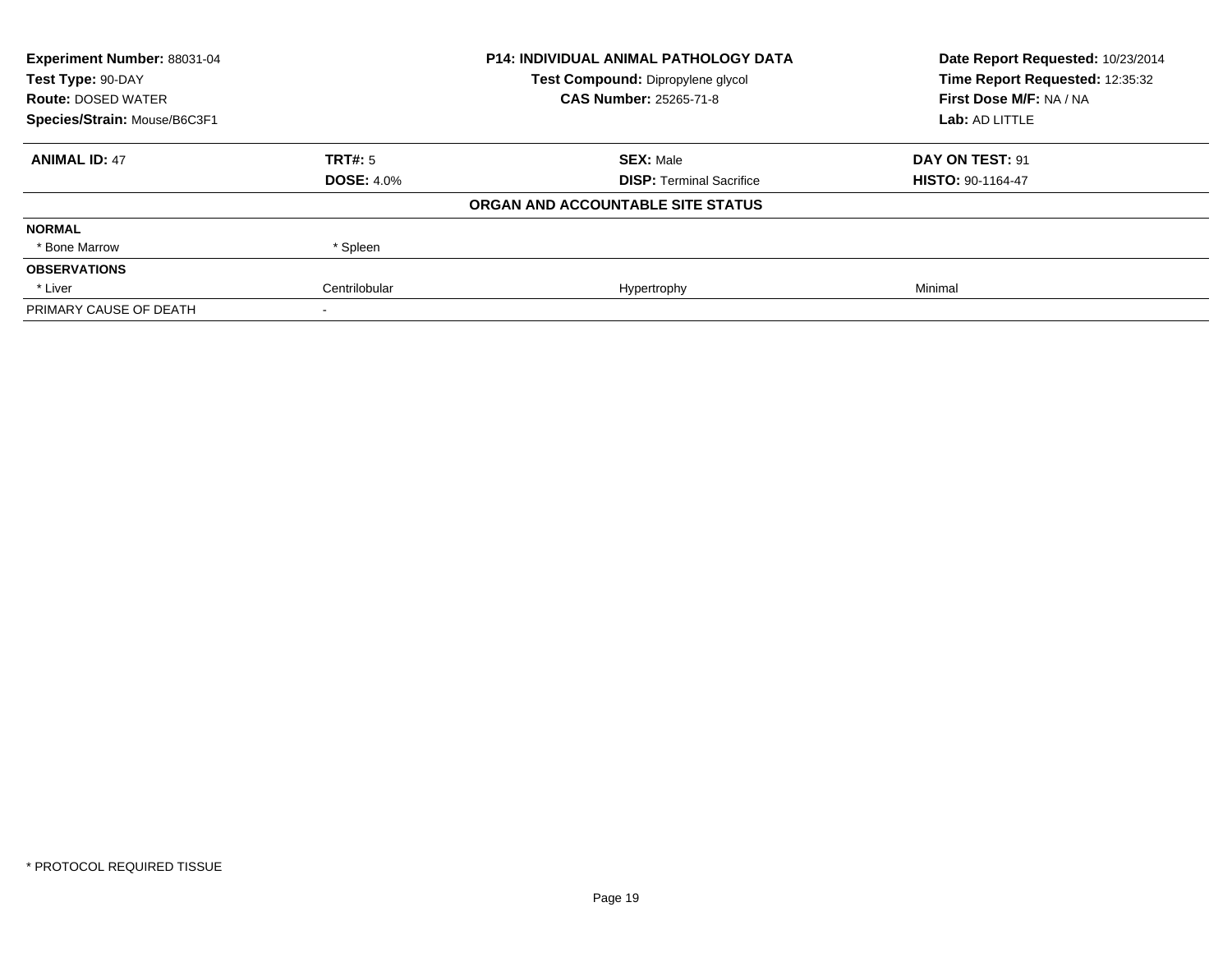| | | | |
|---|---|---|---|
| **Experiment Number:** 88031-04 | | **P14: INDIVIDUAL ANIMAL PATHOLOGY DATA** | **Date Report Requested:** 10/23/2014 |
| **Test Type:** 90-DAY | | **Test Compound:** Dipropylene glycol | **Time Report Requested:** 12:35:32 |
| **Route:** DOSED WATER | | **CAS Number:** 25265-71-8 | **First Dose M/F:** NA / NA |
| **Species/Strain:** Mouse/B6C3F1 | | | **Lab:** AD LITTLE |

| **ANIMAL ID:** 47 | **TRT#:** 5 | **SEX:** Male | **DAY ON TEST:** 91 |
|---|---|---|---|
| | **DOSE:** 4.0% | **DISP:** Terminal Sacrifice | **HISTO:** 90-1164-47 |
| | | **ORGAN AND ACCOUNTABLE SITE STATUS** | |
| **NORMAL** | | | |
| * Bone Marrow | * Spleen | | |
| **OBSERVATIONS** | | | |
| * Liver | Centrilobular | Hypertrophy | Minimal |
| PRIMARY CAUSE OF DEATH | - | | |

* PROTOCOL REQUIRED TISSUE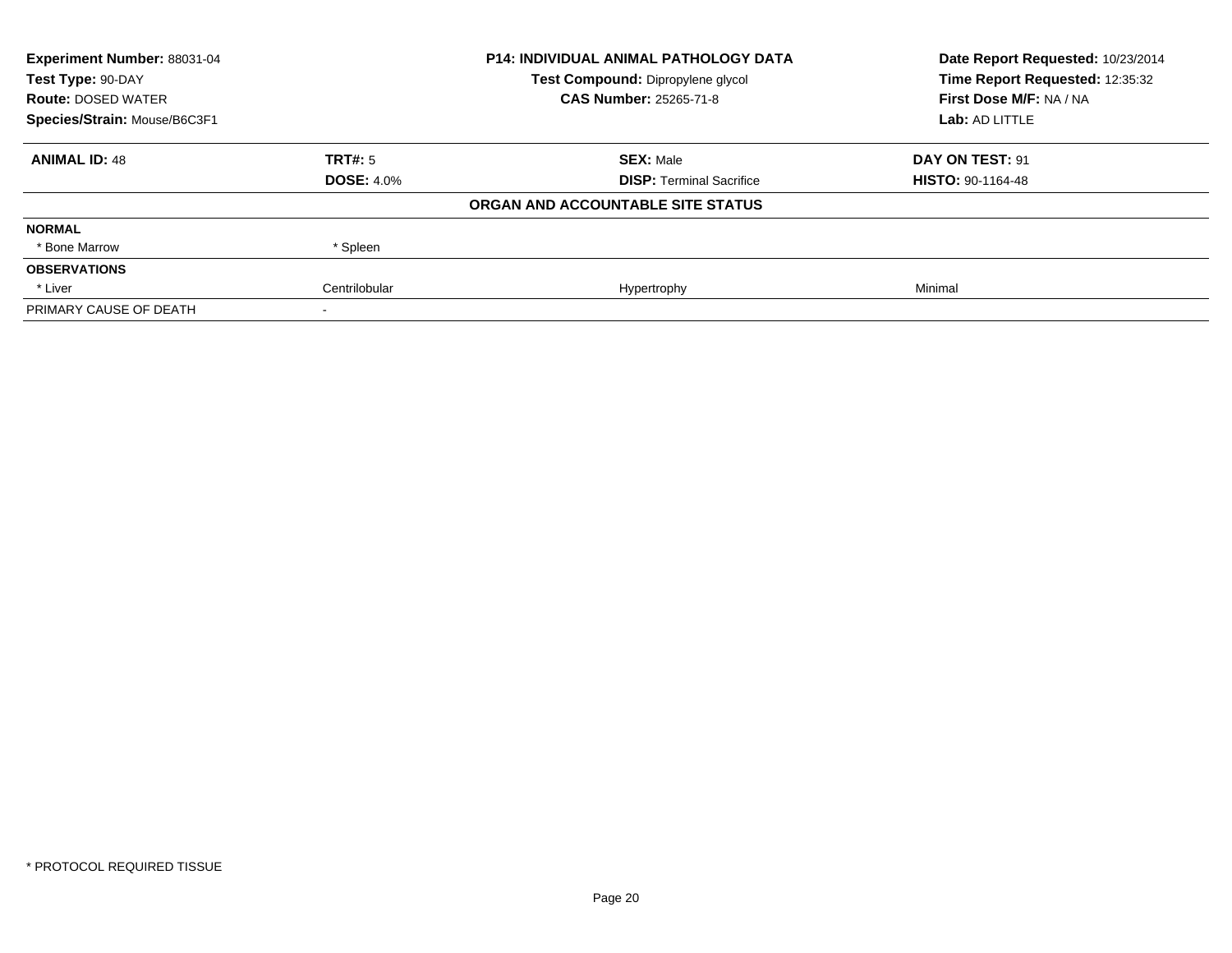| Experiment Number: 88031-04 | P14: INDIVIDUAL ANIMAL PATHOLOGY DATA | Date Report Requested: 10/23/2014 |
|---|---|---|
| Test Type: 90-DAY | Test Compound: Dipropylene glycol | Time Report Requested: 12:35:32 |
| Route: DOSED WATER | CAS Number: 25265-71-8 | First Dose M/F: NA / NA |
| Species/Strain: Mouse/B6C3F1 | | Lab: AD LITTLE |

| ANIMAL ID: 48 | TRT#: 5 | SEX: Male | DAY ON TEST: 91 |
|---|---|---|---|
| | DOSE: 4.0% | DISP: Terminal Sacrifice | HISTO: 90-1164-48 |
| | | **ORGAN AND ACCOUNTABLE SITE STATUS** | |
| **NORMAL** | | | |
| * Bone Marrow | * Spleen | | |
| **OBSERVATIONS** | | | |
| * Liver | Centrilobular | Hypertrophy | Minimal |
| PRIMARY CAUSE OF DEATH | - | | |

\* PROTOCOL REQUIRED TISSUE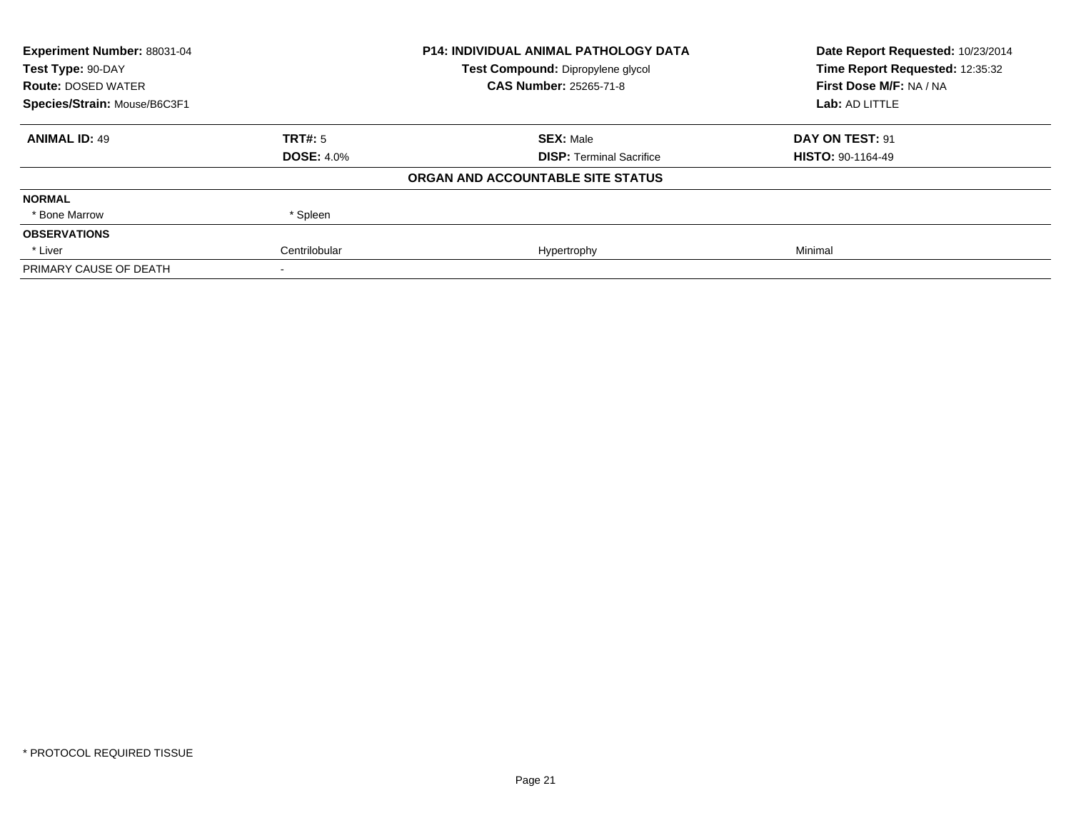| **Experiment Number:** 88031-04 | **P14: INDIVIDUAL ANIMAL PATHOLOGY DATA** | **Date Report Requested:** 10/23/2014 |
|---|---|---|
| **Test Type:** 90-DAY | **Test Compound:** Dipropylene glycol | **Time Report Requested:** 12:35:32 |
| **Route:** DOSED WATER | **CAS Number:** 25265-71-8 | **First Dose M/F:** NA / NA |
| **Species/Strain:** Mouse/B6C3F1 | | **Lab:** AD LITTLE |

| **ANIMAL ID:** 49 | **TRT#:** 5 | **SEX:** Male | **DAY ON TEST:** 91 |
|---|---|---|---|
| | **DOSE:** 4.0% | **DISP:** Terminal Sacrifice | **HISTO:** 90-1164-49 |

**ORGAN AND ACCOUNTABLE SITE STATUS**

| | | | |
|---|---|---|---|
| **NORMAL** | | | |
| * Bone Marrow | * Spleen | | |
| **OBSERVATIONS** | | | |
| * Liver | Centrilobular | Hypertrophy | Minimal |
| PRIMARY CAUSE OF DEATH | - | | |

* PROTOCOL REQUIRED TISSUE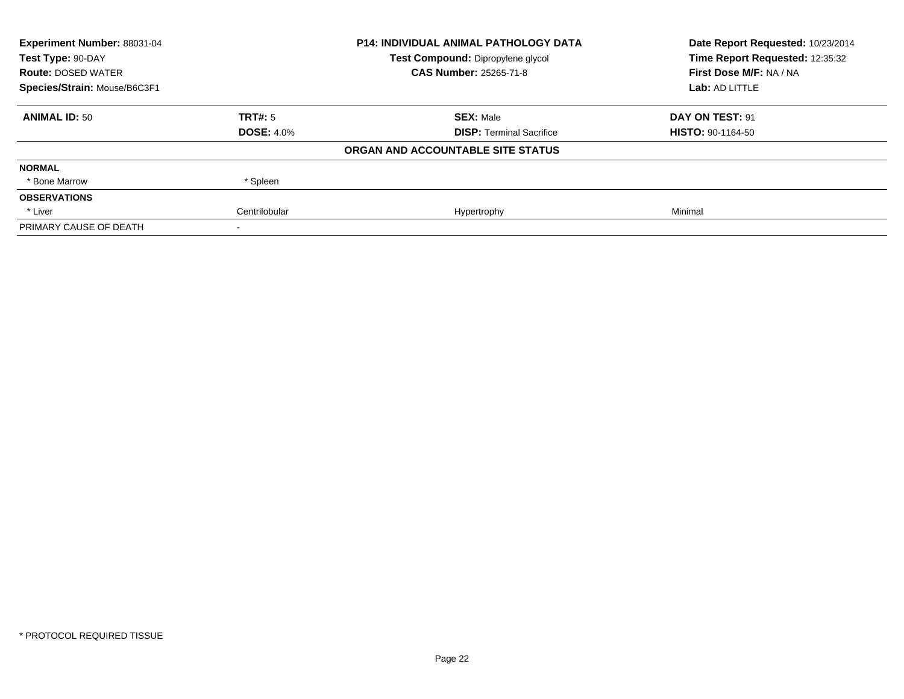**Experiment Number:** 88031-04
**Test Type:** 90-DAY
**Route:** DOSED WATER
**Species/Strain:** Mouse/B6C3F1

**P14: INDIVIDUAL ANIMAL PATHOLOGY DATA**
**Test Compound:** Dipropylene glycol
**CAS Number:** 25265-71-8

**Date Report Requested:** 10/23/2014
**Time Report Requested:** 12:35:32
**First Dose M/F:** NA / NA
**Lab:** AD LITTLE

| **ANIMAL ID:** 50 | **TRT#:** 5 | **SEX:** Male | **DAY ON TEST:** 91 |
|---|---|---|---|
| | **DOSE:** 4.0% | **DISP:** Terminal Sacrifice | **HISTO:** 90-1164-50 |

**ORGAN AND ACCOUNTABLE SITE STATUS**

| | | | |
|---|---|---|---|
| **NORMAL** | | | |
| * Bone Marrow | * Spleen | | |
| **OBSERVATIONS** | | | |
| * Liver | Centrilobular | Hypertrophy | Minimal |
| PRIMARY CAUSE OF DEATH | - | | |

* PROTOCOL REQUIRED TISSUE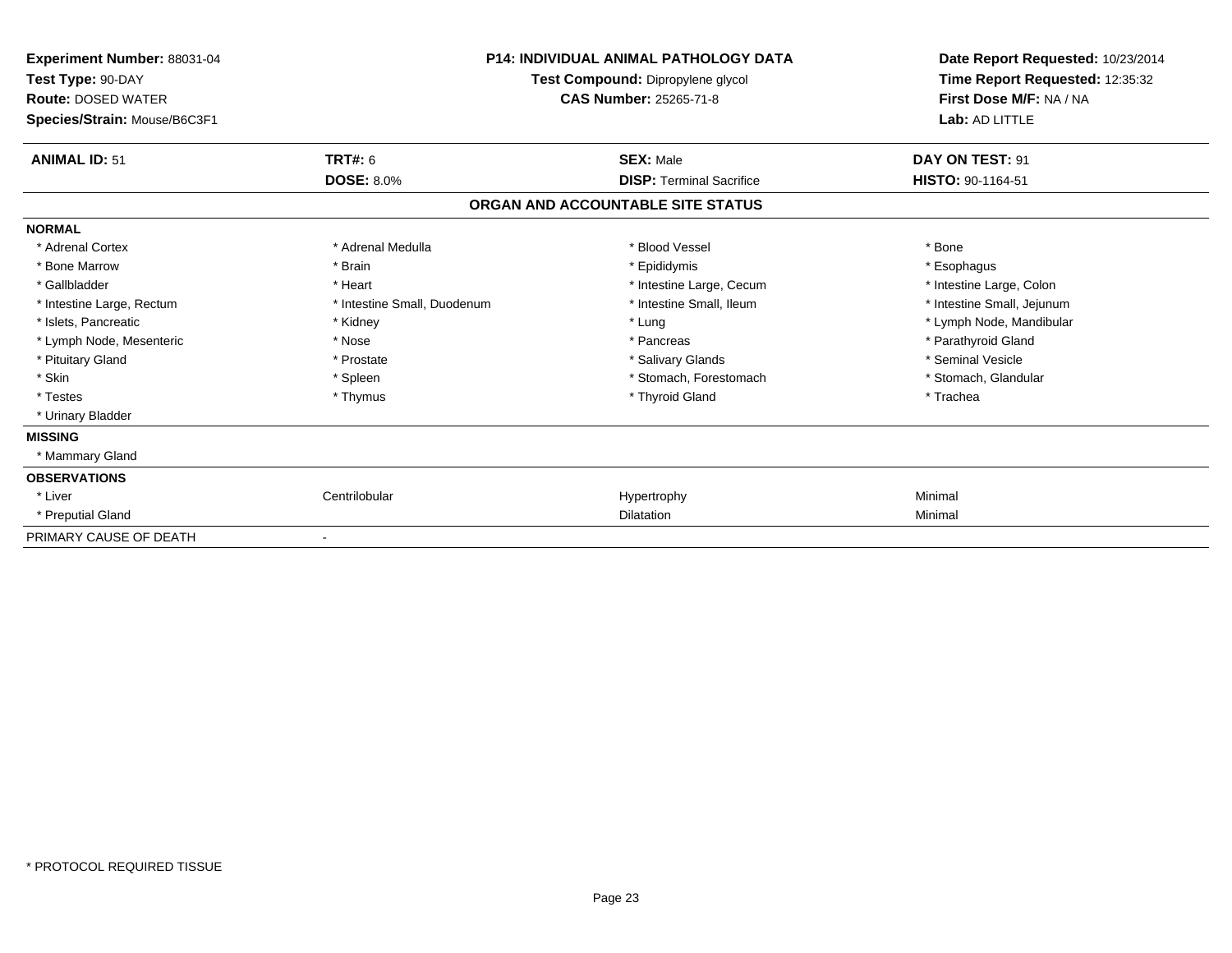**Experiment Number:** 88031-04
**Test Type:** 90-DAY
**Route:** DOSED WATER
**Species/Strain:** Mouse/B6C3F1

**P14: INDIVIDUAL ANIMAL PATHOLOGY DATA**
**Test Compound:** Dipropylene glycol
**CAS Number:** 25265-71-8

**Date Report Requested:** 10/23/2014
**Time Report Requested:** 12:35:32
**First Dose M/F:** NA / NA
**Lab:** AD LITTLE

| **ANIMAL ID:** 51 | **TRT#:** 6 | **SEX:** Male | **DAY ON TEST:** 91 |
|---|---|---|---|
| | **DOSE:** 8.0% | **DISP:** Terminal Sacrifice | **HISTO:** 90-1164-51 |

**ORGAN AND ACCOUNTABLE SITE STATUS**

| | | | |
|---|---|---|---|
| **NORMAL** | | | |
| * Adrenal Cortex | * Adrenal Medulla | * Blood Vessel | * Bone |
| * Bone Marrow | * Brain | * Epididymis | * Esophagus |
| * Gallbladder | * Heart | * Intestine Large, Cecum | * Intestine Large, Colon |
| * Intestine Large, Rectum | * Intestine Small, Duodenum | * Intestine Small, Ileum | * Intestine Small, Jejunum |
| * Islets, Pancreatic | * Kidney | * Lung | * Lymph Node, Mandibular |
| * Lymph Node, Mesenteric | * Nose | * Pancreas | * Parathyroid Gland |
| * Pituitary Gland | * Prostate | * Salivary Glands | * Seminal Vesicle |
| * Skin | * Spleen | * Stomach, Forestomach | * Stomach, Glandular |
| * Testes | * Thymus | * Thyroid Gland | * Trachea |
| * Urinary Bladder | | | |
| **MISSING** | | | |
| * Mammary Gland | | | |
| **OBSERVATIONS** | | | |
| * Liver | Centrilobular | Hypertrophy | Minimal |
| * Preputial Gland | | Dilatation | Minimal |
| PRIMARY CAUSE OF DEATH | - | | |

* PROTOCOL REQUIRED TISSUE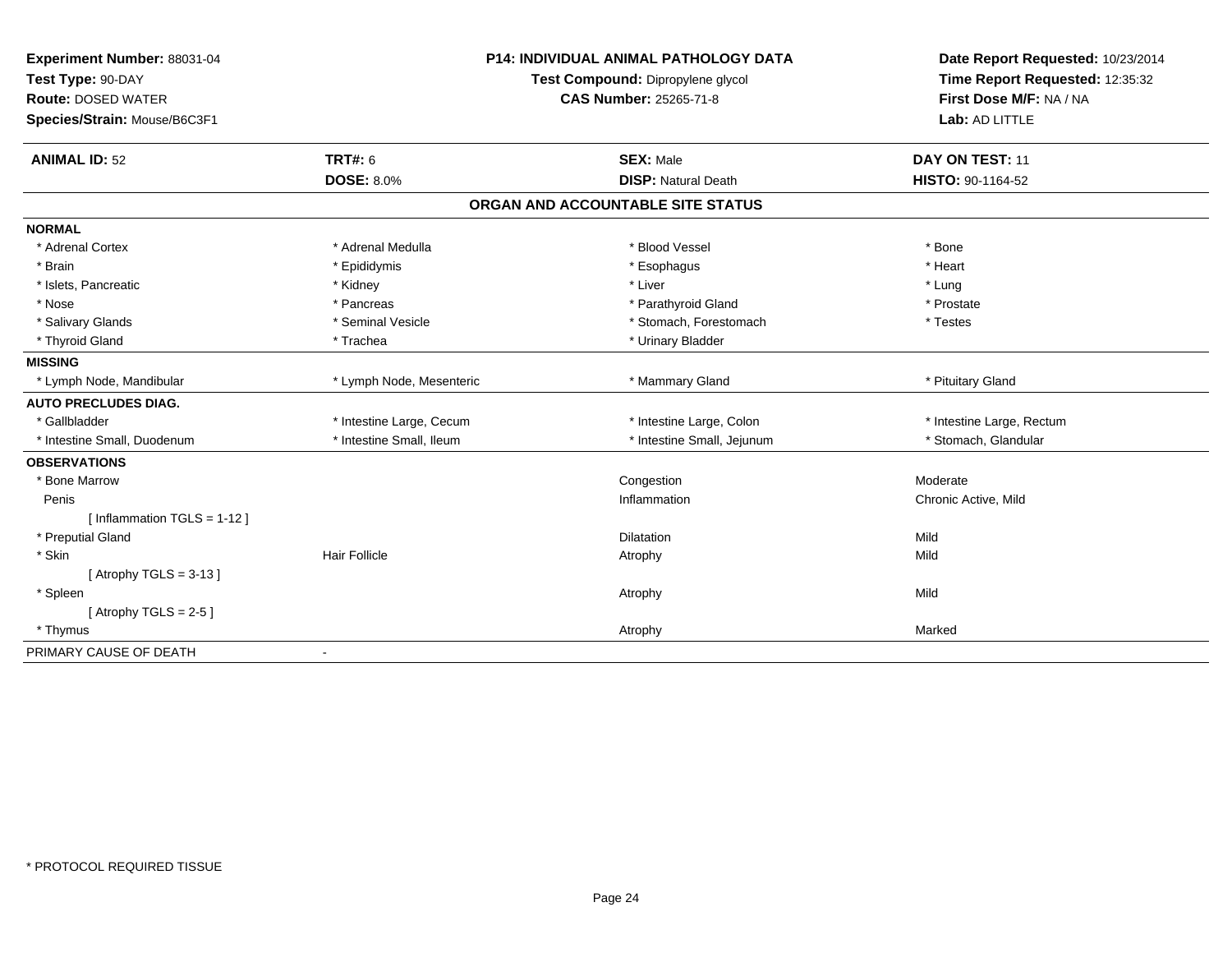**Experiment Number:** 88031-04
**Test Type:** 90-DAY
**Route:** DOSED WATER
**Species/Strain:** Mouse/B6C3F1

**P14: INDIVIDUAL ANIMAL PATHOLOGY DATA**
**Test Compound:** Dipropylene glycol
**CAS Number:** 25265-71-8

**Date Report Requested:** 10/23/2014
**Time Report Requested:** 12:35:32
**First Dose M/F:** NA / NA
**Lab:** AD LITTLE

| **ANIMAL ID:** 52 | **TRT#:** 6 | **SEX:** Male | **DAY ON TEST:** 11 |
|---|---|---|---|
| | **DOSE:** 8.0% | **DISP:** Natural Death | **HISTO:** 90-1164-52 |

## ORGAN AND ACCOUNTABLE SITE STATUS

| | | | |
|---|---|---|---|
| **NORMAL** | | | |
| * Adrenal Cortex | * Adrenal Medulla | * Blood Vessel | * Bone |
| * Brain | * Epididymis | * Esophagus | * Heart |
| * Islets, Pancreatic | * Kidney | * Liver | * Lung |
| * Nose | * Pancreas | * Parathyroid Gland | * Prostate |
| * Salivary Glands | * Seminal Vesicle | * Stomach, Forestomach | * Testes |
| * Thyroid Gland | * Trachea | * Urinary Bladder | |
| **MISSING** | | | |
| * Lymph Node, Mandibular | * Lymph Node, Mesenteric | * Mammary Gland | * Pituitary Gland |
| **AUTO PRECLUDES DIAG.** | | | |
| * Gallbladder | * Intestine Large, Cecum | * Intestine Large, Colon | * Intestine Large, Rectum |
| * Intestine Small, Duodenum | * Intestine Small, Ileum | * Intestine Small, Jejunum | * Stomach, Glandular |
| **OBSERVATIONS** | | | |
| * Bone Marrow | | Congestion | Moderate |
| Penis | | Inflammation | Chronic Active, Mild |
| [ Inflammation TGLS = 1-12 ] | | | |
| * Preputial Gland | | Dilatation | Mild |
| * Skin | Hair Follicle | Atrophy | Mild |
| [ Atrophy TGLS = 3-13 ] | | | |
| * Spleen | | Atrophy | Mild |
| [ Atrophy TGLS = 2-5 ] | | | |
| * Thymus | | Atrophy | Marked |
| PRIMARY CAUSE OF DEATH | - | | |

* PROTOCOL REQUIRED TISSUE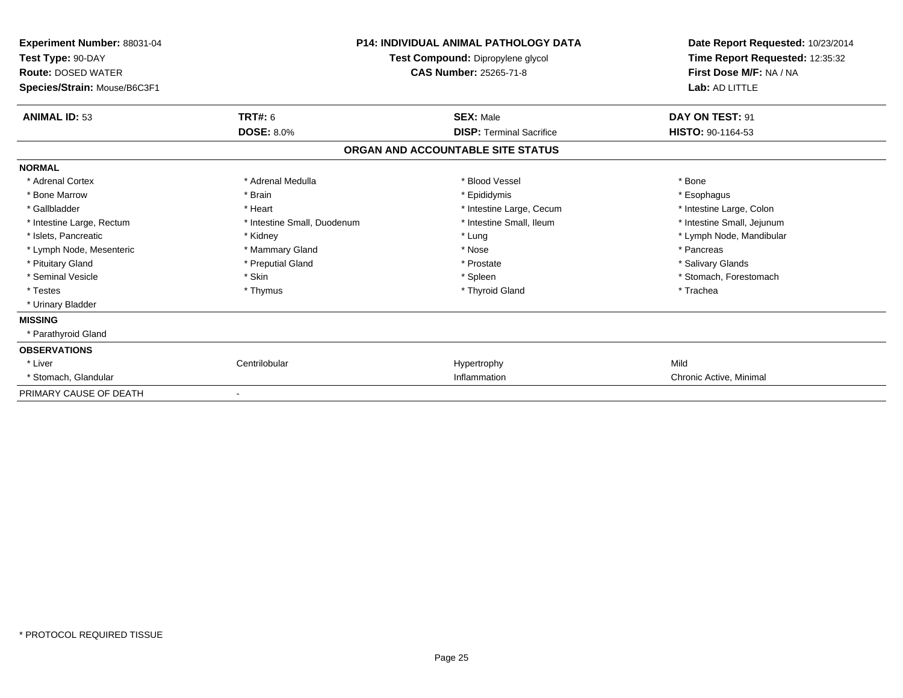**Experiment Number:** 88031-04
**Test Type:** 90-DAY
**Route:** DOSED WATER
**Species/Strain:** Mouse/B6C3F1

**P14: INDIVIDUAL ANIMAL PATHOLOGY DATA**
**Test Compound:** Dipropylene glycol
**CAS Number:** 25265-71-8

**Date Report Requested:** 10/23/2014
**Time Report Requested:** 12:35:32
**First Dose M/F:** NA / NA
**Lab:** AD LITTLE

| **ANIMAL ID:** 53 | **TRT#:** 6 | **SEX:** Male | **DAY ON TEST:** 91 |
|---|---|---|---|
| | **DOSE:** 8.0% | **DISP:** Terminal Sacrifice | **HISTO:** 90-1164-53 |

**ORGAN AND ACCOUNTABLE SITE STATUS**

| | | | |
|---|---|---|---|
| **NORMAL** | | | |
| * Adrenal Cortex | * Adrenal Medulla | * Blood Vessel | * Bone |
| * Bone Marrow | * Brain | * Epididymis | * Esophagus |
| * Gallbladder | * Heart | * Intestine Large, Cecum | * Intestine Large, Colon |
| * Intestine Large, Rectum | * Intestine Small, Duodenum | * Intestine Small, Ileum | * Intestine Small, Jejunum |
| * Islets, Pancreatic | * Kidney | * Lung | * Lymph Node, Mandibular |
| * Lymph Node, Mesenteric | * Mammary Gland | * Nose | * Pancreas |
| * Pituitary Gland | * Preputial Gland | * Prostate | * Salivary Glands |
| * Seminal Vesicle | * Skin | * Spleen | * Stomach, Forestomach |
| * Testes | * Thymus | * Thyroid Gland | * Trachea |
| * Urinary Bladder | | | |
| **MISSING** | | | |
| * Parathyroid Gland | | | |
| **OBSERVATIONS** | | | |
| * Liver | Centrilobular | Hypertrophy | Mild |
| * Stomach, Glandular | | Inflammation | Chronic Active, Minimal |
| PRIMARY CAUSE OF DEATH | - | | |

* PROTOCOL REQUIRED TISSUE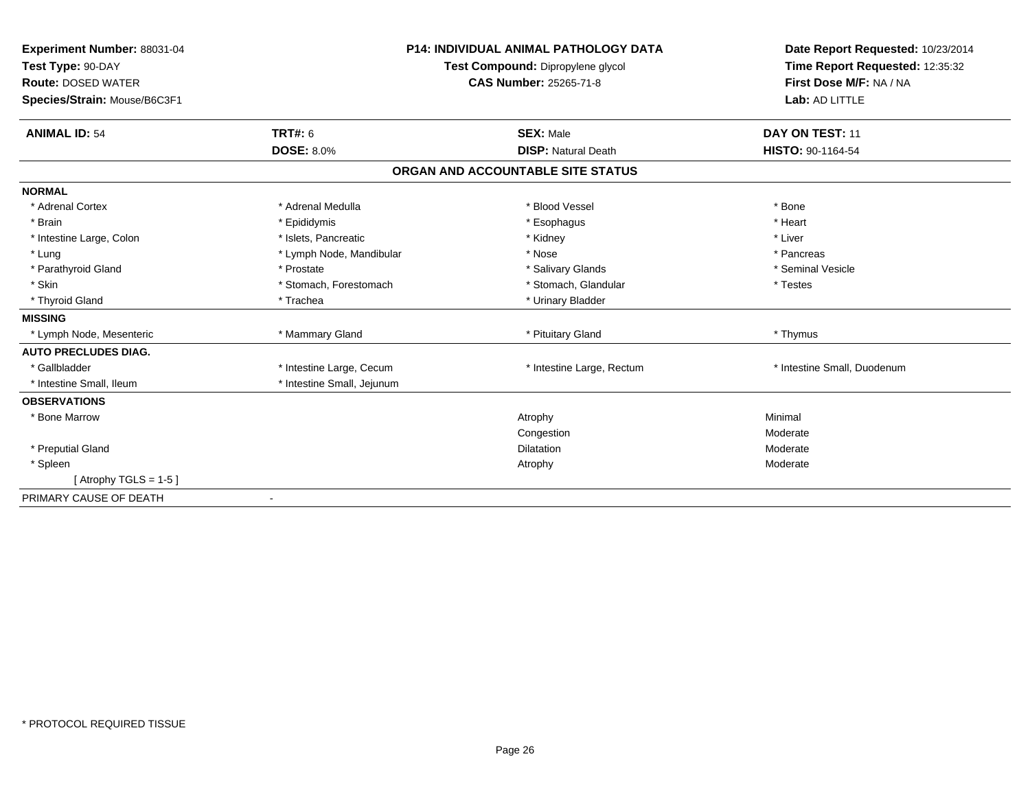**Experiment Number:** 88031-04
**Test Type:** 90-DAY
**Route:** DOSED WATER
**Species/Strain:** Mouse/B6C3F1

**P14: INDIVIDUAL ANIMAL PATHOLOGY DATA**
**Test Compound:** Dipropylene glycol
**CAS Number:** 25265-71-8

**Date Report Requested:** 10/23/2014
**Time Report Requested:** 12:35:32
**First Dose M/F:** NA / NA
**Lab:** AD LITTLE

| **ANIMAL ID:** 54 | **TRT#:** 6 | **SEX:** Male | **DAY ON TEST:** 11 |
|---|---|---|---|
| | **DOSE:** 8.0% | **DISP:** Natural Death | **HISTO:** 90-1164-54 |

## ORGAN AND ACCOUNTABLE SITE STATUS

| | | | |
|---|---|---|---|
| **NORMAL** | | | |
| * Adrenal Cortex | * Adrenal Medulla | * Blood Vessel | * Bone |
| * Brain | * Epididymis | * Esophagus | * Heart |
| * Intestine Large, Colon | * Islets, Pancreatic | * Kidney | * Liver |
| * Lung | * Lymph Node, Mandibular | * Nose | * Pancreas |
| * Parathyroid Gland | * Prostate | * Salivary Glands | * Seminal Vesicle |
| * Skin | * Stomach, Forestomach | * Stomach, Glandular | * Testes |
| * Thyroid Gland | * Trachea | * Urinary Bladder | |
| **MISSING** | | | |
| * Lymph Node, Mesenteric | * Mammary Gland | * Pituitary Gland | * Thymus |
| **AUTO PRECLUDES DIAG.** | | | |
| * Gallbladder | * Intestine Large, Cecum | * Intestine Large, Rectum | * Intestine Small, Duodenum |
| * Intestine Small, Ileum | * Intestine Small, Jejunum | | |
| **OBSERVATIONS** | | | |
| * Bone Marrow | | Atrophy | Minimal |
| | | Congestion | Moderate |
| * Preputial Gland | | Dilatation | Moderate |
| * Spleen | | Atrophy | Moderate |
| [ Atrophy TGLS = 1-5 ] | | | |
| PRIMARY CAUSE OF DEATH | - | | |

* PROTOCOL REQUIRED TISSUE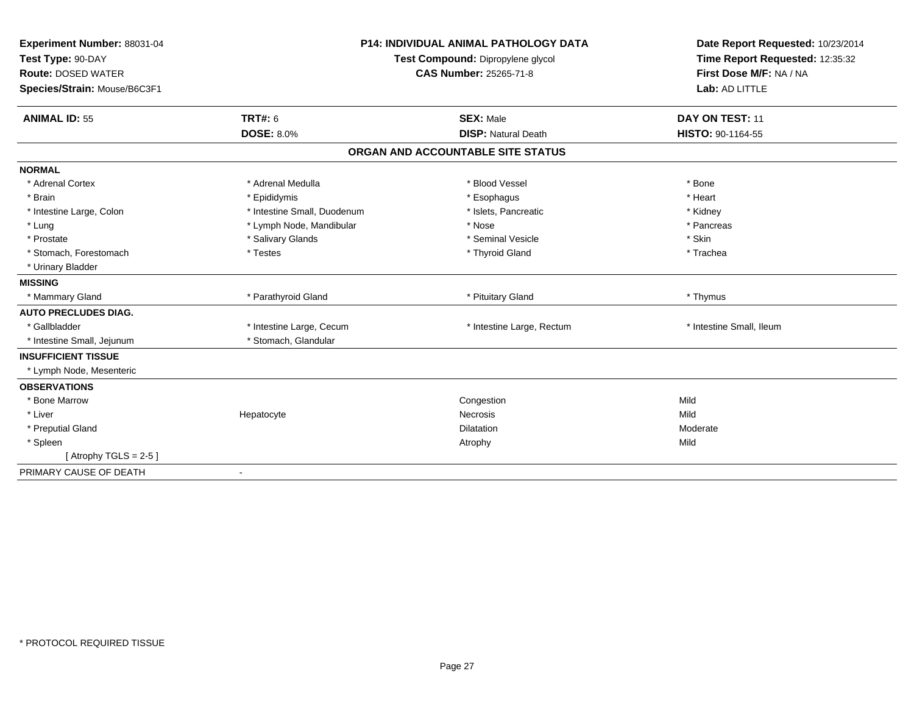**Experiment Number:** 88031-04
**Test Type:** 90-DAY
**Route:** DOSED WATER
**Species/Strain:** Mouse/B6C3F1

**P14: INDIVIDUAL ANIMAL PATHOLOGY DATA**
**Test Compound:** Dipropylene glycol
**CAS Number:** 25265-71-8

**Date Report Requested:** 10/23/2014
**Time Report Requested:** 12:35:32
**First Dose M/F:** NA / NA
**Lab:** AD LITTLE

| **ANIMAL ID:** 55 | **TRT#:** 6 | **SEX:** Male | **DAY ON TEST:** 11 |
|---|---|---|---|
| | **DOSE:** 8.0% | **DISP:** Natural Death | **HISTO:** 90-1164-55 |

**ORGAN AND ACCOUNTABLE SITE STATUS**

**NORMAL**

| | | | |
|---|---|---|---|
| * Adrenal Cortex | * Adrenal Medulla | * Blood Vessel | * Bone |
| * Brain | * Epididymis | * Esophagus | * Heart |
| * Intestine Large, Colon | * Intestine Small, Duodenum | * Islets, Pancreatic | * Kidney |
| * Lung | * Lymph Node, Mandibular | * Nose | * Pancreas |
| * Prostate | * Salivary Glands | * Seminal Vesicle | * Skin |
| * Stomach, Forestomach | * Testes | * Thyroid Gland | * Trachea |
| * Urinary Bladder | | | |

**MISSING**

| | | | |
|---|---|---|---|
| * Mammary Gland | * Parathyroid Gland | * Pituitary Gland | * Thymus |

**AUTO PRECLUDES DIAG.**

| | | | |
|---|---|---|---|
| * Gallbladder | * Intestine Large, Cecum | * Intestine Large, Rectum | * Intestine Small, Ileum |
| * Intestine Small, Jejunum | * Stomach, Glandular | | |

**INSUFFICIENT TISSUE**

* Lymph Node, Mesenteric

**OBSERVATIONS**

| | | | |
|---|---|---|---|
| * Bone Marrow | | Congestion | Mild |
| * Liver | Hepatocyte | Necrosis | Mild |
| * Preputial Gland | | Dilatation | Moderate |
| * Spleen | | Atrophy | Mild |
| [ Atrophy TGLS = 2-5 ] | | | |

PRIMARY CAUSE OF DEATH -

* PROTOCOL REQUIRED TISSUE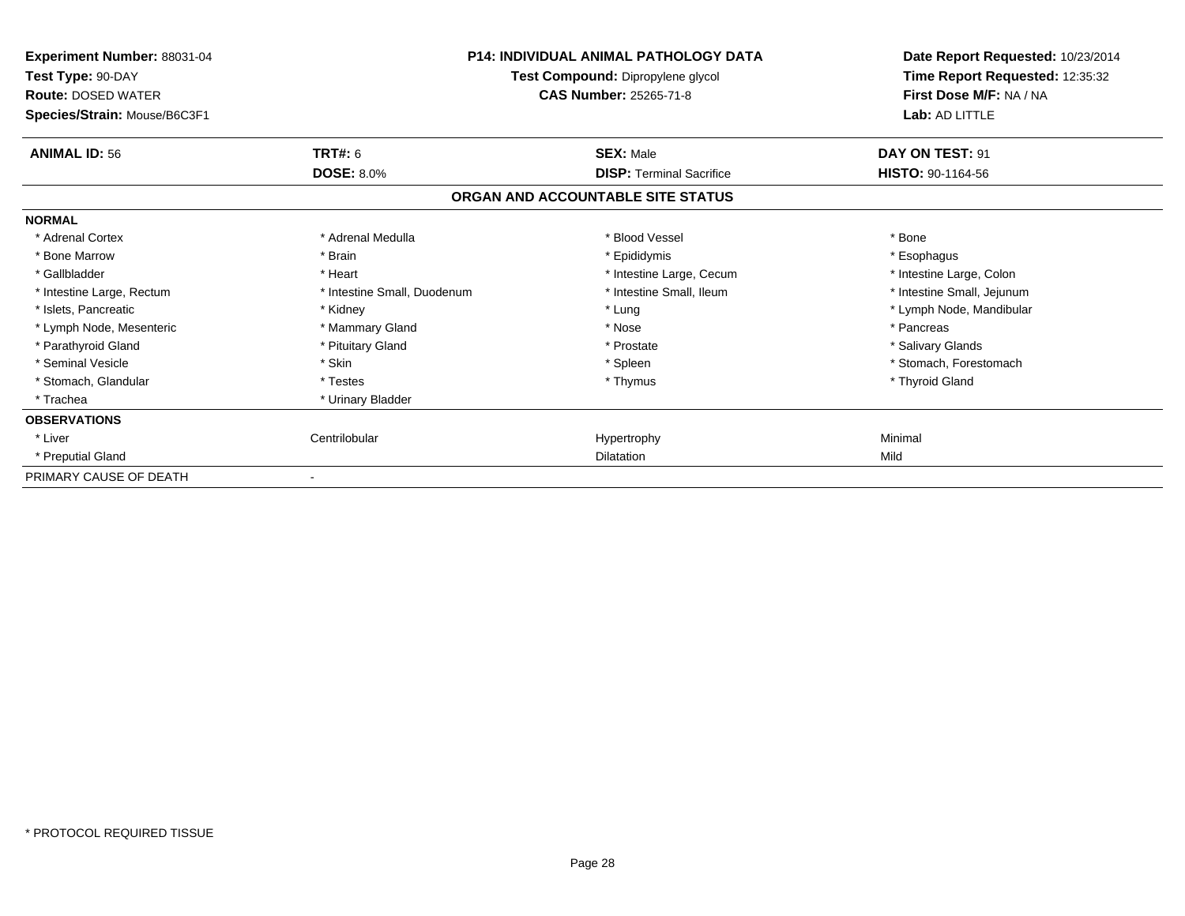**Experiment Number:** 88031-04
**Test Type:** 90-DAY
**Route:** DOSED WATER
**Species/Strain:** Mouse/B6C3F1

**P14: INDIVIDUAL ANIMAL PATHOLOGY DATA**
**Test Compound:** Dipropylene glycol
**CAS Number:** 25265-71-8

**Date Report Requested:** 10/23/2014
**Time Report Requested:** 12:35:32
**First Dose M/F:** NA / NA
**Lab:** AD LITTLE

| **ANIMAL ID:** 56 | **TRT#:** 6 | **SEX:** Male | **DAY ON TEST:** 91 |
|---|---|---|---|
| | **DOSE:** 8.0% | **DISP:** Terminal Sacrifice | **HISTO:** 90-1164-56 |

**ORGAN AND ACCOUNTABLE SITE STATUS**

| | | | |
|---|---|---|---|
| **NORMAL** | | | |
| * Adrenal Cortex | * Adrenal Medulla | * Blood Vessel | * Bone |
| * Bone Marrow | * Brain | * Epididymis | * Esophagus |
| * Gallbladder | * Heart | * Intestine Large, Cecum | * Intestine Large, Colon |
| * Intestine Large, Rectum | * Intestine Small, Duodenum | * Intestine Small, Ileum | * Intestine Small, Jejunum |
| * Islets, Pancreatic | * Kidney | * Lung | * Lymph Node, Mandibular |
| * Lymph Node, Mesenteric | * Mammary Gland | * Nose | * Pancreas |
| * Parathyroid Gland | * Pituitary Gland | * Prostate | * Salivary Glands |
| * Seminal Vesicle | * Skin | * Spleen | * Stomach, Forestomach |
| * Stomach, Glandular | * Testes | * Thymus | * Thyroid Gland |
| * Trachea | * Urinary Bladder | | |
| **OBSERVATIONS** | | | |
| * Liver | Centrilobular | Hypertrophy | Minimal |
| * Preputial Gland | | Dilatation | Mild |
| PRIMARY CAUSE OF DEATH | - | | |

* PROTOCOL REQUIRED TISSUE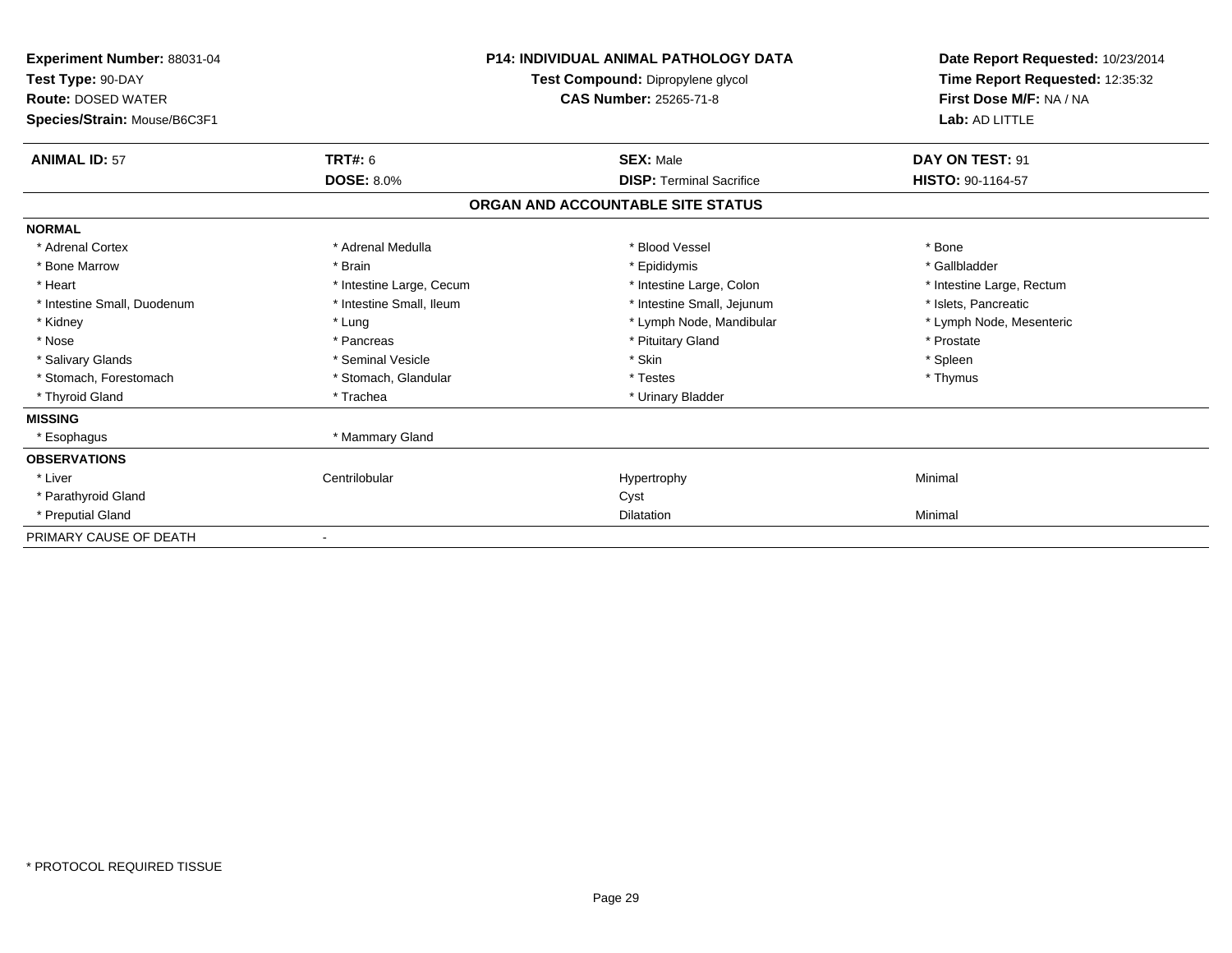**Experiment Number:** 88031-04
**Test Type:** 90-DAY
**Route:** DOSED WATER
**Species/Strain:** Mouse/B6C3F1

**P14: INDIVIDUAL ANIMAL PATHOLOGY DATA**
**Test Compound:** Dipropylene glycol
**CAS Number:** 25265-71-8

**Date Report Requested:** 10/23/2014
**Time Report Requested:** 12:35:32
**First Dose M/F:** NA / NA
**Lab:** AD LITTLE

| **ANIMAL ID:** 57 | **TRT#:** 6 | **SEX:** Male | **DAY ON TEST:** 91 |
|---|---|---|---|
| | **DOSE:** 8.0% | **DISP:** Terminal Sacrifice | **HISTO:** 90-1164-57 |

**ORGAN AND ACCOUNTABLE SITE STATUS**

| | | | |
|---|---|---|---|
| **NORMAL** | | | |
| * Adrenal Cortex | * Adrenal Medulla | * Blood Vessel | * Bone |
| * Bone Marrow | * Brain | * Epididymis | * Gallbladder |
| * Heart | * Intestine Large, Cecum | * Intestine Large, Colon | * Intestine Large, Rectum |
| * Intestine Small, Duodenum | * Intestine Small, Ileum | * Intestine Small, Jejunum | * Islets, Pancreatic |
| * Kidney | * Lung | * Lymph Node, Mandibular | * Lymph Node, Mesenteric |
| * Nose | * Pancreas | * Pituitary Gland | * Prostate |
| * Salivary Glands | * Seminal Vesicle | * Skin | * Spleen |
| * Stomach, Forestomach | * Stomach, Glandular | * Testes | * Thymus |
| * Thyroid Gland | * Trachea | * Urinary Bladder | |
| **MISSING** | | | |
| * Esophagus | * Mammary Gland | | |
| **OBSERVATIONS** | | | |
| * Liver | Centrilobular | Hypertrophy | Minimal |
| * Parathyroid Gland | | Cyst | |
| * Preputial Gland | | Dilatation | Minimal |
| PRIMARY CAUSE OF DEATH | - | | |

* PROTOCOL REQUIRED TISSUE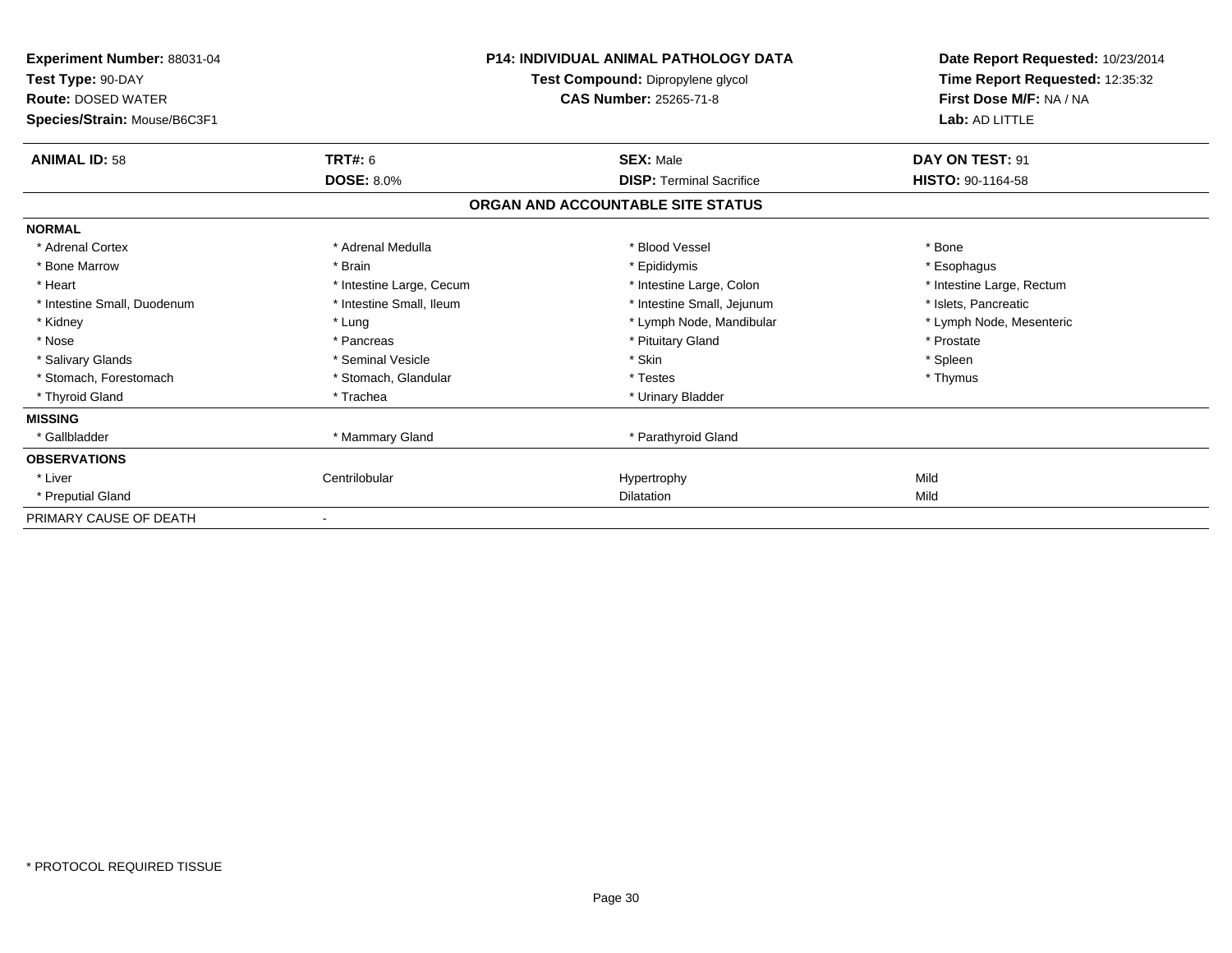**Experiment Number:** 88031-04
**Test Type:** 90-DAY
**Route:** DOSED WATER
**Species/Strain:** Mouse/B6C3F1

**P14: INDIVIDUAL ANIMAL PATHOLOGY DATA**
**Test Compound:** Dipropylene glycol
**CAS Number:** 25265-71-8

**Date Report Requested:** 10/23/2014
**Time Report Requested:** 12:35:32
**First Dose M/F:** NA / NA
**Lab:** AD LITTLE

| **ANIMAL ID:** 58 | **TRT#:** 6 | **SEX:** Male | **DAY ON TEST:** 91 |
|---|---|---|---|
| | **DOSE:** 8.0% | **DISP:** Terminal Sacrifice | **HISTO:** 90-1164-58 |

## ORGAN AND ACCOUNTABLE SITE STATUS

| | | | |
|---|---|---|---|
| **NORMAL** | | | |
| * Adrenal Cortex | * Adrenal Medulla | * Blood Vessel | * Bone |
| * Bone Marrow | * Brain | * Epididymis | * Esophagus |
| * Heart | * Intestine Large, Cecum | * Intestine Large, Colon | * Intestine Large, Rectum |
| * Intestine Small, Duodenum | * Intestine Small, Ileum | * Intestine Small, Jejunum | * Islets, Pancreatic |
| * Kidney | * Lung | * Lymph Node, Mandibular | * Lymph Node, Mesenteric |
| * Nose | * Pancreas | * Pituitary Gland | * Prostate |
| * Salivary Glands | * Seminal Vesicle | * Skin | * Spleen |
| * Stomach, Forestomach | * Stomach, Glandular | * Testes | * Thymus |
| * Thyroid Gland | * Trachea | * Urinary Bladder | |
| **MISSING** | | | |
| * Gallbladder | * Mammary Gland | * Parathyroid Gland | |
| **OBSERVATIONS** | | | |
| * Liver | Centrilobular | Hypertrophy | Mild |
| * Preputial Gland | | Dilatation | Mild |
| PRIMARY CAUSE OF DEATH | - | | |

* PROTOCOL REQUIRED TISSUE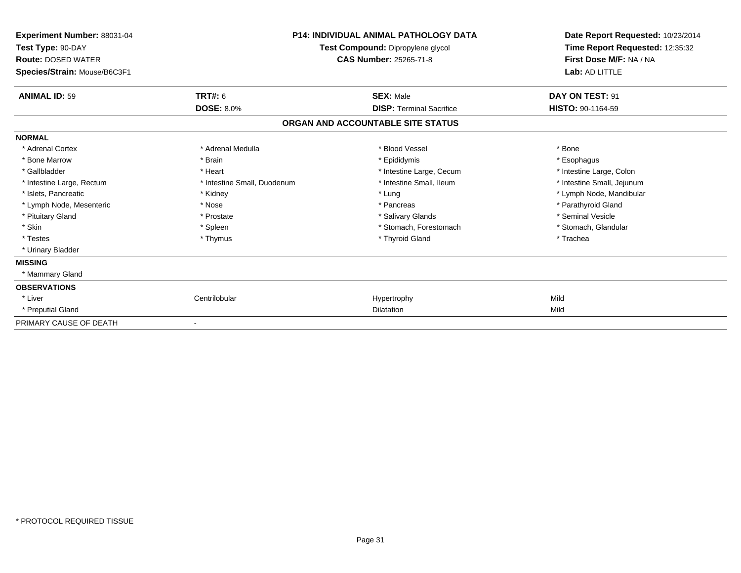**Experiment Number:** 88031-04
**Test Type:** 90-DAY
**Route:** DOSED WATER
**Species/Strain:** Mouse/B6C3F1

**P14: INDIVIDUAL ANIMAL PATHOLOGY DATA**
**Test Compound:** Dipropylene glycol
**CAS Number:** 25265-71-8

**Date Report Requested:** 10/23/2014
**Time Report Requested:** 12:35:32
**First Dose M/F:** NA / NA
**Lab:** AD LITTLE

| **ANIMAL ID:** 59 | **TRT#:** 6 | **SEX:** Male | **DAY ON TEST:** 91 |
|---|---|---|---|
| | **DOSE:** 8.0% | **DISP:** Terminal Sacrifice | **HISTO:** 90-1164-59 |

**ORGAN AND ACCOUNTABLE SITE STATUS**

| | | | |
|---|---|---|---|
| **NORMAL** | | | |
| * Adrenal Cortex | * Adrenal Medulla | * Blood Vessel | * Bone |
| * Bone Marrow | * Brain | * Epididymis | * Esophagus |
| * Gallbladder | * Heart | * Intestine Large, Cecum | * Intestine Large, Colon |
| * Intestine Large, Rectum | * Intestine Small, Duodenum | * Intestine Small, Ileum | * Intestine Small, Jejunum |
| * Islets, Pancreatic | * Kidney | * Lung | * Lymph Node, Mandibular |
| * Lymph Node, Mesenteric | * Nose | * Pancreas | * Parathyroid Gland |
| * Pituitary Gland | * Prostate | * Salivary Glands | * Seminal Vesicle |
| * Skin | * Spleen | * Stomach, Forestomach | * Stomach, Glandular |
| * Testes | * Thymus | * Thyroid Gland | * Trachea |
| * Urinary Bladder | | | |
| **MISSING** | | | |
| * Mammary Gland | | | |
| **OBSERVATIONS** | | | |
| * Liver | Centrilobular | Hypertrophy | Mild |
| * Preputial Gland | | Dilatation | Mild |
| PRIMARY CAUSE OF DEATH | - | | |

* PROTOCOL REQUIRED TISSUE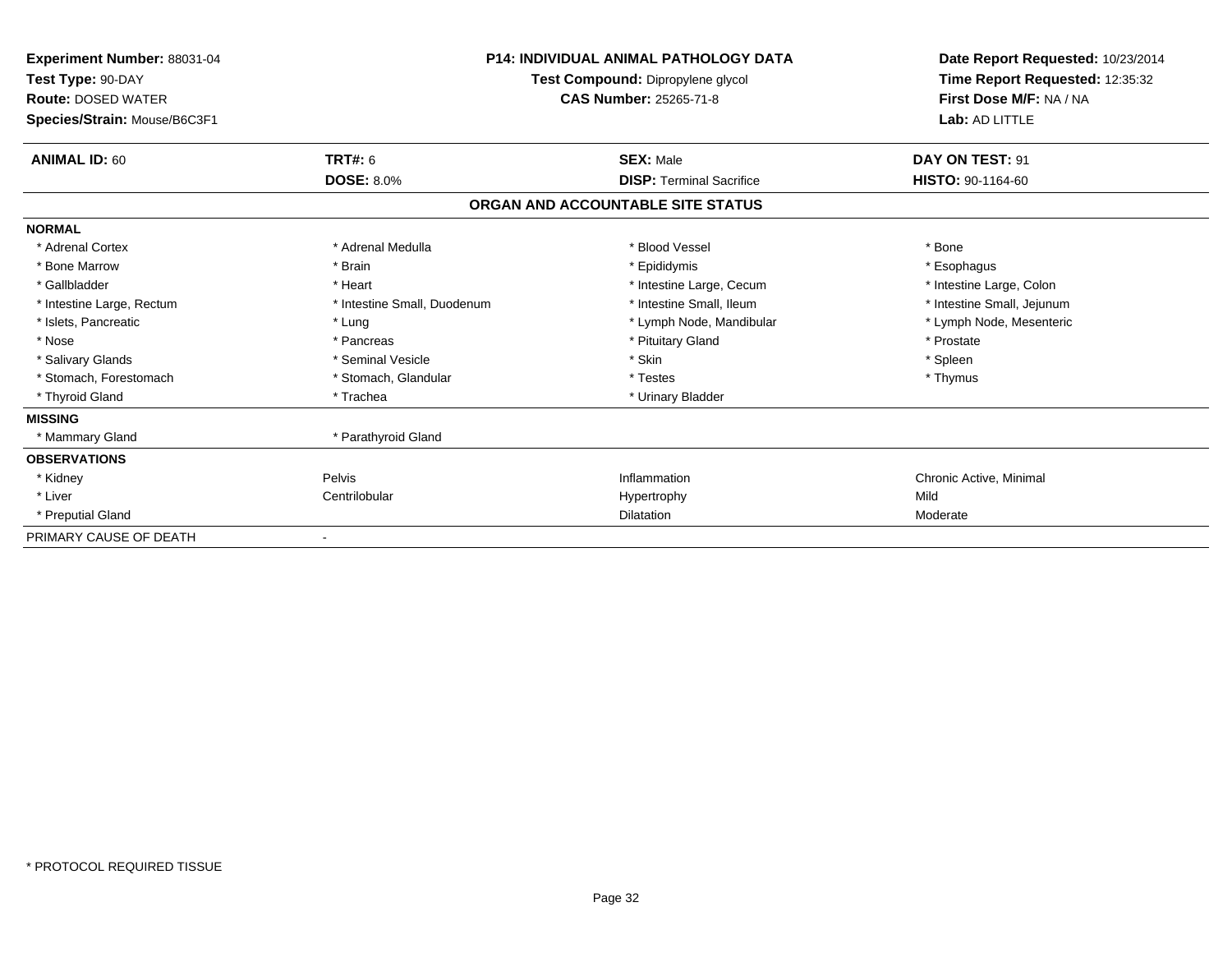**Experiment Number:** 88031-04
**Test Type:** 90-DAY
**Route:** DOSED WATER
**Species/Strain:** Mouse/B6C3F1

**P14: INDIVIDUAL ANIMAL PATHOLOGY DATA**
**Test Compound:** Dipropylene glycol
**CAS Number:** 25265-71-8

**Date Report Requested:** 10/23/2014
**Time Report Requested:** 12:35:32
**First Dose M/F:** NA / NA
**Lab:** AD LITTLE

| **ANIMAL ID:** 60 | **TRT#:** 6 | **SEX:** Male | **DAY ON TEST:** 91 |
|---|---|---|---|
| | **DOSE:** 8.0% | **DISP:** Terminal Sacrifice | **HISTO:** 90-1164-60 |

## ORGAN AND ACCOUNTABLE SITE STATUS

| | | | |
|---|---|---|---|
| **NORMAL** | | | |
| * Adrenal Cortex | * Adrenal Medulla | * Blood Vessel | * Bone |
| * Bone Marrow | * Brain | * Epididymis | * Esophagus |
| * Gallbladder | * Heart | * Intestine Large, Cecum | * Intestine Large, Colon |
| * Intestine Large, Rectum | * Intestine Small, Duodenum | * Intestine Small, Ileum | * Intestine Small, Jejunum |
| * Islets, Pancreatic | * Lung | * Lymph Node, Mandibular | * Lymph Node, Mesenteric |
| * Nose | * Pancreas | * Pituitary Gland | * Prostate |
| * Salivary Glands | * Seminal Vesicle | * Skin | * Spleen |
| * Stomach, Forestomach | * Stomach, Glandular | * Testes | * Thymus |
| * Thyroid Gland | * Trachea | * Urinary Bladder | |
| **MISSING** | | | |
| * Mammary Gland | * Parathyroid Gland | | |
| **OBSERVATIONS** | | | |
| * Kidney | Pelvis | Inflammation | Chronic Active, Minimal |
| * Liver | Centrilobular | Hypertrophy | Mild |
| * Preputial Gland | | Dilatation | Moderate |
| PRIMARY CAUSE OF DEATH | - | | |

* PROTOCOL REQUIRED TISSUE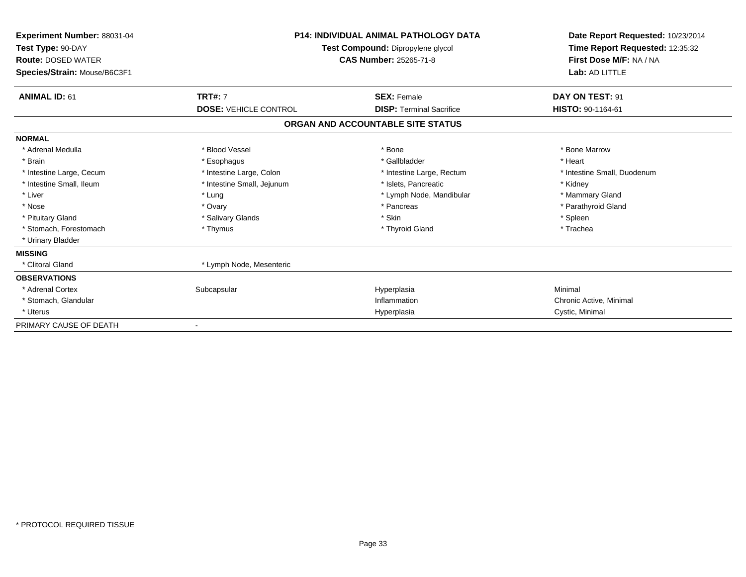**Experiment Number:** 88031-04
**Test Type:** 90-DAY
**Route:** DOSED WATER
**Species/Strain:** Mouse/B6C3F1

**P14: INDIVIDUAL ANIMAL PATHOLOGY DATA**
**Test Compound:** Dipropylene glycol
**CAS Number:** 25265-71-8

**Date Report Requested:** 10/23/2014
**Time Report Requested:** 12:35:32
**First Dose M/F:** NA / NA
**Lab:** AD LITTLE

| **ANIMAL ID:** 61 | **TRT#:** 7 | **SEX:** Female | **DAY ON TEST:** 91 |
|---|---|---|---|
| | **DOSE:** VEHICLE CONTROL | **DISP:** Terminal Sacrifice | **HISTO:** 90-1164-61 |

## ORGAN AND ACCOUNTABLE SITE STATUS

| | | | |
|---|---|---|---|
| **NORMAL** | | | |
| * Adrenal Medulla | * Blood Vessel | * Bone | * Bone Marrow |
| * Brain | * Esophagus | * Gallbladder | * Heart |
| * Intestine Large, Cecum | * Intestine Large, Colon | * Intestine Large, Rectum | * Intestine Small, Duodenum |
| * Intestine Small, Ileum | * Intestine Small, Jejunum | * Islets, Pancreatic | * Kidney |
| * Liver | * Lung | * Lymph Node, Mandibular | * Mammary Gland |
| * Nose | * Ovary | * Pancreas | * Parathyroid Gland |
| * Pituitary Gland | * Salivary Glands | * Skin | * Spleen |
| * Stomach, Forestomach | * Thymus | * Thyroid Gland | * Trachea |
| * Urinary Bladder | | | |
| **MISSING** | | | |
| * Clitoral Gland | * Lymph Node, Mesenteric | | |
| **OBSERVATIONS** | | | |
| * Adrenal Cortex | Subcapsular | Hyperplasia | Minimal |
| * Stomach, Glandular | | Inflammation | Chronic Active, Minimal |
| * Uterus | | Hyperplasia | Cystic, Minimal |
| PRIMARY CAUSE OF DEATH | - | | |

* PROTOCOL REQUIRED TISSUE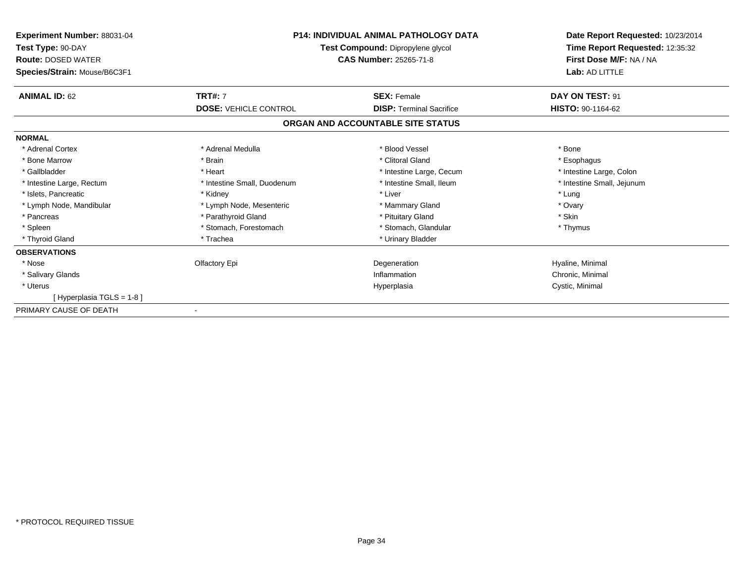| | | | |
|---|---|---|---|
| **Experiment Number:** 88031-04 | **P14: INDIVIDUAL ANIMAL PATHOLOGY DATA** | | **Date Report Requested:** 10/23/2014 |
| **Test Type:** 90-DAY | **Test Compound:** Dipropylene glycol | | **Time Report Requested:** 12:35:32 |
| **Route:** DOSED WATER | **CAS Number:** 25265-71-8 | | **First Dose M/F:** NA / NA |
| **Species/Strain:** Mouse/B6C3F1 | | | **Lab:** AD LITTLE |

| **ANIMAL ID:** 62 | **TRT#:** 7 | **SEX:** Female | **DAY ON TEST:** 91 |
|---|---|---|---|
| | **DOSE:** VEHICLE CONTROL | **DISP:** Terminal Sacrifice | **HISTO:** 90-1164-62 |

## ORGAN AND ACCOUNTABLE SITE STATUS

| | | | |
|---|---|---|---|
| **NORMAL** | | | |
| * Adrenal Cortex | * Adrenal Medulla | * Blood Vessel | * Bone |
| * Bone Marrow | * Brain | * Clitoral Gland | * Esophagus |
| * Gallbladder | * Heart | * Intestine Large, Cecum | * Intestine Large, Colon |
| * Intestine Large, Rectum | * Intestine Small, Duodenum | * Intestine Small, Ileum | * Intestine Small, Jejunum |
| * Islets, Pancreatic | * Kidney | * Liver | * Lung |
| * Lymph Node, Mandibular | * Lymph Node, Mesenteric | * Mammary Gland | * Ovary |
| * Pancreas | * Parathyroid Gland | * Pituitary Gland | * Skin |
| * Spleen | * Stomach, Forestomach | * Stomach, Glandular | * Thymus |
| * Thyroid Gland | * Trachea | * Urinary Bladder | |
| **OBSERVATIONS** | | | |
| * Nose | Olfactory Epi | Degeneration | Hyaline, Minimal |
| * Salivary Glands | | Inflammation | Chronic, Minimal |
| * Uterus | | Hyperplasia | Cystic, Minimal |
| [ Hyperplasia TGLS = 1-8 ] | | | |
| PRIMARY CAUSE OF DEATH | - | | |

* PROTOCOL REQUIRED TISSUE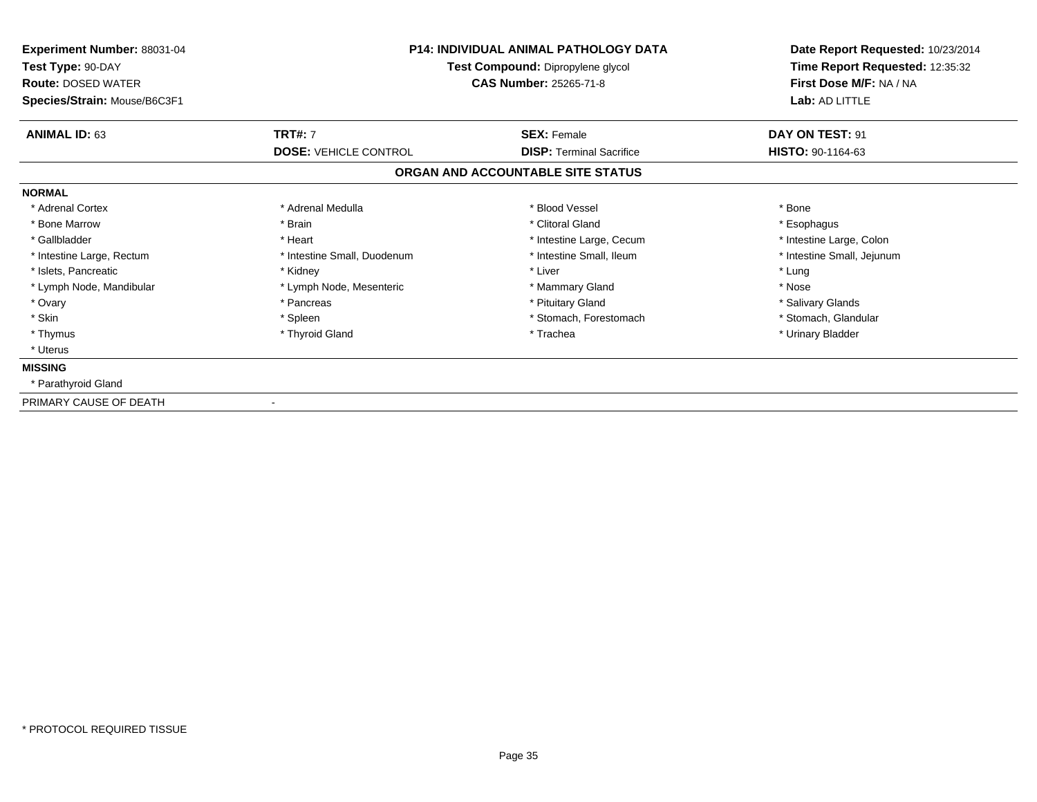**Experiment Number:** 88031-04
**Test Type:** 90-DAY
**Route:** DOSED WATER
**Species/Strain:** Mouse/B6C3F1

**P14: INDIVIDUAL ANIMAL PATHOLOGY DATA**
**Test Compound:** Dipropylene glycol
**CAS Number:** 25265-71-8

**Date Report Requested:** 10/23/2014
**Time Report Requested:** 12:35:32
**First Dose M/F:** NA / NA
**Lab:** AD LITTLE

| **ANIMAL ID:** 63 | **TRT#:** 7 | **SEX:** Female | **DAY ON TEST:** 91 |
|---|---|---|---|
| | **DOSE:** VEHICLE CONTROL | **DISP:** Terminal Sacrifice | **HISTO:** 90-1164-63 |

## ORGAN AND ACCOUNTABLE SITE STATUS

**NORMAL**

| | | | |
|---|---|---|---|
| * Adrenal Cortex | * Adrenal Medulla | * Blood Vessel | * Bone |
| * Bone Marrow | * Brain | * Clitoral Gland | * Esophagus |
| * Gallbladder | * Heart | * Intestine Large, Cecum | * Intestine Large, Colon |
| * Intestine Large, Rectum | * Intestine Small, Duodenum | * Intestine Small, Ileum | * Intestine Small, Jejunum |
| * Islets, Pancreatic | * Kidney | * Liver | * Lung |
| * Lymph Node, Mandibular | * Lymph Node, Mesenteric | * Mammary Gland | * Nose |
| * Ovary | * Pancreas | * Pituitary Gland | * Salivary Glands |
| * Skin | * Spleen | * Stomach, Forestomach | * Stomach, Glandular |
| * Thymus | * Thyroid Gland | * Trachea | * Urinary Bladder |
| * Uterus | | | |

**MISSING**

* Parathyroid Gland

PRIMARY CAUSE OF DEATH -

* PROTOCOL REQUIRED TISSUE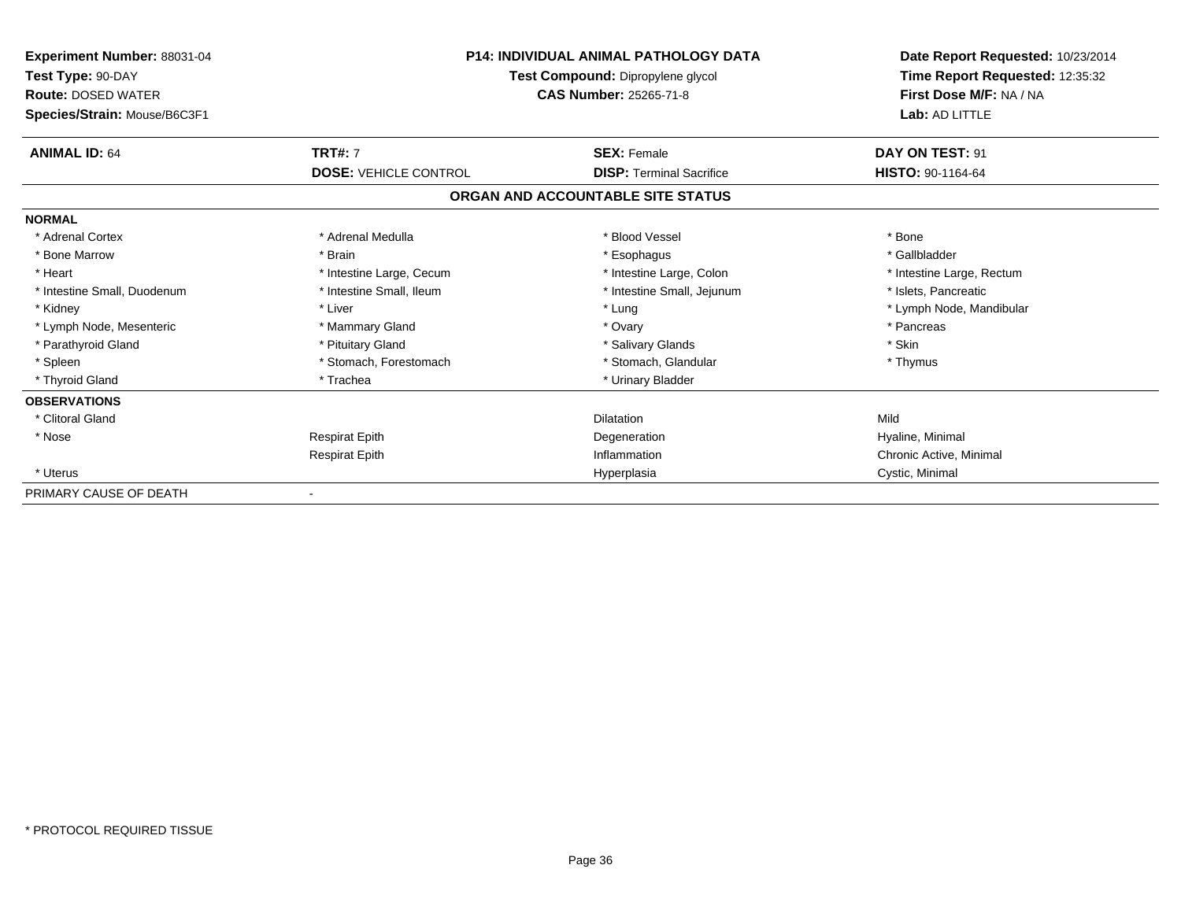**Experiment Number:** 88031-04
**Test Type:** 90-DAY
**Route:** DOSED WATER
**Species/Strain:** Mouse/B6C3F1

**P14: INDIVIDUAL ANIMAL PATHOLOGY DATA**
**Test Compound:** Dipropylene glycol
**CAS Number:** 25265-71-8

**Date Report Requested:** 10/23/2014
**Time Report Requested:** 12:35:32
**First Dose M/F:** NA / NA
**Lab:** AD LITTLE

| **ANIMAL ID:** 64 | **TRT#:** 7 | **SEX:** Female | **DAY ON TEST:** 91 |
|---|---|---|---|
| | **DOSE:** VEHICLE CONTROL | **DISP:** Terminal Sacrifice | **HISTO:** 90-1164-64 |

## ORGAN AND ACCOUNTABLE SITE STATUS

| | | | |
|---|---|---|---|
| **NORMAL** | | | |
| * Adrenal Cortex | * Adrenal Medulla | * Blood Vessel | * Bone |
| * Bone Marrow | * Brain | * Esophagus | * Gallbladder |
| * Heart | * Intestine Large, Cecum | * Intestine Large, Colon | * Intestine Large, Rectum |
| * Intestine Small, Duodenum | * Intestine Small, Ileum | * Intestine Small, Jejunum | * Islets, Pancreatic |
| * Kidney | * Liver | * Lung | * Lymph Node, Mandibular |
| * Lymph Node, Mesenteric | * Mammary Gland | * Ovary | * Pancreas |
| * Parathyroid Gland | * Pituitary Gland | * Salivary Glands | * Skin |
| * Spleen | * Stomach, Forestomach | * Stomach, Glandular | * Thymus |
| * Thyroid Gland | * Trachea | * Urinary Bladder | |
| **OBSERVATIONS** | | | |
| * Clitoral Gland | | Dilatation | Mild |
| * Nose | Respirat Epith | Degeneration | Hyaline, Minimal |
| | Respirat Epith | Inflammation | Chronic Active, Minimal |
| * Uterus | | Hyperplasia | Cystic, Minimal |
| PRIMARY CAUSE OF DEATH | - | | |

* PROTOCOL REQUIRED TISSUE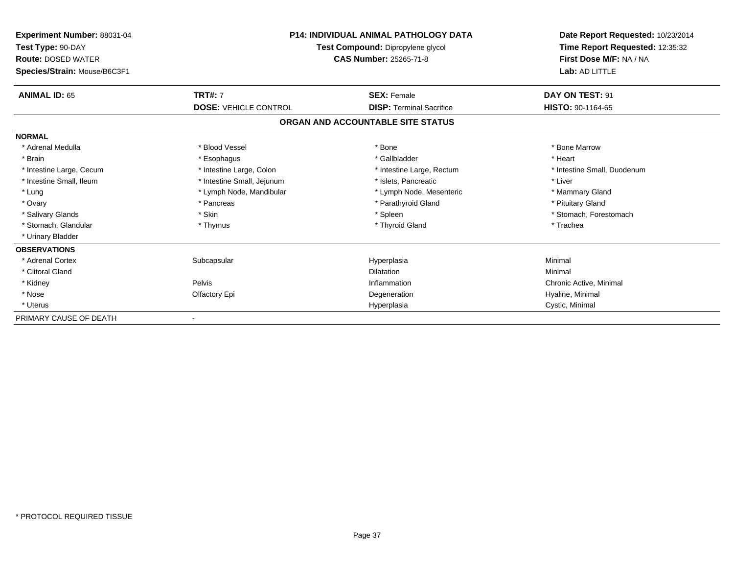**Experiment Number:** 88031-04
**Test Type:** 90-DAY
**Route:** DOSED WATER
**Species/Strain:** Mouse/B6C3F1

**P14: INDIVIDUAL ANIMAL PATHOLOGY DATA**
**Test Compound:** Dipropylene glycol
**CAS Number:** 25265-71-8

**Date Report Requested:** 10/23/2014
**Time Report Requested:** 12:35:32
**First Dose M/F:** NA / NA
**Lab:** AD LITTLE

| **ANIMAL ID:** 65 | **TRT#:** 7 | **SEX:** Female | **DAY ON TEST:** 91 |
|---|---|---|---|
| | **DOSE:** VEHICLE CONTROL | **DISP:** Terminal Sacrifice | **HISTO:** 90-1164-65 |

**ORGAN AND ACCOUNTABLE SITE STATUS**

**NORMAL**

| | | | |
|---|---|---|---|
| * Adrenal Medulla | * Blood Vessel | * Bone | * Bone Marrow |
| * Brain | * Esophagus | * Gallbladder | * Heart |
| * Intestine Large, Cecum | * Intestine Large, Colon | * Intestine Large, Rectum | * Intestine Small, Duodenum |
| * Intestine Small, Ileum | * Intestine Small, Jejunum | * Islets, Pancreatic | * Liver |
| * Lung | * Lymph Node, Mandibular | * Lymph Node, Mesenteric | * Mammary Gland |
| * Ovary | * Pancreas | * Parathyroid Gland | * Pituitary Gland |
| * Salivary Glands | * Skin | * Spleen | * Stomach, Forestomach |
| * Stomach, Glandular | * Thymus | * Thyroid Gland | * Trachea |
| * Urinary Bladder | | | |

**OBSERVATIONS**

| | | | |
|---|---|---|---|
| * Adrenal Cortex | Subcapsular | Hyperplasia | Minimal |
| * Clitoral Gland | | Dilatation | Minimal |
| * Kidney | Pelvis | Inflammation | Chronic Active, Minimal |
| * Nose | Olfactory Epi | Degeneration | Hyaline, Minimal |
| * Uterus | | Hyperplasia | Cystic, Minimal |

PRIMARY CAUSE OF DEATH -

\* PROTOCOL REQUIRED TISSUE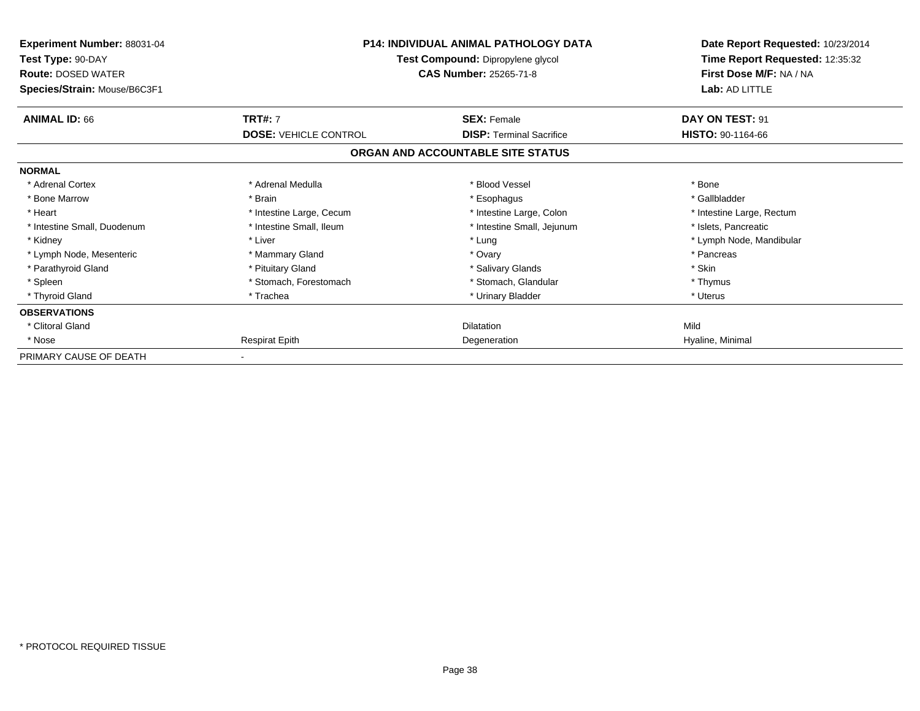**Experiment Number:** 88031-04
**Test Type:** 90-DAY
**Route:** DOSED WATER
**Species/Strain:** Mouse/B6C3F1

**P14: INDIVIDUAL ANIMAL PATHOLOGY DATA**
**Test Compound:** Dipropylene glycol
**CAS Number:** 25265-71-8

**Date Report Requested:** 10/23/2014
**Time Report Requested:** 12:35:32
**First Dose M/F:** NA / NA
**Lab:** AD LITTLE

| **ANIMAL ID:** 66 | **TRT#:** 7 | **SEX:** Female | **DAY ON TEST:** 91 |
|---|---|---|---|
| | **DOSE:** VEHICLE CONTROL | **DISP:** Terminal Sacrifice | **HISTO:** 90-1164-66 |

## ORGAN AND ACCOUNTABLE SITE STATUS

| | | | |
|---|---|---|---|
| **NORMAL** | | | |
| * Adrenal Cortex | * Adrenal Medulla | * Blood Vessel | * Bone |
| * Bone Marrow | * Brain | * Esophagus | * Gallbladder |
| * Heart | * Intestine Large, Cecum | * Intestine Large, Colon | * Intestine Large, Rectum |
| * Intestine Small, Duodenum | * Intestine Small, Ileum | * Intestine Small, Jejunum | * Islets, Pancreatic |
| * Kidney | * Liver | * Lung | * Lymph Node, Mandibular |
| * Lymph Node, Mesenteric | * Mammary Gland | * Ovary | * Pancreas |
| * Parathyroid Gland | * Pituitary Gland | * Salivary Glands | * Skin |
| * Spleen | * Stomach, Forestomach | * Stomach, Glandular | * Thymus |
| * Thyroid Gland | * Trachea | * Urinary Bladder | * Uterus |
| **OBSERVATIONS** | | | |
| * Clitoral Gland | | Dilatation | Mild |
| * Nose | Respirat Epith | Degeneration | Hyaline, Minimal |
| PRIMARY CAUSE OF DEATH | - | | |

* PROTOCOL REQUIRED TISSUE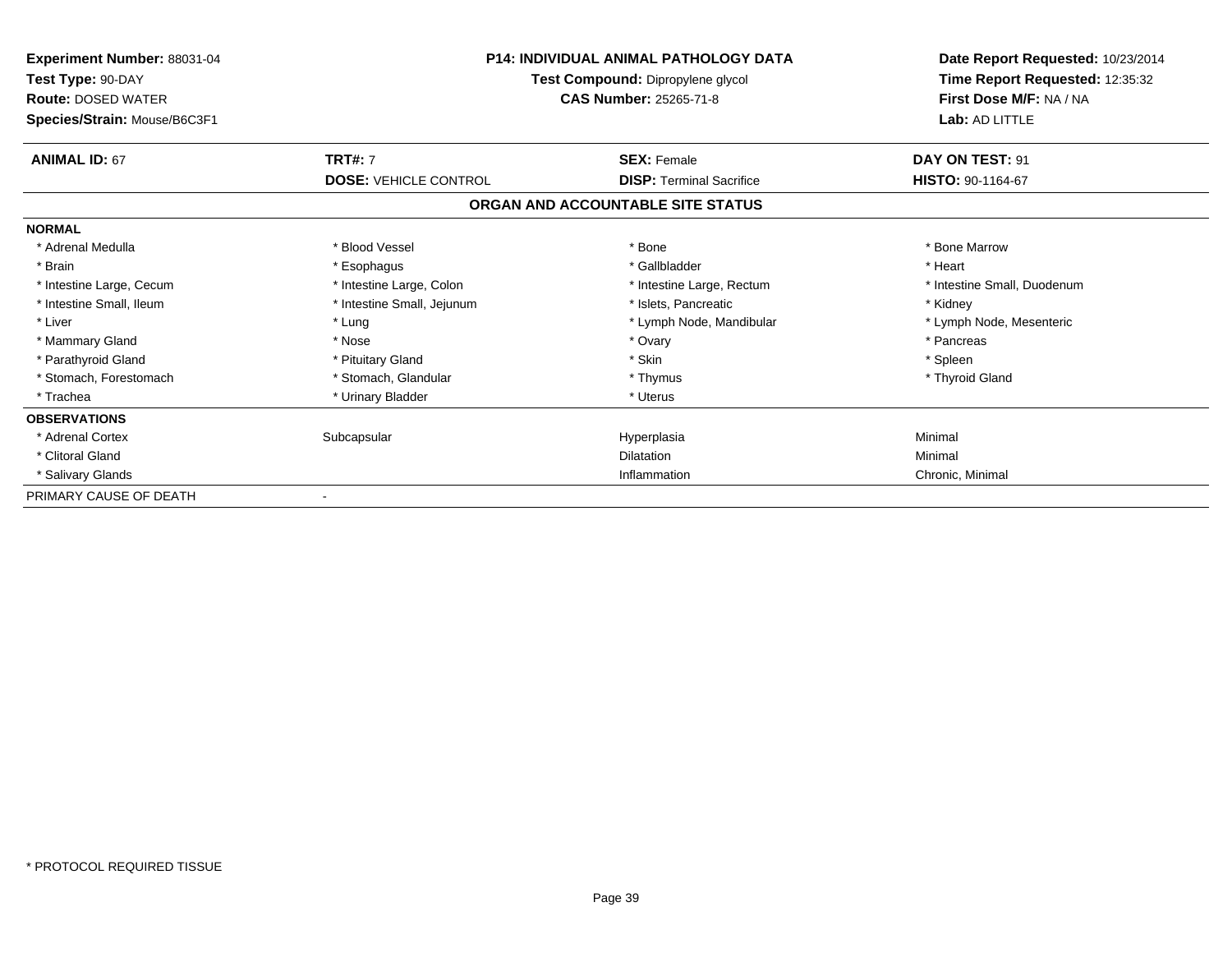**Experiment Number:** 88031-04
**Test Type:** 90-DAY
**Route:** DOSED WATER
**Species/Strain:** Mouse/B6C3F1

**P14: INDIVIDUAL ANIMAL PATHOLOGY DATA**
**Test Compound:** Dipropylene glycol
**CAS Number:** 25265-71-8

**Date Report Requested:** 10/23/2014
**Time Report Requested:** 12:35:32
**First Dose M/F:** NA / NA
**Lab:** AD LITTLE

| **ANIMAL ID:** 67 | **TRT#:** 7 | **SEX:** Female | **DAY ON TEST:** 91 |
|---|---|---|---|
| | **DOSE:** VEHICLE CONTROL | **DISP:** Terminal Sacrifice | **HISTO:** 90-1164-67 |

## ORGAN AND ACCOUNTABLE SITE STATUS

| | | | |
|---|---|---|---|
| **NORMAL** | | | |
| * Adrenal Medulla | * Blood Vessel | * Bone | * Bone Marrow |
| * Brain | * Esophagus | * Gallbladder | * Heart |
| * Intestine Large, Cecum | * Intestine Large, Colon | * Intestine Large, Rectum | * Intestine Small, Duodenum |
| * Intestine Small, Ileum | * Intestine Small, Jejunum | * Islets, Pancreatic | * Kidney |
| * Liver | * Lung | * Lymph Node, Mandibular | * Lymph Node, Mesenteric |
| * Mammary Gland | * Nose | * Ovary | * Pancreas |
| * Parathyroid Gland | * Pituitary Gland | * Skin | * Spleen |
| * Stomach, Forestomach | * Stomach, Glandular | * Thymus | * Thyroid Gland |
| * Trachea | * Urinary Bladder | * Uterus | |
| **OBSERVATIONS** | | | |
| * Adrenal Cortex | Subcapsular | Hyperplasia | Minimal |
| * Clitoral Gland | | Dilatation | Minimal |
| * Salivary Glands | | Inflammation | Chronic, Minimal |
| PRIMARY CAUSE OF DEATH | - | | |

* PROTOCOL REQUIRED TISSUE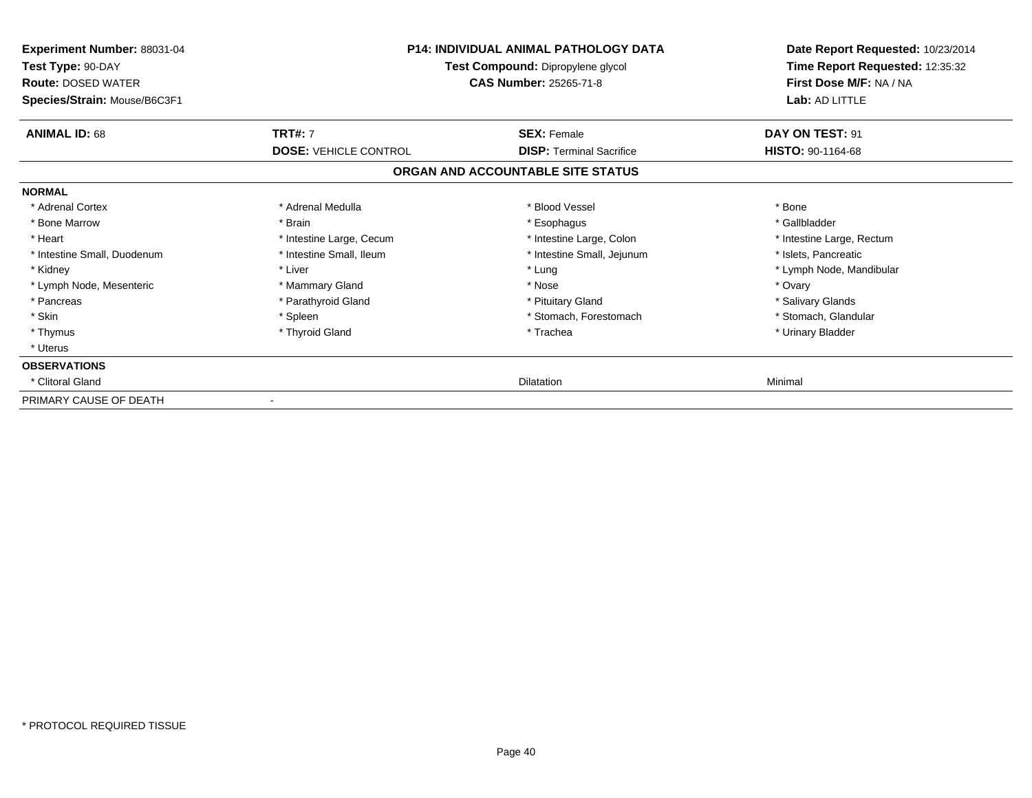**Experiment Number:** 88031-04
**Test Type:** 90-DAY
**Route:** DOSED WATER
**Species/Strain:** Mouse/B6C3F1

**P14: INDIVIDUAL ANIMAL PATHOLOGY DATA**
**Test Compound:** Dipropylene glycol
**CAS Number:** 25265-71-8

**Date Report Requested:** 10/23/2014
**Time Report Requested:** 12:35:32
**First Dose M/F:** NA / NA
**Lab:** AD LITTLE

| **ANIMAL ID:** 68 | **TRT#:** 7 | **SEX:** Female | **DAY ON TEST:** 91 |
|---|---|---|---|
| | **DOSE:** VEHICLE CONTROL | **DISP:** Terminal Sacrifice | **HISTO:** 90-1164-68 |

## ORGAN AND ACCOUNTABLE SITE STATUS

| **NORMAL** | | | |
|---|---|---|---|
| * Adrenal Cortex | * Adrenal Medulla | * Blood Vessel | * Bone |
| * Bone Marrow | * Brain | * Esophagus | * Gallbladder |
| * Heart | * Intestine Large, Cecum | * Intestine Large, Colon | * Intestine Large, Rectum |
| * Intestine Small, Duodenum | * Intestine Small, Ileum | * Intestine Small, Jejunum | * Islets, Pancreatic |
| * Kidney | * Liver | * Lung | * Lymph Node, Mandibular |
| * Lymph Node, Mesenteric | * Mammary Gland | * Nose | * Ovary |
| * Pancreas | * Parathyroid Gland | * Pituitary Gland | * Salivary Glands |
| * Skin | * Spleen | * Stomach, Forestomach | * Stomach, Glandular |
| * Thymus | * Thyroid Gland | * Trachea | * Urinary Bladder |
| * Uterus | | | |
| **OBSERVATIONS** | | | |
| * Clitoral Gland | | Dilatation | Minimal |
| PRIMARY CAUSE OF DEATH | - | | |

* PROTOCOL REQUIRED TISSUE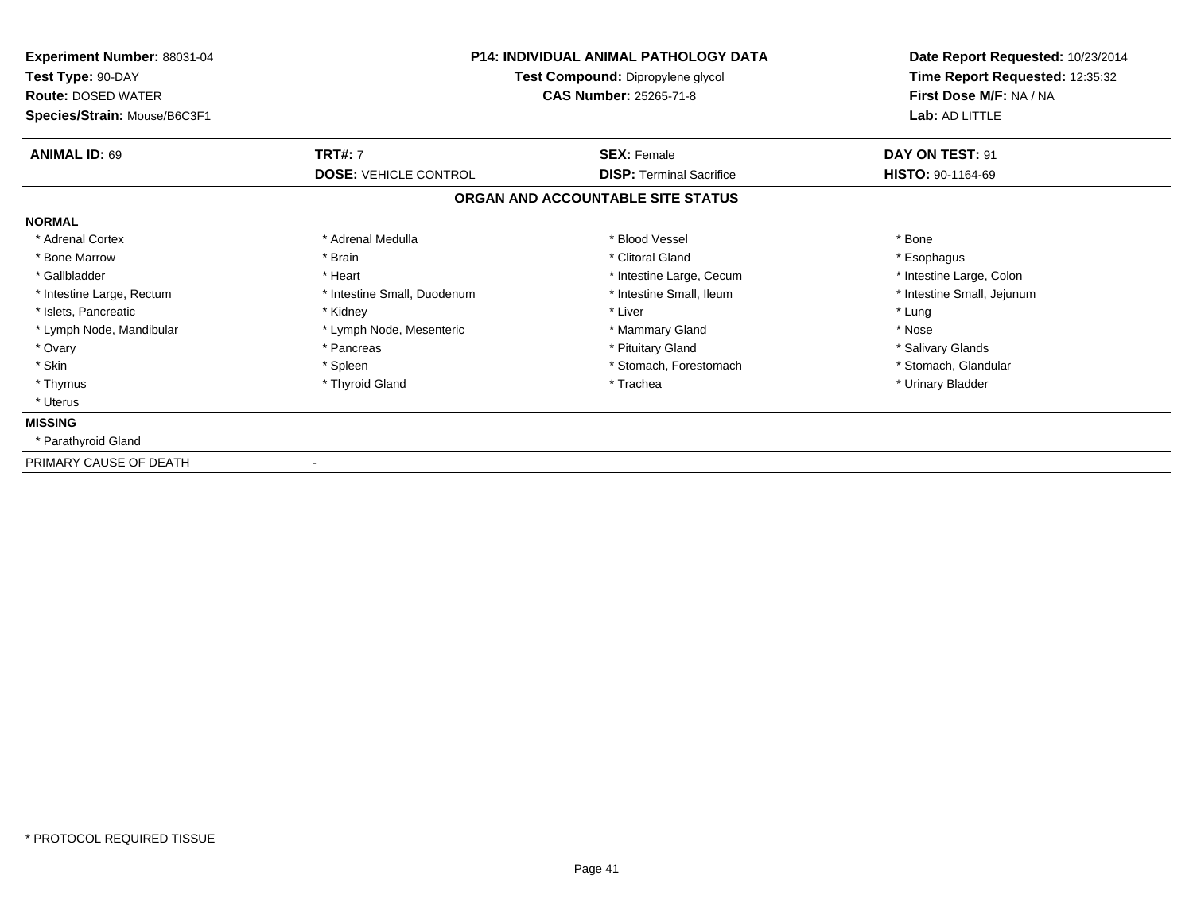**Experiment Number:** 88031-04
**Test Type:** 90-DAY
**Route:** DOSED WATER
**Species/Strain:** Mouse/B6C3F1

**P14: INDIVIDUAL ANIMAL PATHOLOGY DATA**
**Test Compound:** Dipropylene glycol
**CAS Number:** 25265-71-8

**Date Report Requested:** 10/23/2014
**Time Report Requested:** 12:35:32
**First Dose M/F:** NA / NA
**Lab:** AD LITTLE

| **ANIMAL ID:** 69 | **TRT#:** 7 | **SEX:** Female | **DAY ON TEST:** 91 |
|---|---|---|---|
| | **DOSE:** VEHICLE CONTROL | **DISP:** Terminal Sacrifice | **HISTO:** 90-1164-69 |

## ORGAN AND ACCOUNTABLE SITE STATUS

**NORMAL**

| | | | |
|---|---|---|---|
| * Adrenal Cortex | * Adrenal Medulla | * Blood Vessel | * Bone |
| * Bone Marrow | * Brain | * Clitoral Gland | * Esophagus |
| * Gallbladder | * Heart | * Intestine Large, Cecum | * Intestine Large, Colon |
| * Intestine Large, Rectum | * Intestine Small, Duodenum | * Intestine Small, Ileum | * Intestine Small, Jejunum |
| * Islets, Pancreatic | * Kidney | * Liver | * Lung |
| * Lymph Node, Mandibular | * Lymph Node, Mesenteric | * Mammary Gland | * Nose |
| * Ovary | * Pancreas | * Pituitary Gland | * Salivary Glands |
| * Skin | * Spleen | * Stomach, Forestomach | * Stomach, Glandular |
| * Thymus | * Thyroid Gland | * Trachea | * Urinary Bladder |
| * Uterus | | | |

**MISSING**

* Parathyroid Gland

PRIMARY CAUSE OF DEATH -

* PROTOCOL REQUIRED TISSUE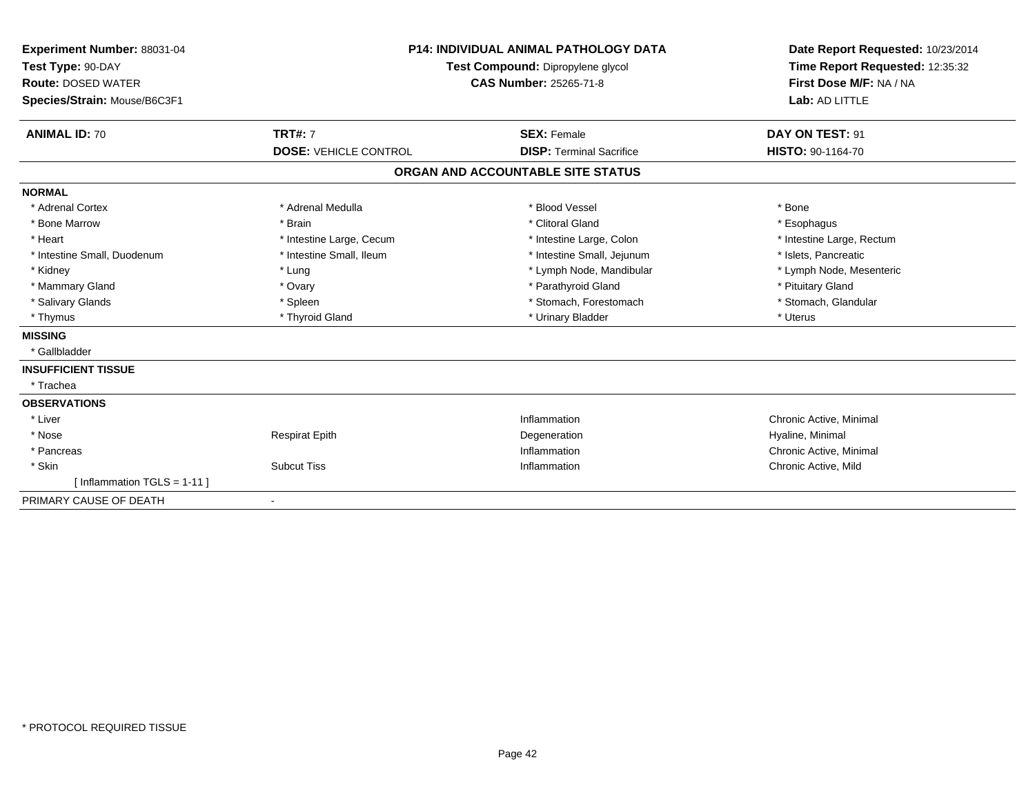**Experiment Number:** 88031-04
**Test Type:** 90-DAY
**Route:** DOSED WATER
**Species/Strain:** Mouse/B6C3F1

**P14: INDIVIDUAL ANIMAL PATHOLOGY DATA**
**Test Compound:** Dipropylene glycol
**CAS Number:** 25265-71-8

**Date Report Requested:** 10/23/2014
**Time Report Requested:** 12:35:32
**First Dose M/F:** NA / NA
**Lab:** AD LITTLE

| **ANIMAL ID:** 70 | **TRT#:** 7 | **SEX:** Female | **DAY ON TEST:** 91 |
|---|---|---|---|
| | **DOSE:** VEHICLE CONTROL | **DISP:** Terminal Sacrifice | **HISTO:** 90-1164-70 |

## ORGAN AND ACCOUNTABLE SITE STATUS

| | | | |
|---|---|---|---|
| **NORMAL** | | | |
| * Adrenal Cortex | * Adrenal Medulla | * Blood Vessel | * Bone |
| * Bone Marrow | * Brain | * Clitoral Gland | * Esophagus |
| * Heart | * Intestine Large, Cecum | * Intestine Large, Colon | * Intestine Large, Rectum |
| * Intestine Small, Duodenum | * Intestine Small, Ileum | * Intestine Small, Jejunum | * Islets, Pancreatic |
| * Kidney | * Lung | * Lymph Node, Mandibular | * Lymph Node, Mesenteric |
| * Mammary Gland | * Ovary | * Parathyroid Gland | * Pituitary Gland |
| * Salivary Glands | * Spleen | * Stomach, Forestomach | * Stomach, Glandular |
| * Thymus | * Thyroid Gland | * Urinary Bladder | * Uterus |
| **MISSING** | | | |
| * Gallbladder | | | |
| **INSUFFICIENT TISSUE** | | | |
| * Trachea | | | |
| **OBSERVATIONS** | | | |
| * Liver | | Inflammation | Chronic Active, Minimal |
| * Nose | Respirat Epith | Degeneration | Hyaline, Minimal |
| * Pancreas | | Inflammation | Chronic Active, Minimal |
| * Skin | Subcut Tiss | Inflammation | Chronic Active, Mild |
| [ Inflammation TGLS = 1-11 ] | | | |
| PRIMARY CAUSE OF DEATH | - | | |

* PROTOCOL REQUIRED TISSUE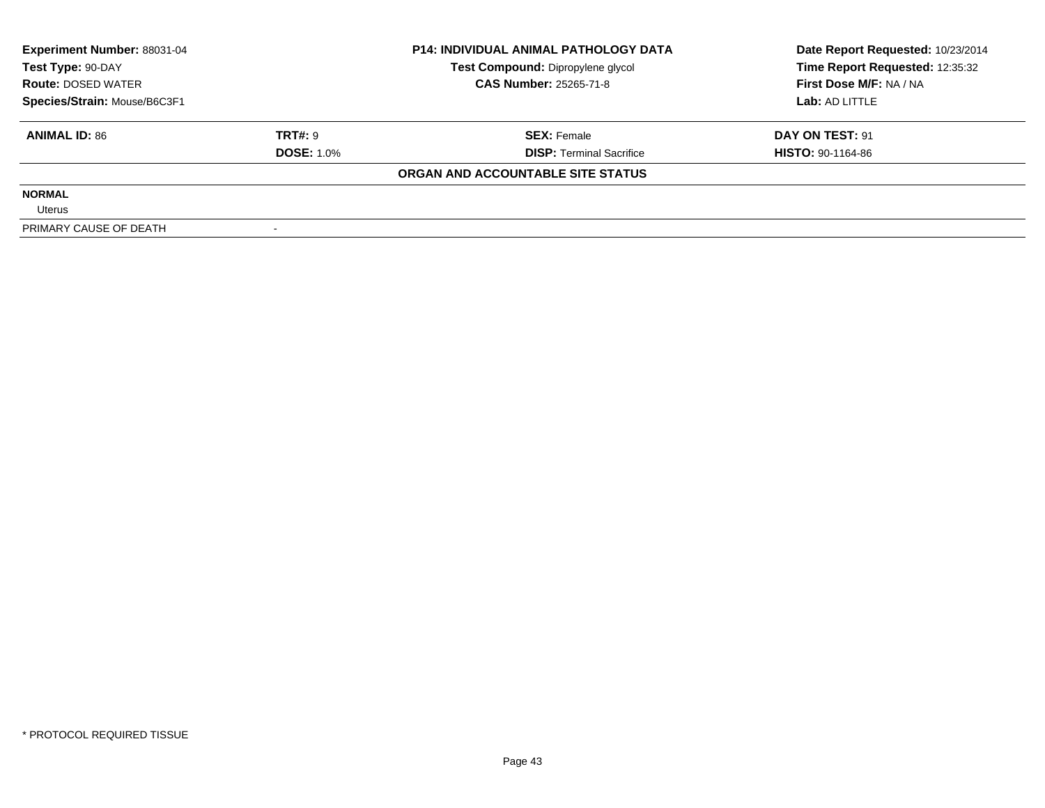**Experiment Number:** 88031-04
**Test Type:** 90-DAY
**Route:** DOSED WATER
**Species/Strain:** Mouse/B6C3F1

**P14: INDIVIDUAL ANIMAL PATHOLOGY DATA**
**Test Compound:** Dipropylene glycol
**CAS Number:** 25265-71-8

**Date Report Requested:** 10/23/2014
**Time Report Requested:** 12:35:32
**First Dose M/F:** NA / NA
**Lab:** AD LITTLE

| **ANIMAL ID:** 86 | **TRT#:** 9 | **SEX:** Female | **DAY ON TEST:** 91 |
|---|---|---|---|
| | **DOSE:** 1.0% | **DISP:** Terminal Sacrifice | **HISTO:** 90-1164-86 |

**ORGAN AND ACCOUNTABLE SITE STATUS**

| | |
|---|---|
| **NORMAL** | |
| Uterus | |
| PRIMARY CAUSE OF DEATH | - |

\* PROTOCOL REQUIRED TISSUE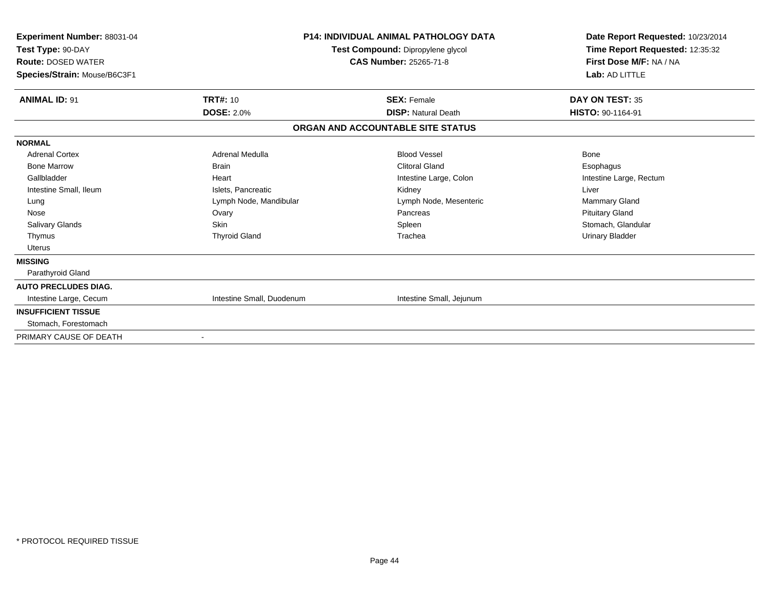| **Experiment Number:** 88031-04 | **P14: INDIVIDUAL ANIMAL PATHOLOGY DATA** | **Date Report Requested:** 10/23/2014 |
|---|---|---|
| **Test Type:** 90-DAY | **Test Compound:** Dipropylene glycol | **Time Report Requested:** 12:35:32 |
| **Route:** DOSED WATER | **CAS Number:** 25265-71-8 | **First Dose M/F:** NA / NA |
| **Species/Strain:** Mouse/B6C3F1 | | **Lab:** AD LITTLE |

| **ANIMAL ID:** 91 | **TRT#:** 10 | **SEX:** Female | **DAY ON TEST:** 35 |
|---|---|---|---|
| | **DOSE:** 2.0% | **DISP:** Natural Death | **HISTO:** 90-1164-91 |

**ORGAN AND ACCOUNTABLE SITE STATUS**

| | | | |
|---|---|---|---|
| **NORMAL** | | | |
| Adrenal Cortex | Adrenal Medulla | Blood Vessel | Bone |
| Bone Marrow | Brain | Clitoral Gland | Esophagus |
| Gallbladder | Heart | Intestine Large, Colon | Intestine Large, Rectum |
| Intestine Small, Ileum | Islets, Pancreatic | Kidney | Liver |
| Lung | Lymph Node, Mandibular | Lymph Node, Mesenteric | Mammary Gland |
| Nose | Ovary | Pancreas | Pituitary Gland |
| Salivary Glands | Skin | Spleen | Stomach, Glandular |
| Thymus | Thyroid Gland | Trachea | Urinary Bladder |
| Uterus | | | |
| **MISSING** | | | |
| Parathyroid Gland | | | |
| **AUTO PRECLUDES DIAG.** | | | |
| Intestine Large, Cecum | Intestine Small, Duodenum | Intestine Small, Jejunum | |
| **INSUFFICIENT TISSUE** | | | |
| Stomach, Forestomach | | | |
| PRIMARY CAUSE OF DEATH | - | | |

* PROTOCOL REQUIRED TISSUE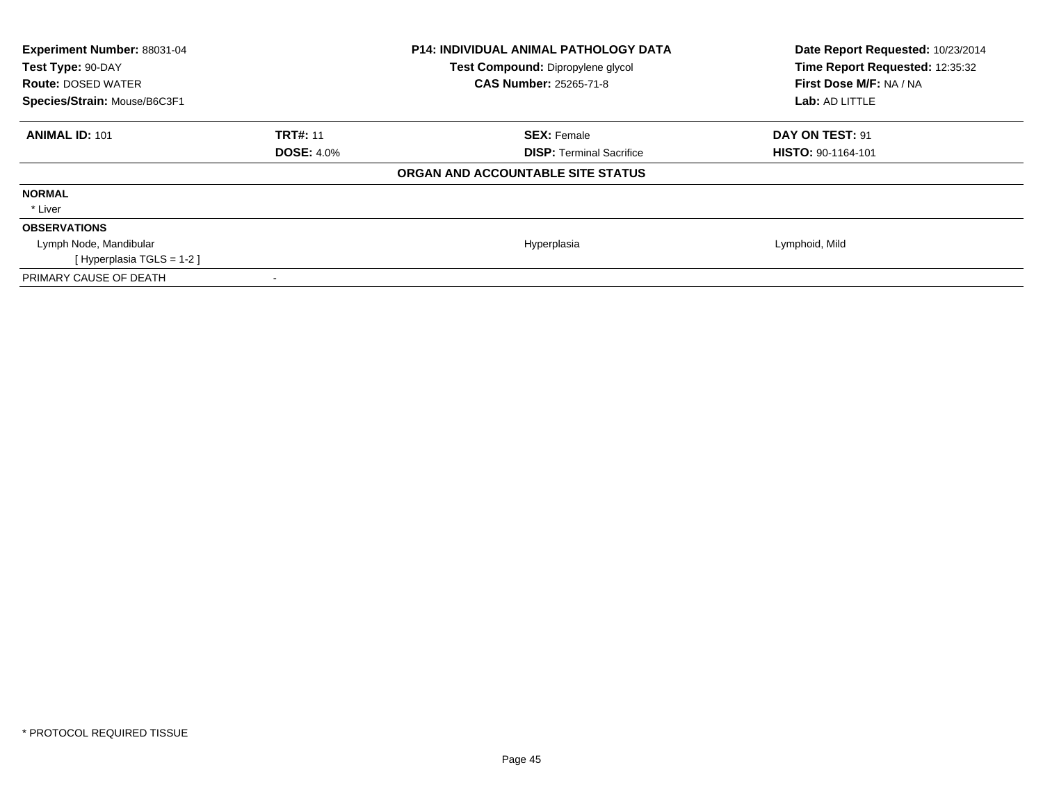| | | | |
|---|---|---|---|
| **Experiment Number:** 88031-04 | | **P14: INDIVIDUAL ANIMAL PATHOLOGY DATA** | **Date Report Requested:** 10/23/2014 |
| **Test Type:** 90-DAY | | **Test Compound:** Dipropylene glycol | **Time Report Requested:** 12:35:32 |
| **Route:** DOSED WATER | | **CAS Number:** 25265-71-8 | **First Dose M/F:** NA / NA |
| **Species/Strain:** Mouse/B6C3F1 | | | **Lab:** AD LITTLE |

| | | | |
|---|---|---|---|
| **ANIMAL ID:** 101 | **TRT#:** 11 | **SEX:** Female | **DAY ON TEST:** 91 |
| | **DOSE:** 4.0% | **DISP:** Terminal Sacrifice | **HISTO:** 90-1164-101 |

**ORGAN AND ACCOUNTABLE SITE STATUS**

| | | | |
|---|---|---|---|
| **NORMAL** | | | |
| * Liver | | | |
| **OBSERVATIONS** | | | |
| Lymph Node, Mandibular | | Hyperplasia | Lymphoid, Mild |
| [ Hyperplasia TGLS = 1-2 ] | | | |
| PRIMARY CAUSE OF DEATH | - | | |

* PROTOCOL REQUIRED TISSUE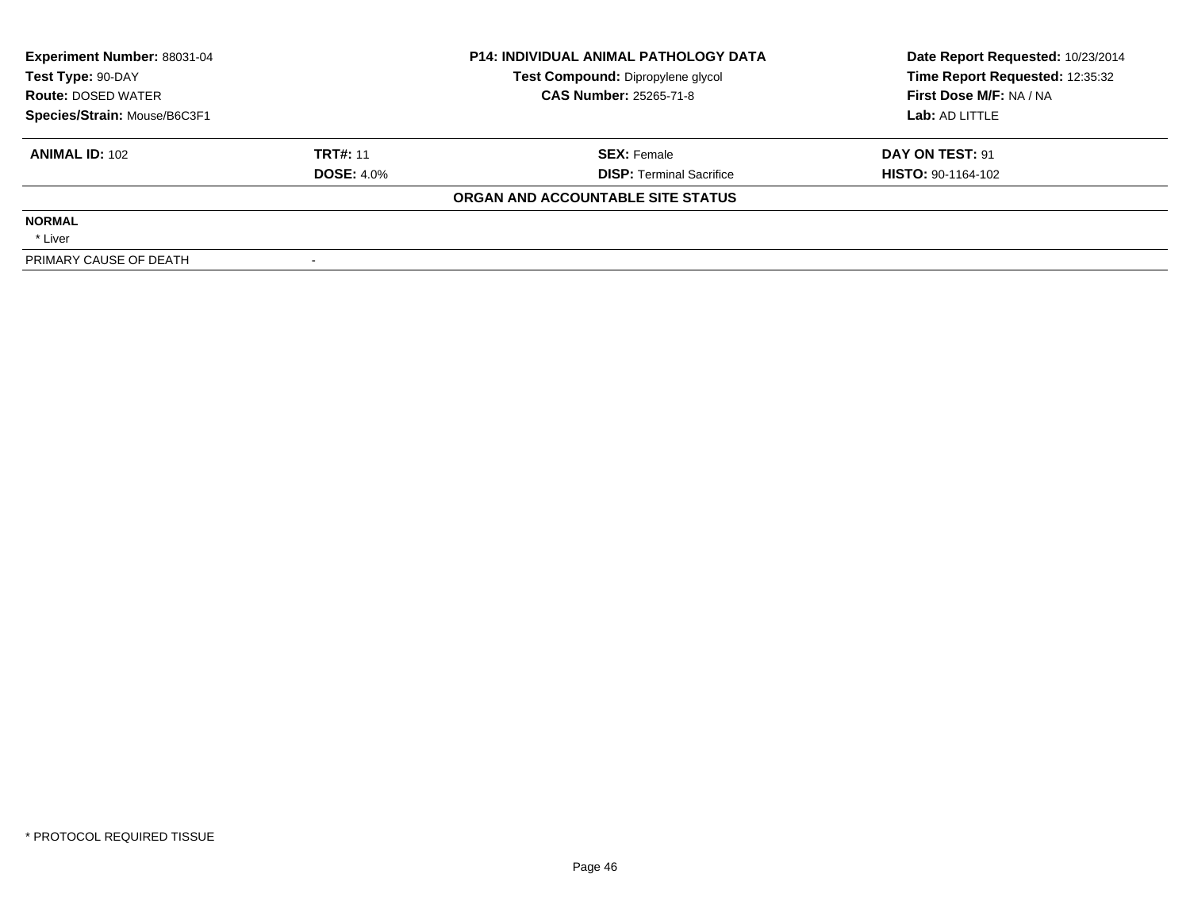| **Experiment Number:** 88031-04 | **P14: INDIVIDUAL ANIMAL PATHOLOGY DATA** | **Date Report Requested:** 10/23/2014 |
|---|---|---|
| **Test Type:** 90-DAY | **Test Compound:** Dipropylene glycol | **Time Report Requested:** 12:35:32 |
| **Route:** DOSED WATER | **CAS Number:** 25265-71-8 | **First Dose M/F:** NA / NA |
| **Species/Strain:** Mouse/B6C3F1 | | **Lab:** AD LITTLE |

| **ANIMAL ID:** 102 | **TRT#:** 11 | **SEX:** Female | **DAY ON TEST:** 91 |
|---|---|---|---|
| | **DOSE:** 4.0% | **DISP:** Terminal Sacrifice | **HISTO:** 90-1164-102 |

**ORGAN AND ACCOUNTABLE SITE STATUS**

| | |
|---|---|
| **NORMAL** | |
| * Liver | |
| PRIMARY CAUSE OF DEATH | - |

* PROTOCOL REQUIRED TISSUE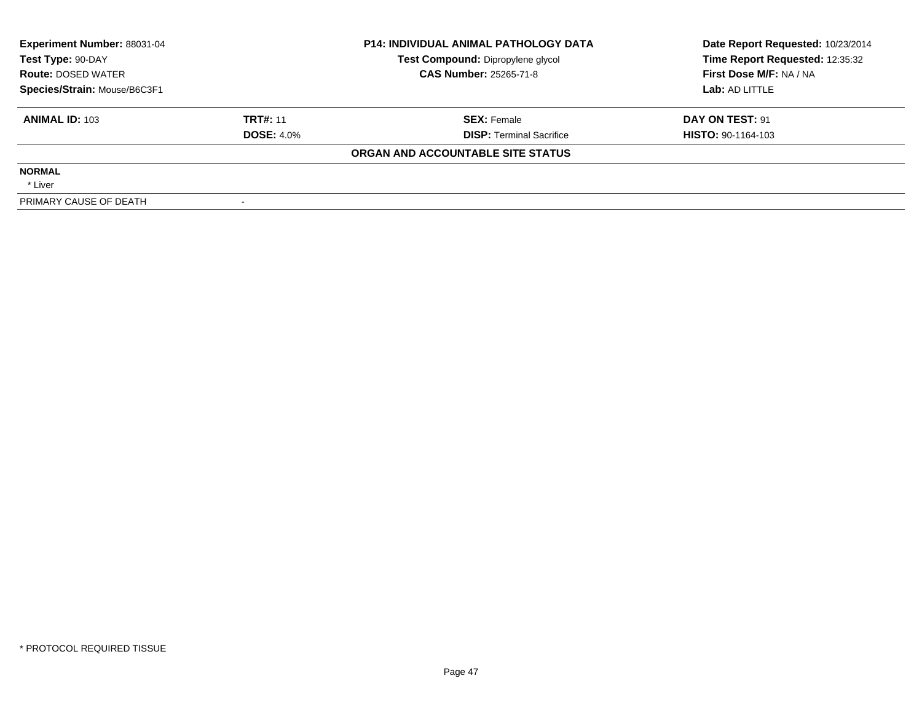| **Experiment Number:** 88031-04 | **P14: INDIVIDUAL ANIMAL PATHOLOGY DATA** | **Date Report Requested:** 10/23/2014 |
|---|---|---|
| **Test Type:** 90-DAY | **Test Compound:** Dipropylene glycol | **Time Report Requested:** 12:35:32 |
| **Route:** DOSED WATER | **CAS Number:** 25265-71-8 | **First Dose M/F:** NA / NA |
| **Species/Strain:** Mouse/B6C3F1 | | **Lab:** AD LITTLE |

| **ANIMAL ID:** 103 | **TRT#:** 11 | **SEX:** Female | **DAY ON TEST:** 91 |
|---|---|---|---|
| | **DOSE:** 4.0% | **DISP:** Terminal Sacrifice | **HISTO:** 90-1164-103 |

**ORGAN AND ACCOUNTABLE SITE STATUS**

**NORMAL**

* Liver

| PRIMARY CAUSE OF DEATH | - |
|---|---|

* PROTOCOL REQUIRED TISSUE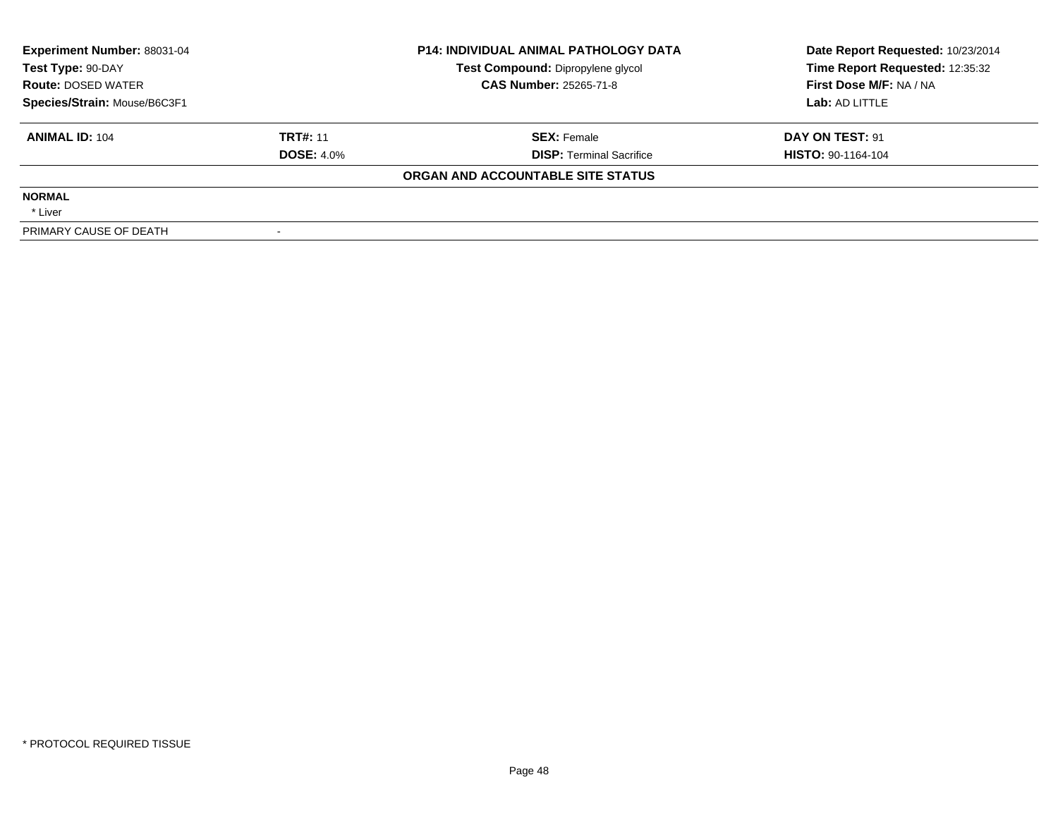| **Experiment Number:** 88031-04 | **P14: INDIVIDUAL ANIMAL PATHOLOGY DATA** | **Date Report Requested:** 10/23/2014 |
|---|---|---|
| **Test Type:** 90-DAY | **Test Compound:** Dipropylene glycol | **Time Report Requested:** 12:35:32 |
| **Route:** DOSED WATER | **CAS Number:** 25265-71-8 | **First Dose M/F:** NA / NA |
| **Species/Strain:** Mouse/B6C3F1 | | **Lab:** AD LITTLE |

| **ANIMAL ID:** 104 | **TRT#:** 11 | **SEX:** Female | **DAY ON TEST:** 91 |
|---|---|---|---|
| | **DOSE:** 4.0% | **DISP:** Terminal Sacrifice | **HISTO:** 90-1164-104 |

**ORGAN AND ACCOUNTABLE SITE STATUS**

| | |
|---|---|
| **NORMAL** | |
| * Liver | |
| PRIMARY CAUSE OF DEATH | - |

* PROTOCOL REQUIRED TISSUE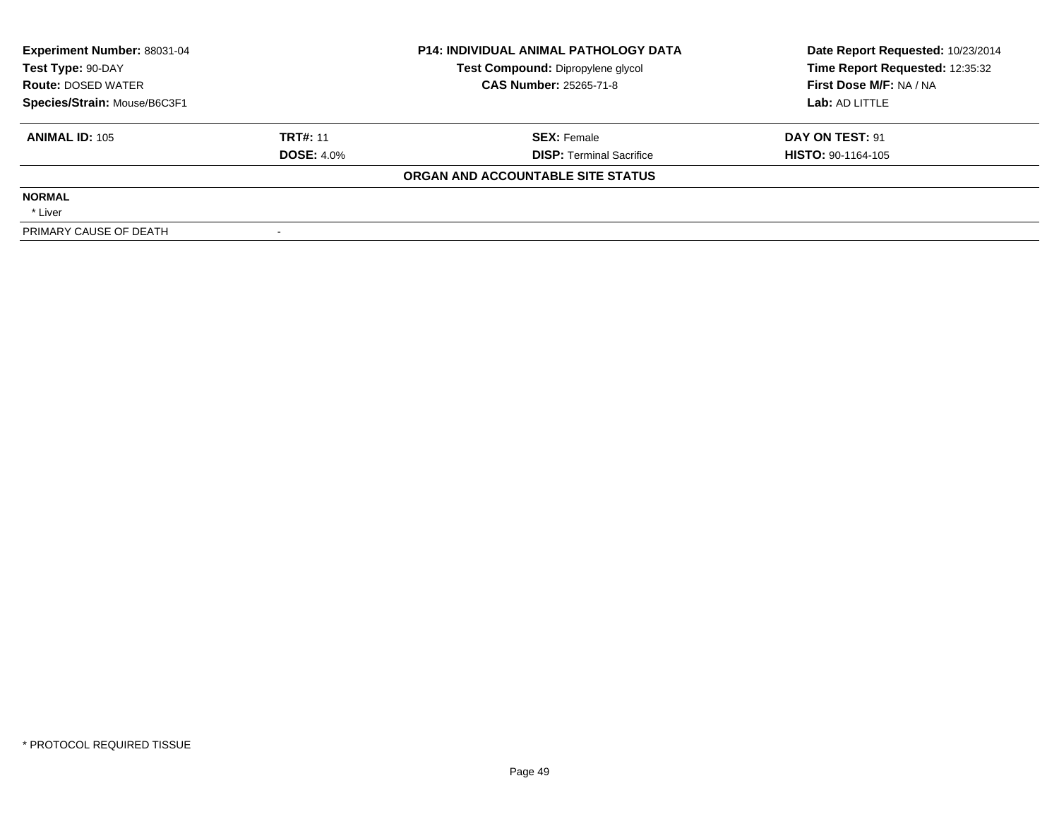**Experiment Number:** 88031-04
**Test Type:** 90-DAY
**Route:** DOSED WATER
**Species/Strain:** Mouse/B6C3F1

**P14: INDIVIDUAL ANIMAL PATHOLOGY DATA**
**Test Compound:** Dipropylene glycol
**CAS Number:** 25265-71-8

**Date Report Requested:** 10/23/2014
**Time Report Requested:** 12:35:32
**First Dose M/F:** NA / NA
**Lab:** AD LITTLE

| **ANIMAL ID:** 105 | **TRT#:** 11 | **SEX:** Female | **DAY ON TEST:** 91 |
|---|---|---|---|
| | **DOSE:** 4.0% | **DISP:** Terminal Sacrifice | **HISTO:** 90-1164-105 |

**ORGAN AND ACCOUNTABLE SITE STATUS**

**NORMAL**

* Liver

| PRIMARY CAUSE OF DEATH | - |
|---|---|

* PROTOCOL REQUIRED TISSUE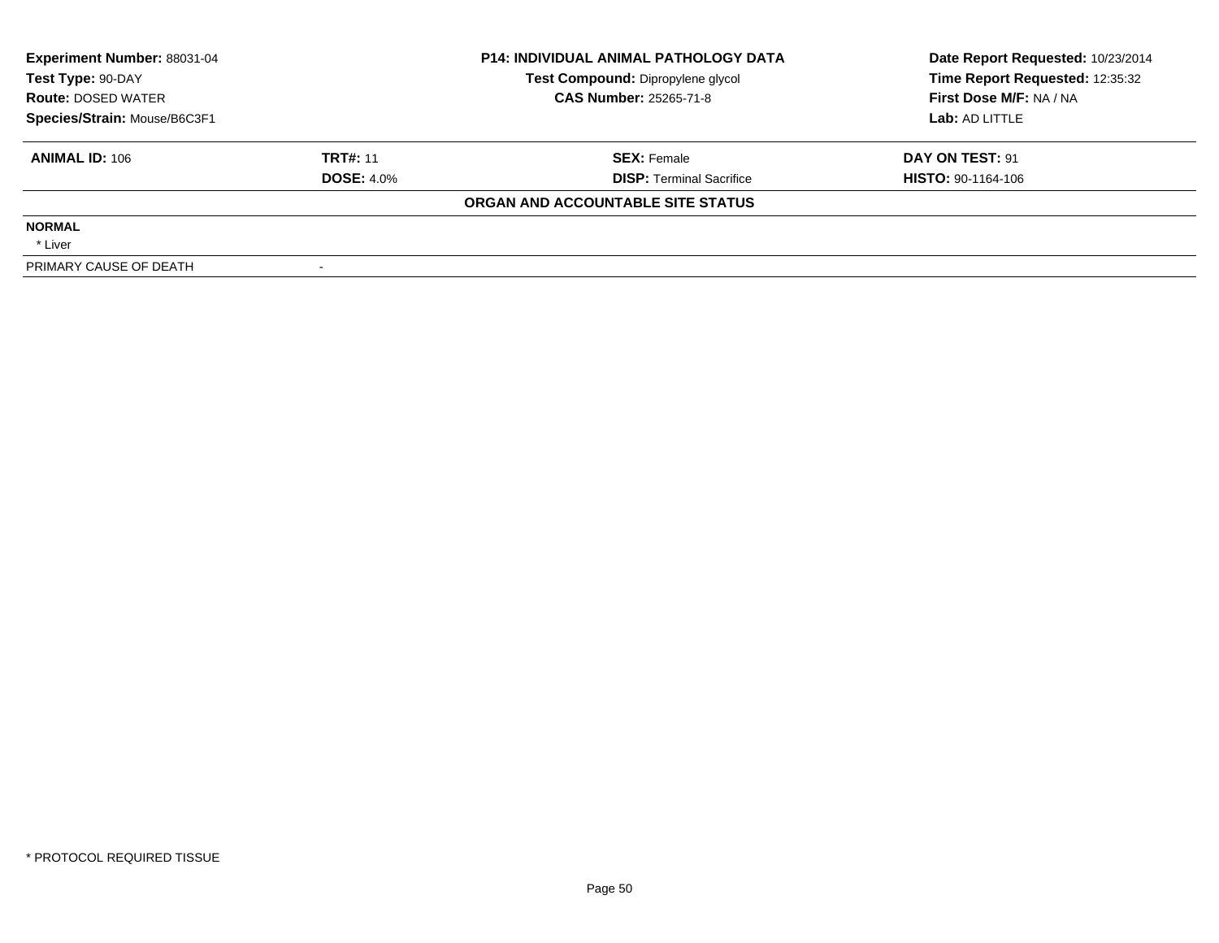| **Experiment Number:** 88031-04 | **P14: INDIVIDUAL ANIMAL PATHOLOGY DATA** | **Date Report Requested:** 10/23/2014 |
|---|---|---|
| **Test Type:** 90-DAY | **Test Compound:** Dipropylene glycol | **Time Report Requested:** 12:35:32 |
| **Route:** DOSED WATER | **CAS Number:** 25265-71-8 | **First Dose M/F:** NA / NA |
| **Species/Strain:** Mouse/B6C3F1 | | **Lab:** AD LITTLE |

| **ANIMAL ID:** 106 | **TRT#:** 11 | **SEX:** Female | **DAY ON TEST:** 91 |
|---|---|---|---|
| | **DOSE:** 4.0% | **DISP:** Terminal Sacrifice | **HISTO:** 90-1164-106 |

**ORGAN AND ACCOUNTABLE SITE STATUS**

| | |
|---|---|
| **NORMAL** | |
| * Liver | |
| PRIMARY CAUSE OF DEATH | - |

* PROTOCOL REQUIRED TISSUE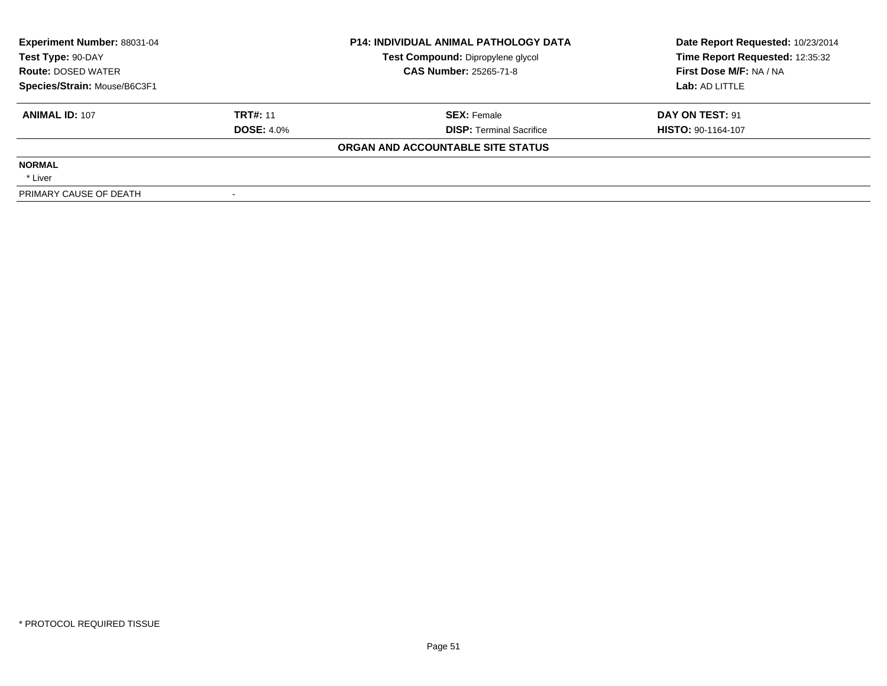| **Experiment Number:** 88031-04 | **P14: INDIVIDUAL ANIMAL PATHOLOGY DATA** | **Date Report Requested:** 10/23/2014 |
|---|---|---|
| **Test Type:** 90-DAY | **Test Compound:** Dipropylene glycol | **Time Report Requested:** 12:35:32 |
| **Route:** DOSED WATER | **CAS Number:** 25265-71-8 | **First Dose M/F:** NA / NA |
| **Species/Strain:** Mouse/B6C3F1 | | **Lab:** AD LITTLE |

| **ANIMAL ID:** 107 | **TRT#:** 11 | **SEX:** Female | **DAY ON TEST:** 91 |
|---|---|---|---|
| | **DOSE:** 4.0% | **DISP:** Terminal Sacrifice | **HISTO:** 90-1164-107 |

**ORGAN AND ACCOUNTABLE SITE STATUS**

| | |
|---|---|
| **NORMAL** | |
| * Liver | |
| PRIMARY CAUSE OF DEATH | - |

* PROTOCOL REQUIRED TISSUE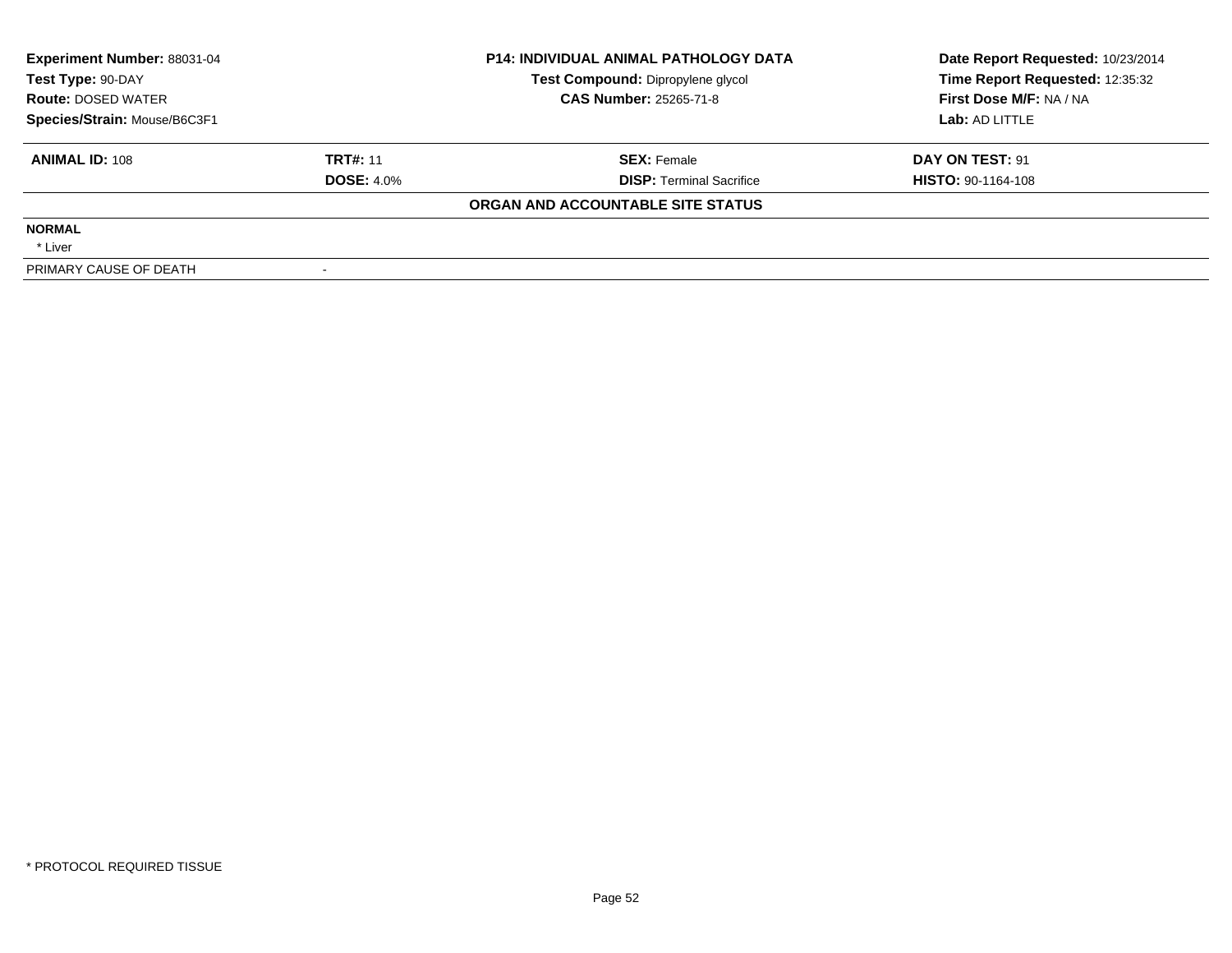| Experiment Number: 88031-04 | P14: INDIVIDUAL ANIMAL PATHOLOGY DATA | Date Report Requested: 10/23/2014 |
|---|---|---|
| Test Type: 90-DAY | Test Compound: Dipropylene glycol | Time Report Requested: 12:35:32 |
| Route: DOSED WATER | CAS Number: 25265-71-8 | First Dose M/F: NA / NA |
| Species/Strain: Mouse/B6C3F1 | | Lab: AD LITTLE |

| ANIMAL ID: 108 | TRT#: 11 | SEX: Female | DAY ON TEST: 91 |
|---|---|---|---|
| | DOSE: 4.0% | DISP: Terminal Sacrifice | HISTO: 90-1164-108 |

**ORGAN AND ACCOUNTABLE SITE STATUS**

| | |
|---|---|
| **NORMAL** | |
| * Liver | |
| PRIMARY CAUSE OF DEATH | - |

* PROTOCOL REQUIRED TISSUE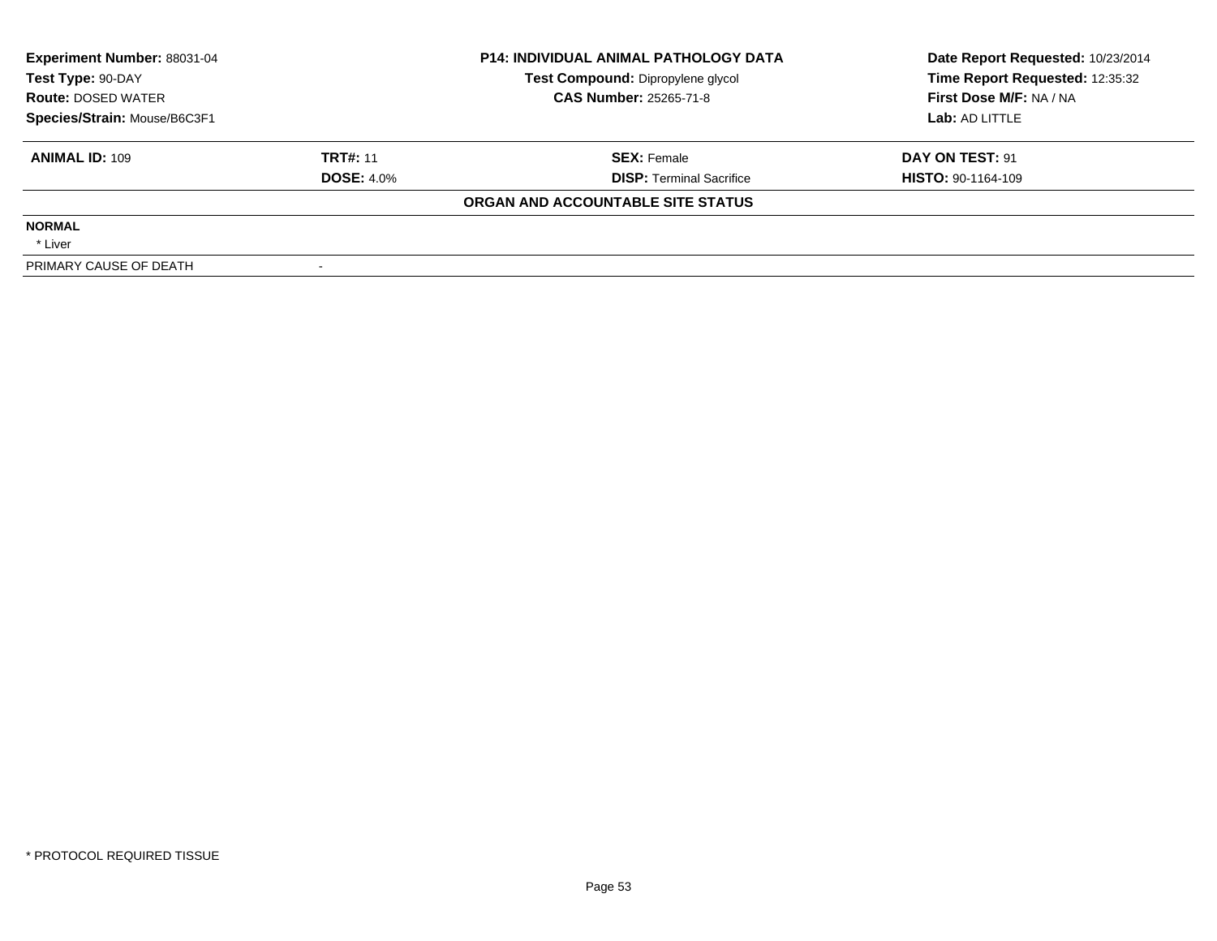| Experiment Number: 88031-04 | P14: INDIVIDUAL ANIMAL PATHOLOGY DATA | Date Report Requested: 10/23/2014 |
|---|---|---|
| Test Type: 90-DAY | Test Compound: Dipropylene glycol | Time Report Requested: 12:35:32 |
| Route: DOSED WATER | CAS Number: 25265-71-8 | First Dose M/F: NA / NA |
| Species/Strain: Mouse/B6C3F1 | | Lab: AD LITTLE |

| ANIMAL ID: 109 | TRT#: 11 | SEX: Female | DAY ON TEST: 91 |
|---|---|---|---|
| | DOSE: 4.0% | DISP: Terminal Sacrifice | HISTO: 90-1164-109 |

**ORGAN AND ACCOUNTABLE SITE STATUS**

**NORMAL**

* Liver

| PRIMARY CAUSE OF DEATH | - |
|---|---|

* PROTOCOL REQUIRED TISSUE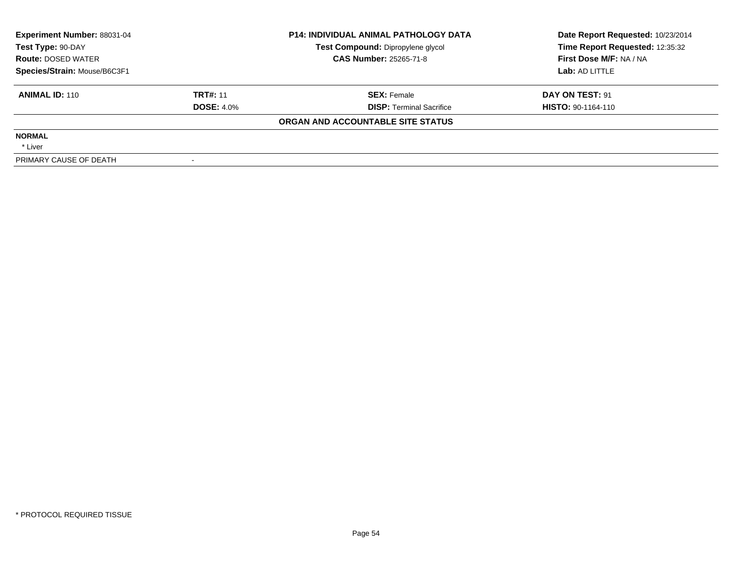| **Experiment Number:** 88031-04 | **P14: INDIVIDUAL ANIMAL PATHOLOGY DATA** | **Date Report Requested:** 10/23/2014 |
|---|---|---|
| **Test Type:** 90-DAY | **Test Compound:** Dipropylene glycol | **Time Report Requested:** 12:35:32 |
| **Route:** DOSED WATER | **CAS Number:** 25265-71-8 | **First Dose M/F:** NA / NA |
| **Species/Strain:** Mouse/B6C3F1 | | **Lab:** AD LITTLE |

| **ANIMAL ID:** 110 | **TRT#:** 11 | **SEX:** Female | **DAY ON TEST:** 91 |
|---|---|---|---|
| | **DOSE:** 4.0% | **DISP:** Terminal Sacrifice | **HISTO:** 90-1164-110 |

**ORGAN AND ACCOUNTABLE SITE STATUS**

**NORMAL**

* Liver

| PRIMARY CAUSE OF DEATH | - |
|---|---|

\* PROTOCOL REQUIRED TISSUE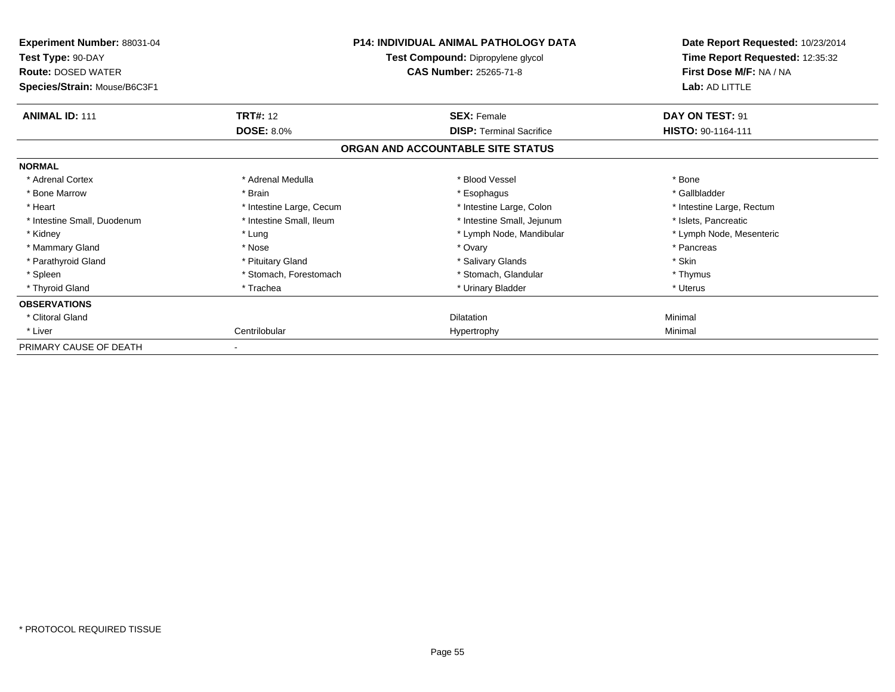**Experiment Number:** 88031-04
**Test Type:** 90-DAY
**Route:** DOSED WATER
**Species/Strain:** Mouse/B6C3F1

**P14: INDIVIDUAL ANIMAL PATHOLOGY DATA**
**Test Compound:** Dipropylene glycol
**CAS Number:** 25265-71-8

**Date Report Requested:** 10/23/2014
**Time Report Requested:** 12:35:32
**First Dose M/F:** NA / NA
**Lab:** AD LITTLE

| **ANIMAL ID:** 111 | **TRT#:** 12 | **SEX:** Female | **DAY ON TEST:** 91 |
|---|---|---|---|
| | **DOSE:** 8.0% | **DISP:** Terminal Sacrifice | **HISTO:** 90-1164-111 |

## ORGAN AND ACCOUNTABLE SITE STATUS

| **NORMAL** | | | |
|---|---|---|---|
| * Adrenal Cortex | * Adrenal Medulla | * Blood Vessel | * Bone |
| * Bone Marrow | * Brain | * Esophagus | * Gallbladder |
| * Heart | * Intestine Large, Cecum | * Intestine Large, Colon | * Intestine Large, Rectum |
| * Intestine Small, Duodenum | * Intestine Small, Ileum | * Intestine Small, Jejunum | * Islets, Pancreatic |
| * Kidney | * Lung | * Lymph Node, Mandibular | * Lymph Node, Mesenteric |
| * Mammary Gland | * Nose | * Ovary | * Pancreas |
| * Parathyroid Gland | * Pituitary Gland | * Salivary Glands | * Skin |
| * Spleen | * Stomach, Forestomach | * Stomach, Glandular | * Thymus |
| * Thyroid Gland | * Trachea | * Urinary Bladder | * Uterus |
| **OBSERVATIONS** | | | |
| * Clitoral Gland | | Dilatation | Minimal |
| * Liver | Centrilobular | Hypertrophy | Minimal |
| PRIMARY CAUSE OF DEATH | - | | |

* PROTOCOL REQUIRED TISSUE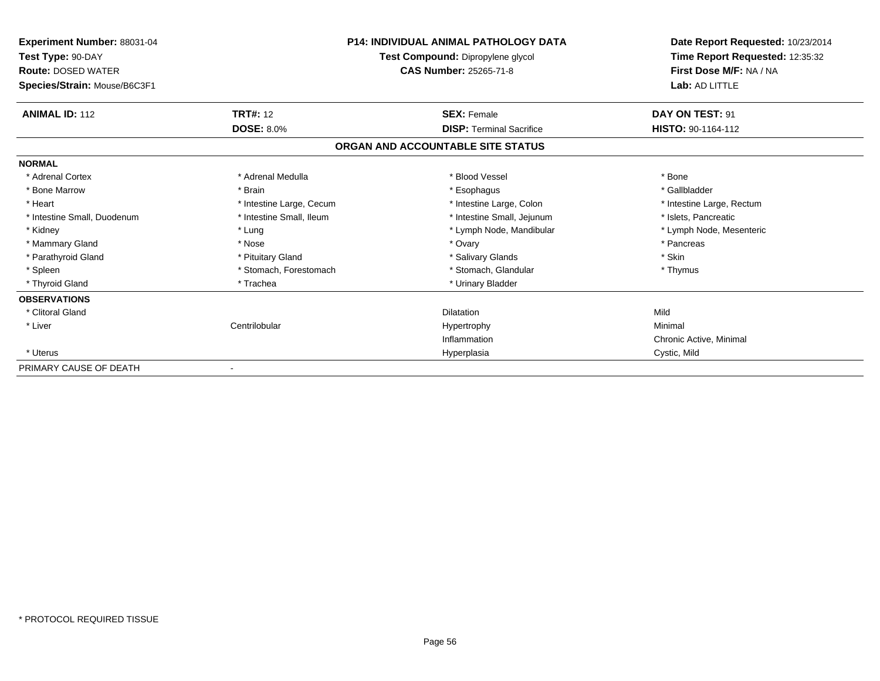**Experiment Number:** 88031-04
**Test Type:** 90-DAY
**Route:** DOSED WATER
**Species/Strain:** Mouse/B6C3F1

**P14: INDIVIDUAL ANIMAL PATHOLOGY DATA**
**Test Compound:** Dipropylene glycol
**CAS Number:** 25265-71-8

**Date Report Requested:** 10/23/2014
**Time Report Requested:** 12:35:32
**First Dose M/F:** NA / NA
**Lab:** AD LITTLE

| **ANIMAL ID:** 112 | **TRT#:** 12 | **SEX:** Female | **DAY ON TEST:** 91 |
|---|---|---|---|
| | **DOSE:** 8.0% | **DISP:** Terminal Sacrifice | **HISTO:** 90-1164-112 |

## ORGAN AND ACCOUNTABLE SITE STATUS

| | | | |
|---|---|---|---|
| **NORMAL** | | | |
| * Adrenal Cortex | * Adrenal Medulla | * Blood Vessel | * Bone |
| * Bone Marrow | * Brain | * Esophagus | * Gallbladder |
| * Heart | * Intestine Large, Cecum | * Intestine Large, Colon | * Intestine Large, Rectum |
| * Intestine Small, Duodenum | * Intestine Small, Ileum | * Intestine Small, Jejunum | * Islets, Pancreatic |
| * Kidney | * Lung | * Lymph Node, Mandibular | * Lymph Node, Mesenteric |
| * Mammary Gland | * Nose | * Ovary | * Pancreas |
| * Parathyroid Gland | * Pituitary Gland | * Salivary Glands | * Skin |
| * Spleen | * Stomach, Forestomach | * Stomach, Glandular | * Thymus |
| * Thyroid Gland | * Trachea | * Urinary Bladder | |
| **OBSERVATIONS** | | | |
| * Clitoral Gland | | Dilatation | Mild |
| * Liver | Centrilobular | Hypertrophy | Minimal |
| | | Inflammation | Chronic Active, Minimal |
| * Uterus | | Hyperplasia | Cystic, Mild |
| PRIMARY CAUSE OF DEATH | - | | |

\* PROTOCOL REQUIRED TISSUE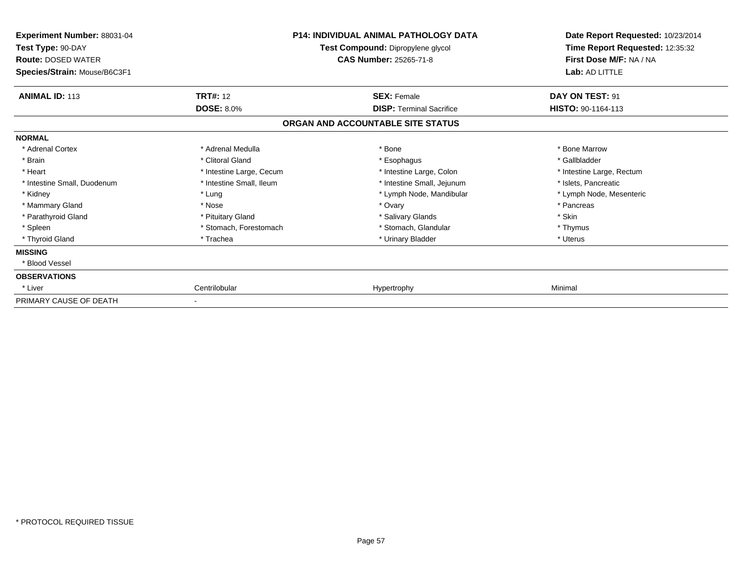**Experiment Number:** 88031-04
**Test Type:** 90-DAY
**Route:** DOSED WATER
**Species/Strain:** Mouse/B6C3F1

**P14: INDIVIDUAL ANIMAL PATHOLOGY DATA**
**Test Compound:** Dipropylene glycol
**CAS Number:** 25265-71-8

**Date Report Requested:** 10/23/2014
**Time Report Requested:** 12:35:32
**First Dose M/F:** NA / NA
**Lab:** AD LITTLE

| **ANIMAL ID:** 113 | **TRT#:** 12 | **SEX:** Female | **DAY ON TEST:** 91 |
|---|---|---|---|
| | **DOSE:** 8.0% | **DISP:** Terminal Sacrifice | **HISTO:** 90-1164-113 |

## ORGAN AND ACCOUNTABLE SITE STATUS

| | | | |
|---|---|---|---|
| **NORMAL** | | | |
| * Adrenal Cortex | * Adrenal Medulla | * Bone | * Bone Marrow |
| * Brain | * Clitoral Gland | * Esophagus | * Gallbladder |
| * Heart | * Intestine Large, Cecum | * Intestine Large, Colon | * Intestine Large, Rectum |
| * Intestine Small, Duodenum | * Intestine Small, Ileum | * Intestine Small, Jejunum | * Islets, Pancreatic |
| * Kidney | * Lung | * Lymph Node, Mandibular | * Lymph Node, Mesenteric |
| * Mammary Gland | * Nose | * Ovary | * Pancreas |
| * Parathyroid Gland | * Pituitary Gland | * Salivary Glands | * Skin |
| * Spleen | * Stomach, Forestomach | * Stomach, Glandular | * Thymus |
| * Thyroid Gland | * Trachea | * Urinary Bladder | * Uterus |
| **MISSING** | | | |
| * Blood Vessel | | | |
| **OBSERVATIONS** | | | |
| * Liver | Centrilobular | Hypertrophy | Minimal |
| PRIMARY CAUSE OF DEATH | - | | |

* PROTOCOL REQUIRED TISSUE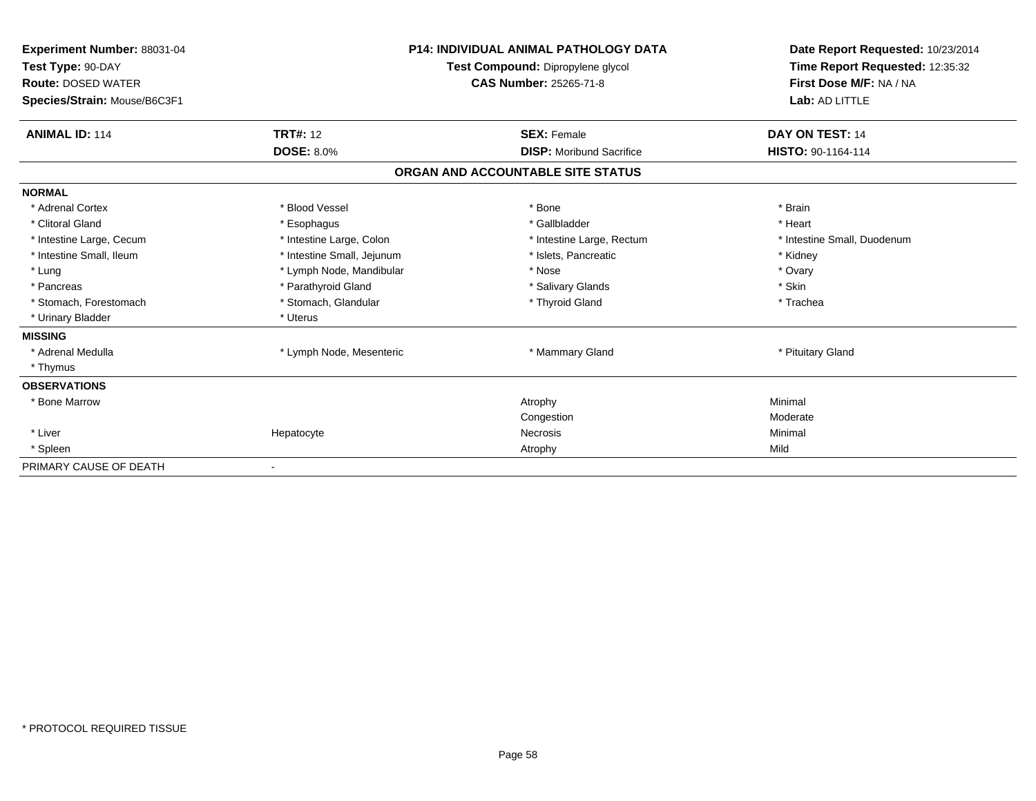**Experiment Number:** 88031-04
**Test Type:** 90-DAY
**Route:** DOSED WATER
**Species/Strain:** Mouse/B6C3F1

**P14: INDIVIDUAL ANIMAL PATHOLOGY DATA**
**Test Compound:** Dipropylene glycol
**CAS Number:** 25265-71-8

**Date Report Requested:** 10/23/2014
**Time Report Requested:** 12:35:32
**First Dose M/F:** NA / NA
**Lab:** AD LITTLE

| **ANIMAL ID:** 114 | **TRT#:** 12 | **SEX:** Female | **DAY ON TEST:** 14 |
|---|---|---|---|
| | **DOSE:** 8.0% | **DISP:** Moribund Sacrifice | **HISTO:** 90-1164-114 |

## ORGAN AND ACCOUNTABLE SITE STATUS

| | | | |
|---|---|---|---|
| **NORMAL** | | | |
| * Adrenal Cortex | * Blood Vessel | * Bone | * Brain |
| * Clitoral Gland | * Esophagus | * Gallbladder | * Heart |
| * Intestine Large, Cecum | * Intestine Large, Colon | * Intestine Large, Rectum | * Intestine Small, Duodenum |
| * Intestine Small, Ileum | * Intestine Small, Jejunum | * Islets, Pancreatic | * Kidney |
| * Lung | * Lymph Node, Mandibular | * Nose | * Ovary |
| * Pancreas | * Parathyroid Gland | * Salivary Glands | * Skin |
| * Stomach, Forestomach | * Stomach, Glandular | * Thyroid Gland | * Trachea |
| * Urinary Bladder | * Uterus | | |
| **MISSING** | | | |
| * Adrenal Medulla | * Lymph Node, Mesenteric | * Mammary Gland | * Pituitary Gland |
| * Thymus | | | |
| **OBSERVATIONS** | | | |
| * Bone Marrow | | Atrophy | Minimal |
| | | Congestion | Moderate |
| * Liver | Hepatocyte | Necrosis | Minimal |
| * Spleen | | Atrophy | Mild |
| PRIMARY CAUSE OF DEATH | - | | |

\* PROTOCOL REQUIRED TISSUE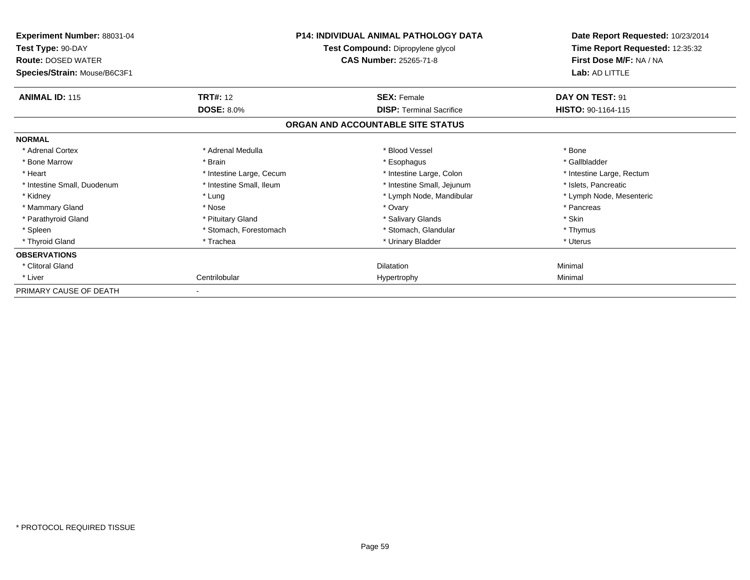**Experiment Number:** 88031-04
**Test Type:** 90-DAY
**Route:** DOSED WATER
**Species/Strain:** Mouse/B6C3F1

**P14: INDIVIDUAL ANIMAL PATHOLOGY DATA**
**Test Compound:** Dipropylene glycol
**CAS Number:** 25265-71-8

**Date Report Requested:** 10/23/2014
**Time Report Requested:** 12:35:32
**First Dose M/F:** NA / NA
**Lab:** AD LITTLE

| **ANIMAL ID:** 115 | **TRT#:** 12 | **SEX:** Female | **DAY ON TEST:** 91 |
|---|---|---|---|
| | **DOSE:** 8.0% | **DISP:** Terminal Sacrifice | **HISTO:** 90-1164-115 |

## ORGAN AND ACCOUNTABLE SITE STATUS

| | | | |
|---|---|---|---|
| **NORMAL** | | | |
| * Adrenal Cortex | * Adrenal Medulla | * Blood Vessel | * Bone |
| * Bone Marrow | * Brain | * Esophagus | * Gallbladder |
| * Heart | * Intestine Large, Cecum | * Intestine Large, Colon | * Intestine Large, Rectum |
| * Intestine Small, Duodenum | * Intestine Small, Ileum | * Intestine Small, Jejunum | * Islets, Pancreatic |
| * Kidney | * Lung | * Lymph Node, Mandibular | * Lymph Node, Mesenteric |
| * Mammary Gland | * Nose | * Ovary | * Pancreas |
| * Parathyroid Gland | * Pituitary Gland | * Salivary Glands | * Skin |
| * Spleen | * Stomach, Forestomach | * Stomach, Glandular | * Thymus |
| * Thyroid Gland | * Trachea | * Urinary Bladder | * Uterus |
| **OBSERVATIONS** | | | |
| * Clitoral Gland | | Dilatation | Minimal |
| * Liver | Centrilobular | Hypertrophy | Minimal |
| PRIMARY CAUSE OF DEATH | - | | |

* PROTOCOL REQUIRED TISSUE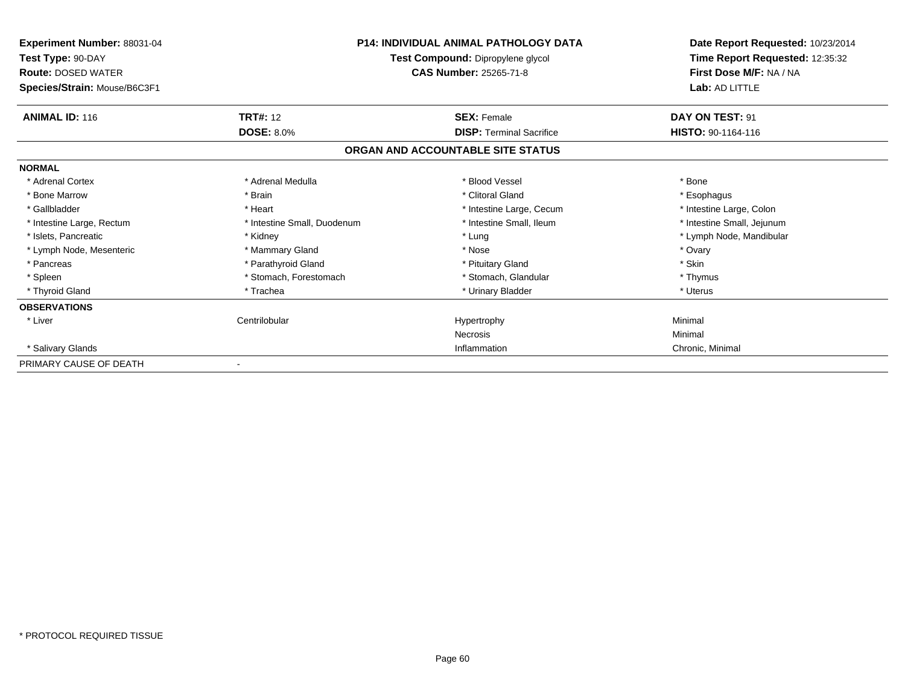**Experiment Number:** 88031-04
**Test Type:** 90-DAY
**Route:** DOSED WATER
**Species/Strain:** Mouse/B6C3F1

**P14: INDIVIDUAL ANIMAL PATHOLOGY DATA**
**Test Compound:** Dipropylene glycol
**CAS Number:** 25265-71-8

**Date Report Requested:** 10/23/2014
**Time Report Requested:** 12:35:32
**First Dose M/F:** NA / NA
**Lab:** AD LITTLE

| **ANIMAL ID:** 116 | **TRT#:** 12 | **SEX:** Female | **DAY ON TEST:** 91 |
|---|---|---|---|
| | **DOSE:** 8.0% | **DISP:** Terminal Sacrifice | **HISTO:** 90-1164-116 |

## ORGAN AND ACCOUNTABLE SITE STATUS

| | | | |
|---|---|---|---|
| **NORMAL** | | | |
| * Adrenal Cortex | * Adrenal Medulla | * Blood Vessel | * Bone |
| * Bone Marrow | * Brain | * Clitoral Gland | * Esophagus |
| * Gallbladder | * Heart | * Intestine Large, Cecum | * Intestine Large, Colon |
| * Intestine Large, Rectum | * Intestine Small, Duodenum | * Intestine Small, Ileum | * Intestine Small, Jejunum |
| * Islets, Pancreatic | * Kidney | * Lung | * Lymph Node, Mandibular |
| * Lymph Node, Mesenteric | * Mammary Gland | * Nose | * Ovary |
| * Pancreas | * Parathyroid Gland | * Pituitary Gland | * Skin |
| * Spleen | * Stomach, Forestomach | * Stomach, Glandular | * Thymus |
| * Thyroid Gland | * Trachea | * Urinary Bladder | * Uterus |
| **OBSERVATIONS** | | | |
| * Liver | Centrilobular | Hypertrophy | Minimal |
| | | Necrosis | Minimal |
| * Salivary Glands | | Inflammation | Chronic, Minimal |
| PRIMARY CAUSE OF DEATH | - | | |

* PROTOCOL REQUIRED TISSUE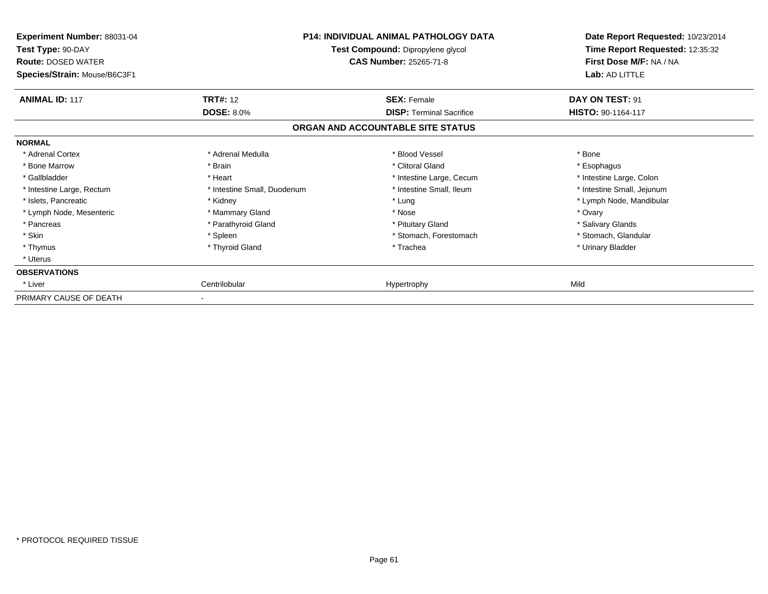**Experiment Number:** 88031-04
**Test Type:** 90-DAY
**Route:** DOSED WATER
**Species/Strain:** Mouse/B6C3F1

**P14: INDIVIDUAL ANIMAL PATHOLOGY DATA**
**Test Compound:** Dipropylene glycol
**CAS Number:** 25265-71-8

**Date Report Requested:** 10/23/2014
**Time Report Requested:** 12:35:32
**First Dose M/F:** NA / NA
**Lab:** AD LITTLE

| **ANIMAL ID:** 117 | **TRT#:** 12 | **SEX:** Female | **DAY ON TEST:** 91 |
|---|---|---|---|
| | **DOSE:** 8.0% | **DISP:** Terminal Sacrifice | **HISTO:** 90-1164-117 |

**ORGAN AND ACCOUNTABLE SITE STATUS**

| **NORMAL** | | | |
|---|---|---|---|
| * Adrenal Cortex | * Adrenal Medulla | * Blood Vessel | * Bone |
| * Bone Marrow | * Brain | * Clitoral Gland | * Esophagus |
| * Gallbladder | * Heart | * Intestine Large, Cecum | * Intestine Large, Colon |
| * Intestine Large, Rectum | * Intestine Small, Duodenum | * Intestine Small, Ileum | * Intestine Small, Jejunum |
| * Islets, Pancreatic | * Kidney | * Lung | * Lymph Node, Mandibular |
| * Lymph Node, Mesenteric | * Mammary Gland | * Nose | * Ovary |
| * Pancreas | * Parathyroid Gland | * Pituitary Gland | * Salivary Glands |
| * Skin | * Spleen | * Stomach, Forestomach | * Stomach, Glandular |
| * Thymus | * Thyroid Gland | * Trachea | * Urinary Bladder |
| * Uterus | | | |
| **OBSERVATIONS** | | | |
| * Liver | Centrilobular | Hypertrophy | Mild |
| PRIMARY CAUSE OF DEATH | - | | |

* PROTOCOL REQUIRED TISSUE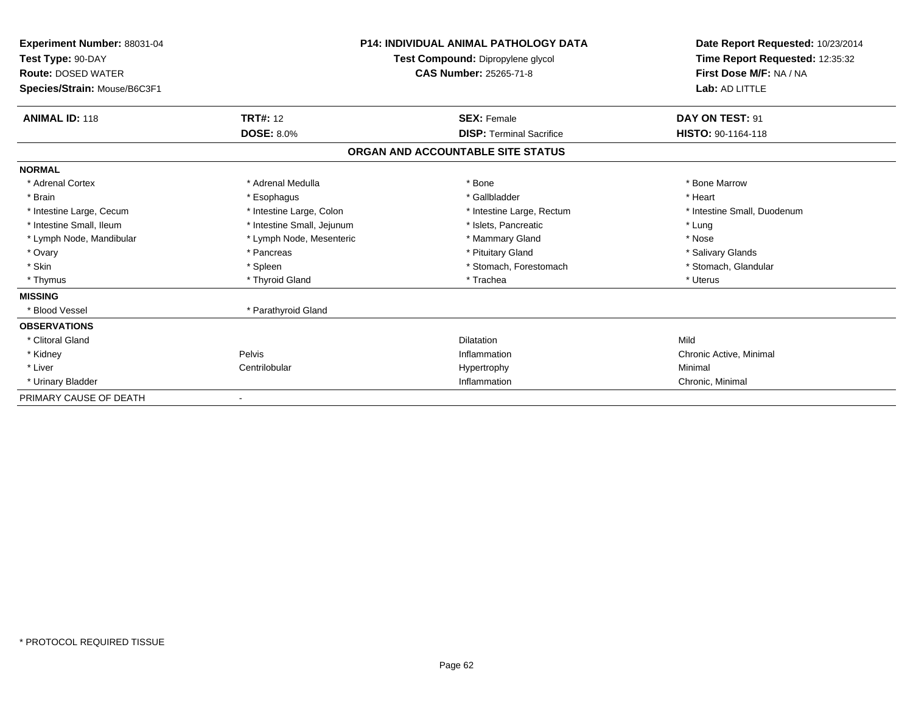**Experiment Number:** 88031-04
**Test Type:** 90-DAY
**Route:** DOSED WATER
**Species/Strain:** Mouse/B6C3F1

**P14: INDIVIDUAL ANIMAL PATHOLOGY DATA**
**Test Compound:** Dipropylene glycol
**CAS Number:** 25265-71-8

**Date Report Requested:** 10/23/2014
**Time Report Requested:** 12:35:32
**First Dose M/F:** NA / NA
**Lab:** AD LITTLE

| **ANIMAL ID:** 118 | **TRT#:** 12 | **SEX:** Female | **DAY ON TEST:** 91 |
|---|---|---|---|
| | **DOSE:** 8.0% | **DISP:** Terminal Sacrifice | **HISTO:** 90-1164-118 |

## ORGAN AND ACCOUNTABLE SITE STATUS

| | | | |
|---|---|---|---|
| **NORMAL** | | | |
| * Adrenal Cortex | * Adrenal Medulla | * Bone | * Bone Marrow |
| * Brain | * Esophagus | * Gallbladder | * Heart |
| * Intestine Large, Cecum | * Intestine Large, Colon | * Intestine Large, Rectum | * Intestine Small, Duodenum |
| * Intestine Small, Ileum | * Intestine Small, Jejunum | * Islets, Pancreatic | * Lung |
| * Lymph Node, Mandibular | * Lymph Node, Mesenteric | * Mammary Gland | * Nose |
| * Ovary | * Pancreas | * Pituitary Gland | * Salivary Glands |
| * Skin | * Spleen | * Stomach, Forestomach | * Stomach, Glandular |
| * Thymus | * Thyroid Gland | * Trachea | * Uterus |
| **MISSING** | | | |
| * Blood Vessel | * Parathyroid Gland | | |
| **OBSERVATIONS** | | | |
| * Clitoral Gland | | Dilatation | Mild |
| * Kidney | Pelvis | Inflammation | Chronic Active, Minimal |
| * Liver | Centrilobular | Hypertrophy | Minimal |
| * Urinary Bladder | | Inflammation | Chronic, Minimal |
| PRIMARY CAUSE OF DEATH | - | | |

\* PROTOCOL REQUIRED TISSUE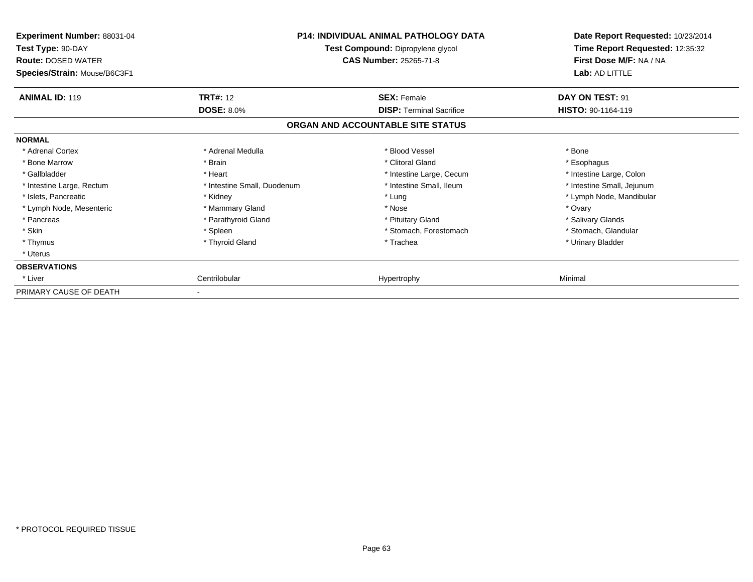**Experiment Number:** 88031-04
**Test Type:** 90-DAY
**Route:** DOSED WATER
**Species/Strain:** Mouse/B6C3F1

**P14: INDIVIDUAL ANIMAL PATHOLOGY DATA**
**Test Compound:** Dipropylene glycol
**CAS Number:** 25265-71-8

**Date Report Requested:** 10/23/2014
**Time Report Requested:** 12:35:32
**First Dose M/F:** NA / NA
**Lab:** AD LITTLE

| **ANIMAL ID:** 119 | **TRT#:** 12 | **SEX:** Female | **DAY ON TEST:** 91 |
|---|---|---|---|
| | **DOSE:** 8.0% | **DISP:** Terminal Sacrifice | **HISTO:** 90-1164-119 |

**ORGAN AND ACCOUNTABLE SITE STATUS**

| | | | |
|---|---|---|---|
| **NORMAL** | | | |
| * Adrenal Cortex | * Adrenal Medulla | * Blood Vessel | * Bone |
| * Bone Marrow | * Brain | * Clitoral Gland | * Esophagus |
| * Gallbladder | * Heart | * Intestine Large, Cecum | * Intestine Large, Colon |
| * Intestine Large, Rectum | * Intestine Small, Duodenum | * Intestine Small, Ileum | * Intestine Small, Jejunum |
| * Islets, Pancreatic | * Kidney | * Lung | * Lymph Node, Mandibular |
| * Lymph Node, Mesenteric | * Mammary Gland | * Nose | * Ovary |
| * Pancreas | * Parathyroid Gland | * Pituitary Gland | * Salivary Glands |
| * Skin | * Spleen | * Stomach, Forestomach | * Stomach, Glandular |
| * Thymus | * Thyroid Gland | * Trachea | * Urinary Bladder |
| * Uterus | | | |
| **OBSERVATIONS** | | | |
| * Liver | Centrilobular | Hypertrophy | Minimal |
| PRIMARY CAUSE OF DEATH | - | | |

* PROTOCOL REQUIRED TISSUE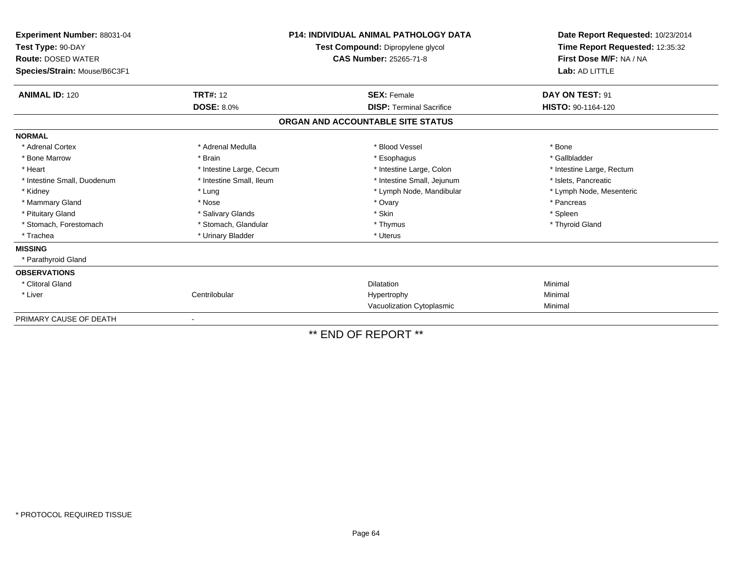**Experiment Number:** 88031-04
**Test Type:** 90-DAY
**Route:** DOSED WATER
**Species/Strain:** Mouse/B6C3F1

**P14: INDIVIDUAL ANIMAL PATHOLOGY DATA**
**Test Compound:** Dipropylene glycol
**CAS Number:** 25265-71-8

**Date Report Requested:** 10/23/2014
**Time Report Requested:** 12:35:32
**First Dose M/F:** NA / NA
**Lab:** AD LITTLE

| **ANIMAL ID:** 120 | **TRT#:** 12 | **SEX:** Female | **DAY ON TEST:** 91 |
|---|---|---|---|
| | **DOSE:** 8.0% | **DISP:** Terminal Sacrifice | **HISTO:** 90-1164-120 |

## ORGAN AND ACCOUNTABLE SITE STATUS

| | | | |
|---|---|---|---|
| **NORMAL** | | | |
| * Adrenal Cortex | * Adrenal Medulla | * Blood Vessel | * Bone |
| * Bone Marrow | * Brain | * Esophagus | * Gallbladder |
| * Heart | * Intestine Large, Cecum | * Intestine Large, Colon | * Intestine Large, Rectum |
| * Intestine Small, Duodenum | * Intestine Small, Ileum | * Intestine Small, Jejunum | * Islets, Pancreatic |
| * Kidney | * Lung | * Lymph Node, Mandibular | * Lymph Node, Mesenteric |
| * Mammary Gland | * Nose | * Ovary | * Pancreas |
| * Pituitary Gland | * Salivary Glands | * Skin | * Spleen |
| * Stomach, Forestomach | * Stomach, Glandular | * Thymus | * Thyroid Gland |
| * Trachea | * Urinary Bladder | * Uterus | |
| **MISSING** | | | |
| * Parathyroid Gland | | | |
| **OBSERVATIONS** | | | |
| * Clitoral Gland | | Dilatation | Minimal |
| * Liver | Centrilobular | Hypertrophy | Minimal |
| | | Vacuolization Cytoplasmic | Minimal |
| PRIMARY CAUSE OF DEATH | - | | |

** END OF REPORT **

* PROTOCOL REQUIRED TISSUE